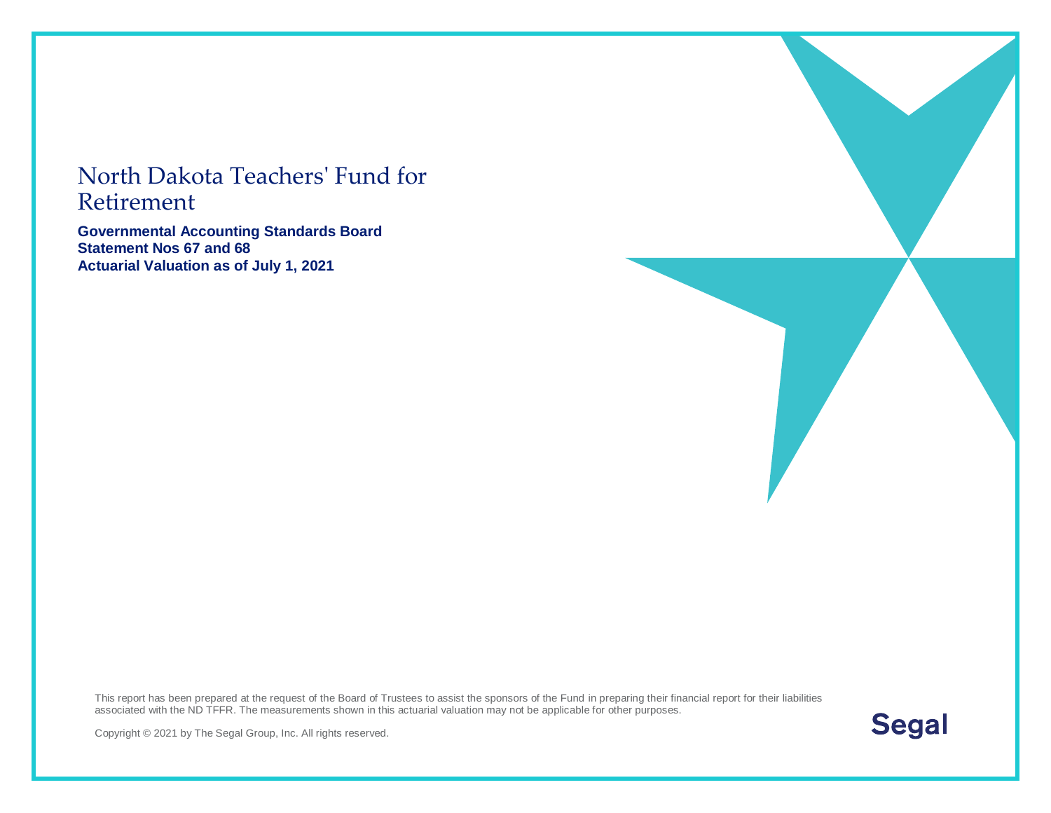# North Dakota Teachers' Fund for Retirement

**Governmental Accounting Standards Board**
**Statement Nos 67 and 68**
**Actuarial Valuation as of July 1, 2021**

This report has been prepared at the request of the Board of Trustees to assist the sponsors of the Fund in preparing their financial report for their liabilities associated with the ND TFFR. The measurements shown in this actuarial valuation may not be applicable for other purposes.

Copyright © 2021 by The Segal Group, Inc. All rights reserved.

Segal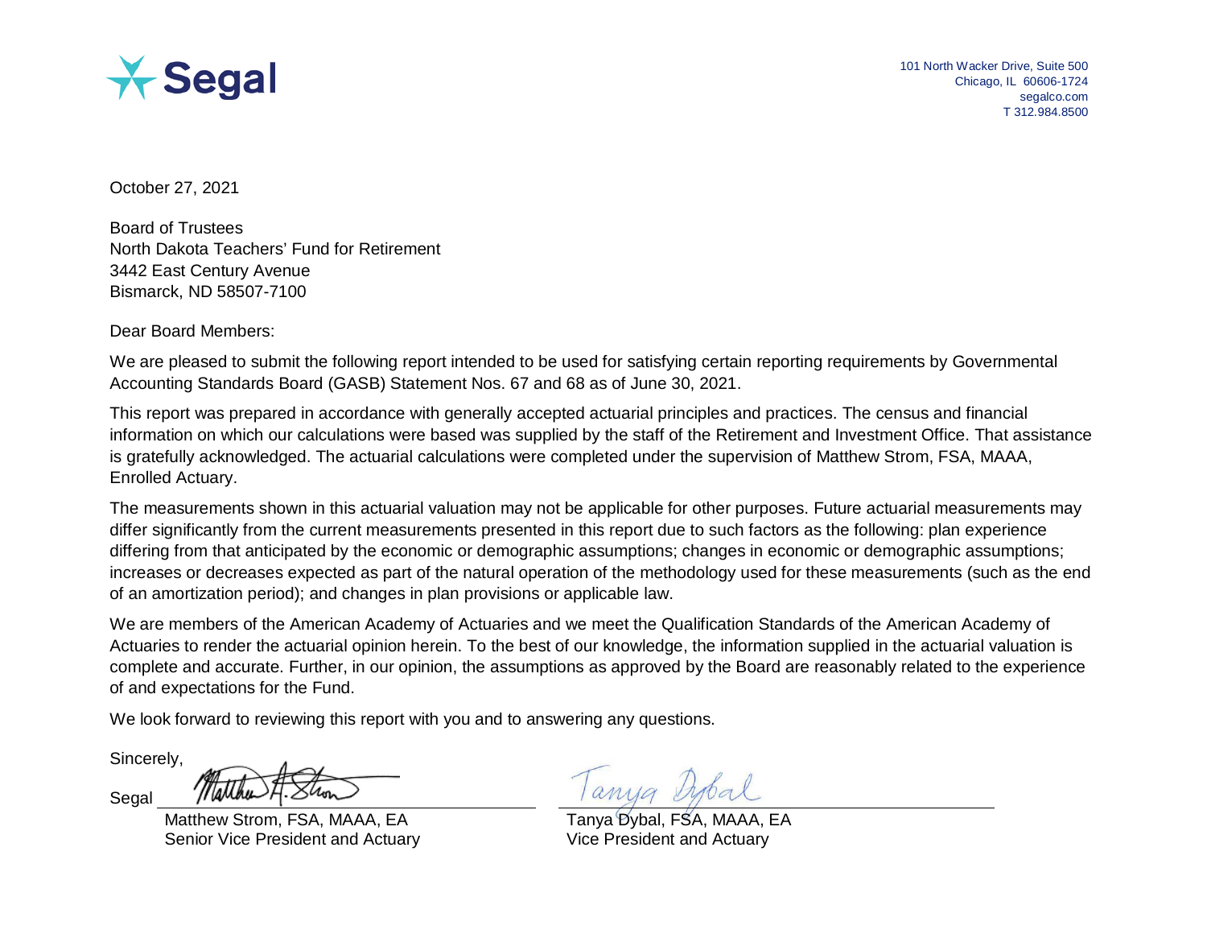Segal

101 North Wacker Drive, Suite 500
Chicago, IL 60606-1724
segalco.com
T 312.984.8500

October 27, 2021

Board of Trustees
North Dakota Teachers' Fund for Retirement
3442 East Century Avenue
Bismarck, ND 58507-7100

Dear Board Members:

We are pleased to submit the following report intended to be used for satisfying certain reporting requirements by Governmental Accounting Standards Board (GASB) Statement Nos. 67 and 68 as of June 30, 2021.

This report was prepared in accordance with generally accepted actuarial principles and practices. The census and financial information on which our calculations were based was supplied by the staff of the Retirement and Investment Office. That assistance is gratefully acknowledged. The actuarial calculations were completed under the supervision of Matthew Strom, FSA, MAAA, Enrolled Actuary.

The measurements shown in this actuarial valuation may not be applicable for other purposes. Future actuarial measurements may differ significantly from the current measurements presented in this report due to such factors as the following: plan experience differing from that anticipated by the economic or demographic assumptions; changes in economic or demographic assumptions; increases or decreases expected as part of the natural operation of the methodology used for these measurements (such as the end of an amortization period); and changes in plan provisions or applicable law.

We are members of the American Academy of Actuaries and we meet the Qualification Standards of the American Academy of Actuaries to render the actuarial opinion herein. To the best of our knowledge, the information supplied in the actuarial valuation is complete and accurate. Further, in our opinion, the assumptions as approved by the Board are reasonably related to the experience of and expectations for the Fund.

We look forward to reviewing this report with you and to answering any questions.

Sincerely,

Segal

Matthew Strom, FSA, MAAA, EA
Senior Vice President and Actuary

Tanya Dybal, FSA, MAAA, EA
Vice President and Actuary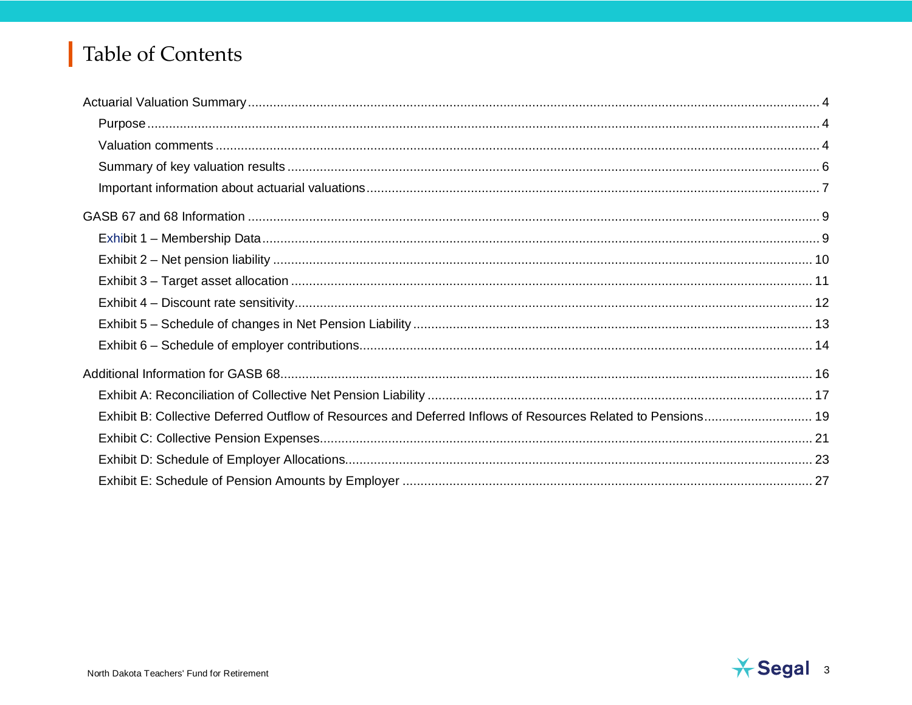# Table of Contents

Actuarial Valuation Summary ........................................................................................................ 4

- Purpose ........................................................................................................ 4
- Valuation comments ........................................................................................................ 4
- Summary of key valuation results ........................................................................................................ 6
- Important information about actuarial valuations ........................................................................................................ 7

GASB 67 and 68 Information ........................................................................................................ 9

- Exhibit 1 – Membership Data ........................................................................................................ 9
- Exhibit 2 – Net pension liability ........................................................................................................ 10
- Exhibit 3 – Target asset allocation ........................................................................................................ 11
- Exhibit 4 – Discount rate sensitivity ........................................................................................................ 12
- Exhibit 5 – Schedule of changes in Net Pension Liability ........................................................................................................ 13
- Exhibit 6 – Schedule of employer contributions ........................................................................................................ 14

Additional Information for GASB 68 ........................................................................................................ 16

- Exhibit A: Reconciliation of Collective Net Pension Liability ........................................................................................................ 17
- Exhibit B: Collective Deferred Outflow of Resources and Deferred Inflows of Resources Related to Pensions ........................................ 19
- Exhibit C: Collective Pension Expenses ........................................................................................................ 21
- Exhibit D: Schedule of Employer Allocations ........................................................................................................ 23
- Exhibit E: Schedule of Pension Amounts by Employer ........................................................................................................ 27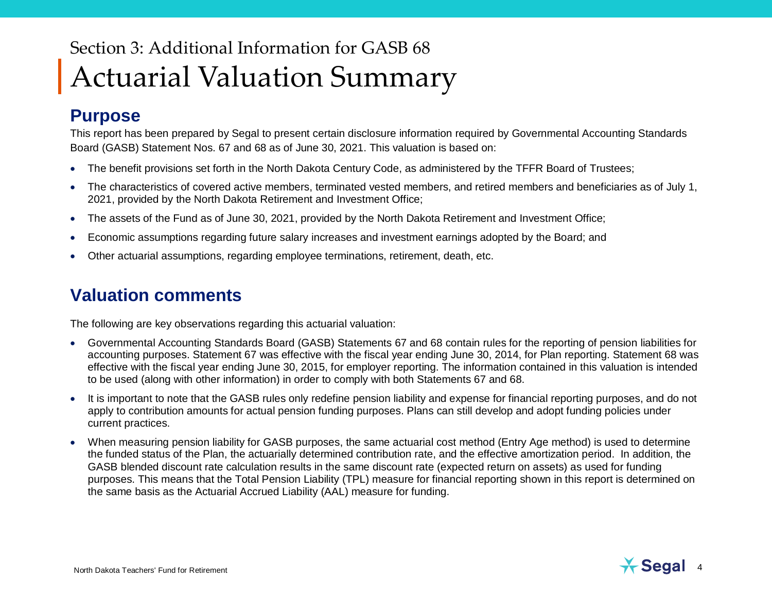Section 3: Additional Information for GASB 68

# Actuarial Valuation Summary

## Purpose

This report has been prepared by Segal to present certain disclosure information required by Governmental Accounting Standards Board (GASB) Statement Nos. 67 and 68 as of June 30, 2021. This valuation is based on:

- The benefit provisions set forth in the North Dakota Century Code, as administered by the TFFR Board of Trustees;
- The characteristics of covered active members, terminated vested members, and retired members and beneficiaries as of July 1, 2021, provided by the North Dakota Retirement and Investment Office;
- The assets of the Fund as of June 30, 2021, provided by the North Dakota Retirement and Investment Office;
- Economic assumptions regarding future salary increases and investment earnings adopted by the Board; and
- Other actuarial assumptions, regarding employee terminations, retirement, death, etc.

## Valuation comments

The following are key observations regarding this actuarial valuation:

- Governmental Accounting Standards Board (GASB) Statements 67 and 68 contain rules for the reporting of pension liabilities for accounting purposes. Statement 67 was effective with the fiscal year ending June 30, 2014, for Plan reporting. Statement 68 was effective with the fiscal year ending June 30, 2015, for employer reporting. The information contained in this valuation is intended to be used (along with other information) in order to comply with both Statements 67 and 68.
- It is important to note that the GASB rules only redefine pension liability and expense for financial reporting purposes, and do not apply to contribution amounts for actual pension funding purposes. Plans can still develop and adopt funding policies under current practices.
- When measuring pension liability for GASB purposes, the same actuarial cost method (Entry Age method) is used to determine the funded status of the Plan, the actuarially determined contribution rate, and the effective amortization period. In addition, the GASB blended discount rate calculation results in the same discount rate (expected return on assets) as used for funding purposes. This means that the Total Pension Liability (TPL) measure for financial reporting shown in this report is determined on the same basis as the Actuarial Accrued Liability (AAL) measure for funding.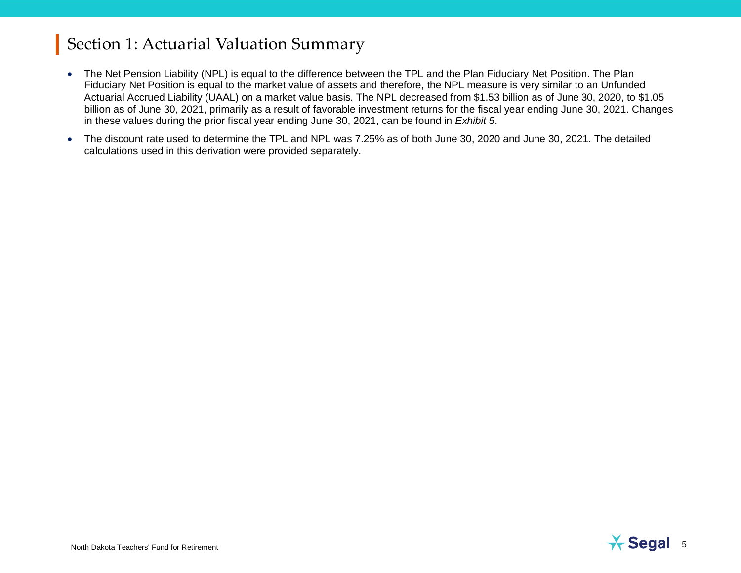# Section 1: Actuarial Valuation Summary

- The Net Pension Liability (NPL) is equal to the difference between the TPL and the Plan Fiduciary Net Position. The Plan Fiduciary Net Position is equal to the market value of assets and therefore, the NPL measure is very similar to an Unfunded Actuarial Accrued Liability (UAAL) on a market value basis. The NPL decreased from $1.53 billion as of June 30, 2020, to $1.05 billion as of June 30, 2021, primarily as a result of favorable investment returns for the fiscal year ending June 30, 2021. Changes in these values during the prior fiscal year ending June 30, 2021, can be found in *Exhibit 5*.
- The discount rate used to determine the TPL and NPL was 7.25% as of both June 30, 2020 and June 30, 2021. The detailed calculations used in this derivation were provided separately.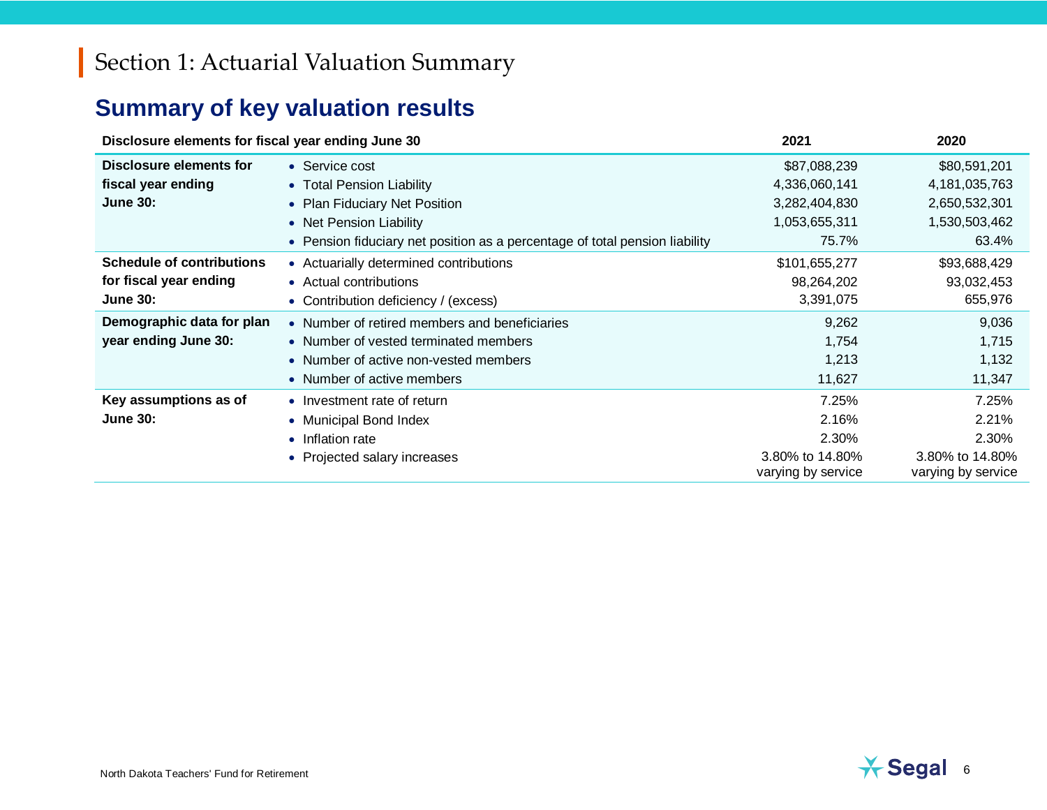# Section 1: Actuarial Valuation Summary

## Summary of key valuation results

| Disclosure elements for fiscal year ending June 30 | | 2021 | 2020 |
|---|---|---|---|
| **Disclosure elements for fiscal year ending June 30:** | • Service cost | $87,088,239 | $80,591,201 |
| | • Total Pension Liability | 4,336,060,141 | 4,181,035,763 |
| | • Plan Fiduciary Net Position | 3,282,404,830 | 2,650,532,301 |
| | • Net Pension Liability | 1,053,655,311 | 1,530,503,462 |
| | • Pension fiduciary net position as a percentage of total pension liability | 75.7% | 63.4% |
| **Schedule of contributions for fiscal year ending June 30:** | • Actuarially determined contributions | $101,655,277 | $93,688,429 |
| | • Actual contributions | 98,264,202 | 93,032,453 |
| | • Contribution deficiency / (excess) | 3,391,075 | 655,976 |
| **Demographic data for plan year ending June 30:** | • Number of retired members and beneficiaries | 9,262 | 9,036 |
| | • Number of vested terminated members | 1,754 | 1,715 |
| | • Number of active non-vested members | 1,213 | 1,132 |
| | • Number of active members | 11,627 | 11,347 |
| **Key assumptions as of June 30:** | • Investment rate of return | 7.25% | 7.25% |
| | • Municipal Bond Index | 2.16% | 2.21% |
| | • Inflation rate | 2.30% | 2.30% |
| | • Projected salary increases | 3.80% to 14.80% varying by service | 3.80% to 14.80% varying by service |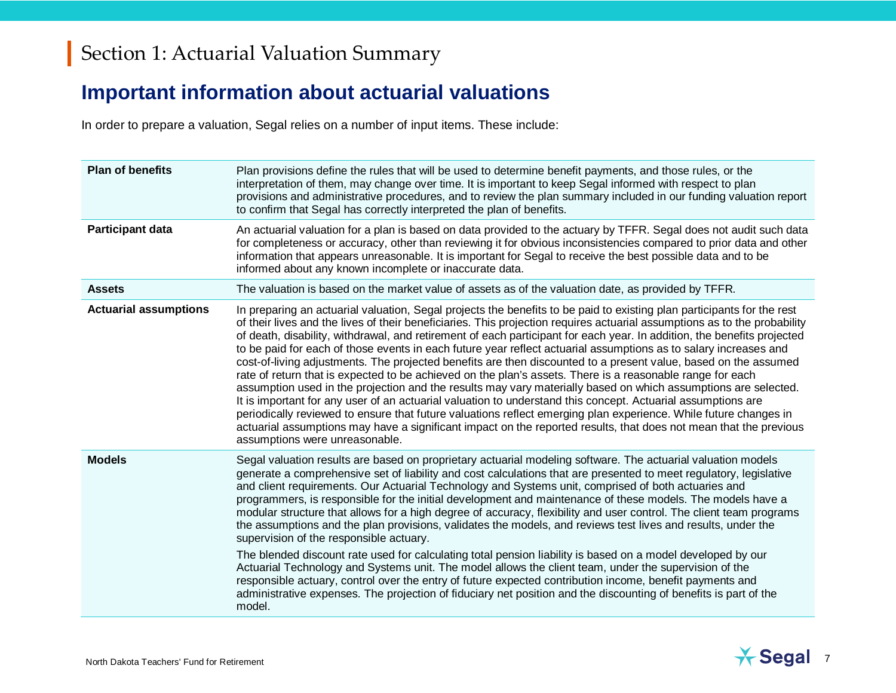# Section 1: Actuarial Valuation Summary

## Important information about actuarial valuations

In order to prepare a valuation, Segal relies on a number of input items. These include:

| | |
|---|---|
| **Plan of benefits** | Plan provisions define the rules that will be used to determine benefit payments, and those rules, or the interpretation of them, may change over time. It is important to keep Segal informed with respect to plan provisions and administrative procedures, and to review the plan summary included in our funding valuation report to confirm that Segal has correctly interpreted the plan of benefits. |
| **Participant data** | An actuarial valuation for a plan is based on data provided to the actuary by TFFR. Segal does not audit such data for completeness or accuracy, other than reviewing it for obvious inconsistencies compared to prior data and other information that appears unreasonable. It is important for Segal to receive the best possible data and to be informed about any known incomplete or inaccurate data. |
| **Assets** | The valuation is based on the market value of assets as of the valuation date, as provided by TFFR. |
| **Actuarial assumptions** | In preparing an actuarial valuation, Segal projects the benefits to be paid to existing plan participants for the rest of their lives and the lives of their beneficiaries. This projection requires actuarial assumptions as to the probability of death, disability, withdrawal, and retirement of each participant for each year. In addition, the benefits projected to be paid for each of those events in each future year reflect actuarial assumptions as to salary increases and cost-of-living adjustments. The projected benefits are then discounted to a present value, based on the assumed rate of return that is expected to be achieved on the plan's assets. There is a reasonable range for each assumption used in the projection and the results may vary materially based on which assumptions are selected. It is important for any user of an actuarial valuation to understand this concept. Actuarial assumptions are periodically reviewed to ensure that future valuations reflect emerging plan experience. While future changes in actuarial assumptions may have a significant impact on the reported results, that does not mean that the previous assumptions were unreasonable. |
| **Models** | Segal valuation results are based on proprietary actuarial modeling software. The actuarial valuation models generate a comprehensive set of liability and cost calculations that are presented to meet regulatory, legislative and client requirements. Our Actuarial Technology and Systems unit, comprised of both actuaries and programmers, is responsible for the initial development and maintenance of these models. The models have a modular structure that allows for a high degree of accuracy, flexibility and user control. The client team programs the assumptions and the plan provisions, validates the models, and reviews test lives and results, under the supervision of the responsible actuary.<br><br>The blended discount rate used for calculating total pension liability is based on a model developed by our Actuarial Technology and Systems unit. The model allows the client team, under the supervision of the responsible actuary, control over the entry of future expected contribution income, benefit payments and administrative expenses. The projection of fiduciary net position and the discounting of benefits is part of the model. |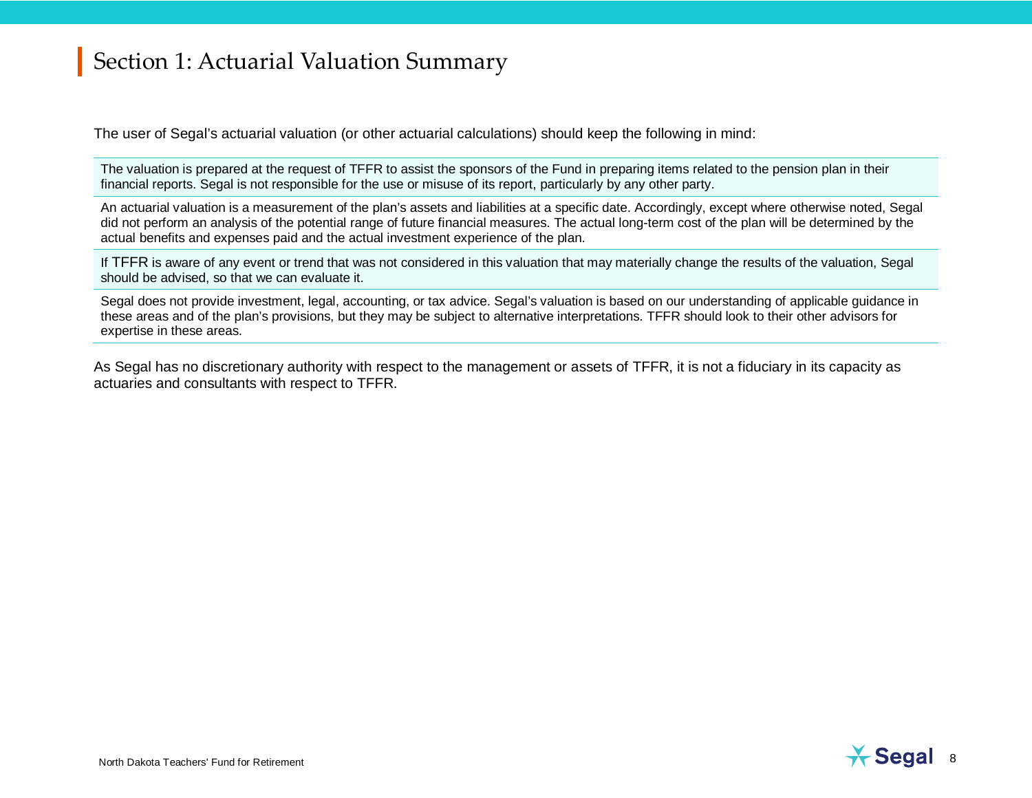# Section 1: Actuarial Valuation Summary

The user of Segal's actuarial valuation (or other actuarial calculations) should keep the following in mind:

| |
|---|
| The valuation is prepared at the request of TFFR to assist the sponsors of the Fund in preparing items related to the pension plan in their financial reports. Segal is not responsible for the use or misuse of its report, particularly by any other party. |
| An actuarial valuation is a measurement of the plan's assets and liabilities at a specific date. Accordingly, except where otherwise noted, Segal did not perform an analysis of the potential range of future financial measures. The actual long-term cost of the plan will be determined by the actual benefits and expenses paid and the actual investment experience of the plan. |
| If TFFR is aware of any event or trend that was not considered in this valuation that may materially change the results of the valuation, Segal should be advised, so that we can evaluate it. |
| Segal does not provide investment, legal, accounting, or tax advice. Segal's valuation is based on our understanding of applicable guidance in these areas and of the plan's provisions, but they may be subject to alternative interpretations. TFFR should look to their other advisors for expertise in these areas. |

As Segal has no discretionary authority with respect to the management or assets of TFFR, it is not a fiduciary in its capacity as actuaries and consultants with respect to TFFR.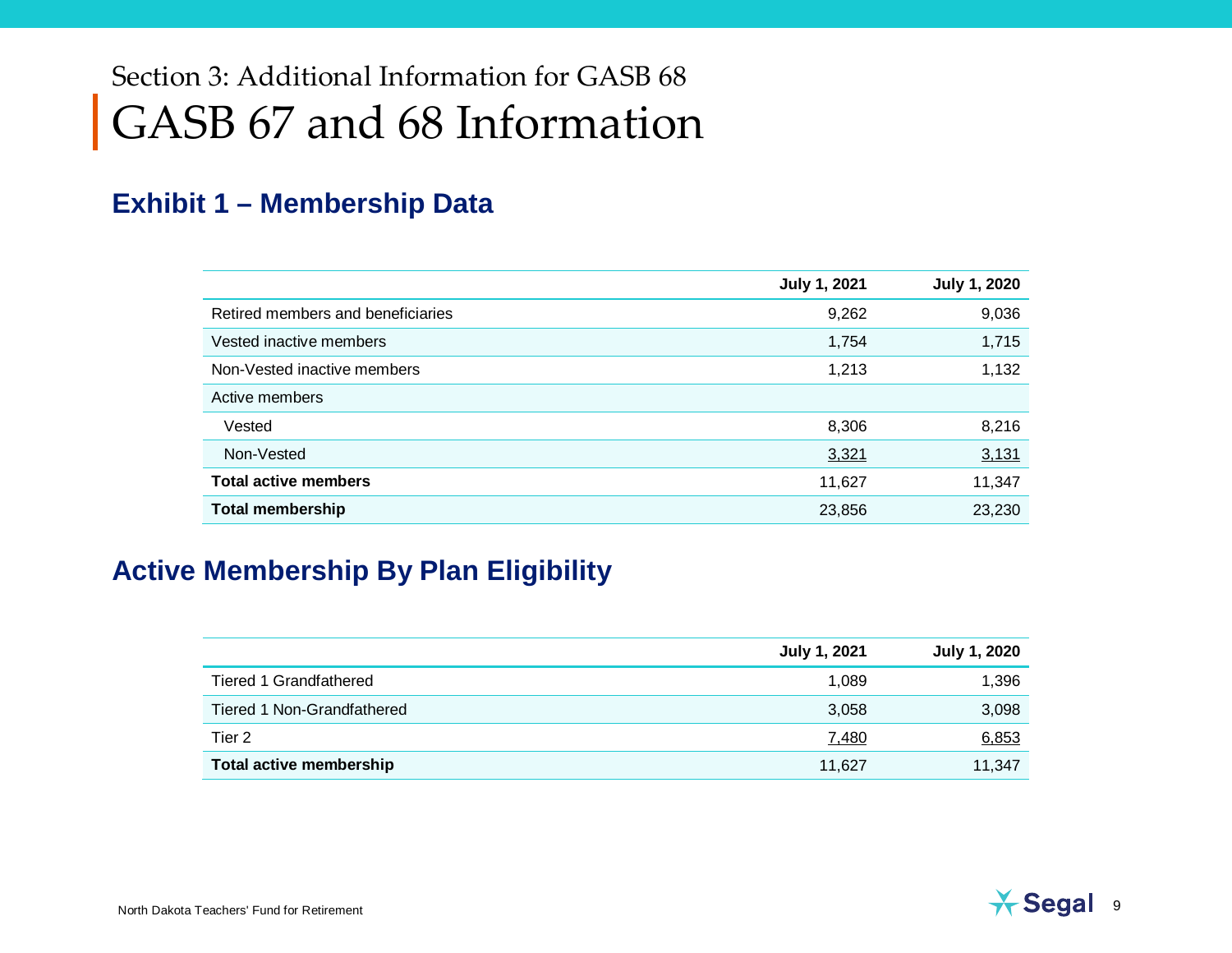Section 3: Additional Information for GASB 68

# GASB 67 and 68 Information

## Exhibit 1 – Membership Data

| | July 1, 2021 | July 1, 2020 |
|---|---|---|
| Retired members and beneficiaries | 9,262 | 9,036 |
| Vested inactive members | 1,754 | 1,715 |
| Non-Vested inactive members | 1,213 | 1,132 |
| Active members | | |
| Vested | 8,306 | 8,216 |
| Non-Vested | 3,321 | 3,131 |
| **Total active members** | 11,627 | 11,347 |
| **Total membership** | 23,856 | 23,230 |

## Active Membership By Plan Eligibility

| | July 1, 2021 | July 1, 2020 |
|---|---|---|
| Tiered 1 Grandfathered | 1,089 | 1,396 |
| Tiered 1 Non-Grandfathered | 3,058 | 3,098 |
| Tier 2 | 7,480 | 6,853 |
| **Total active membership** | 11,627 | 11,347 |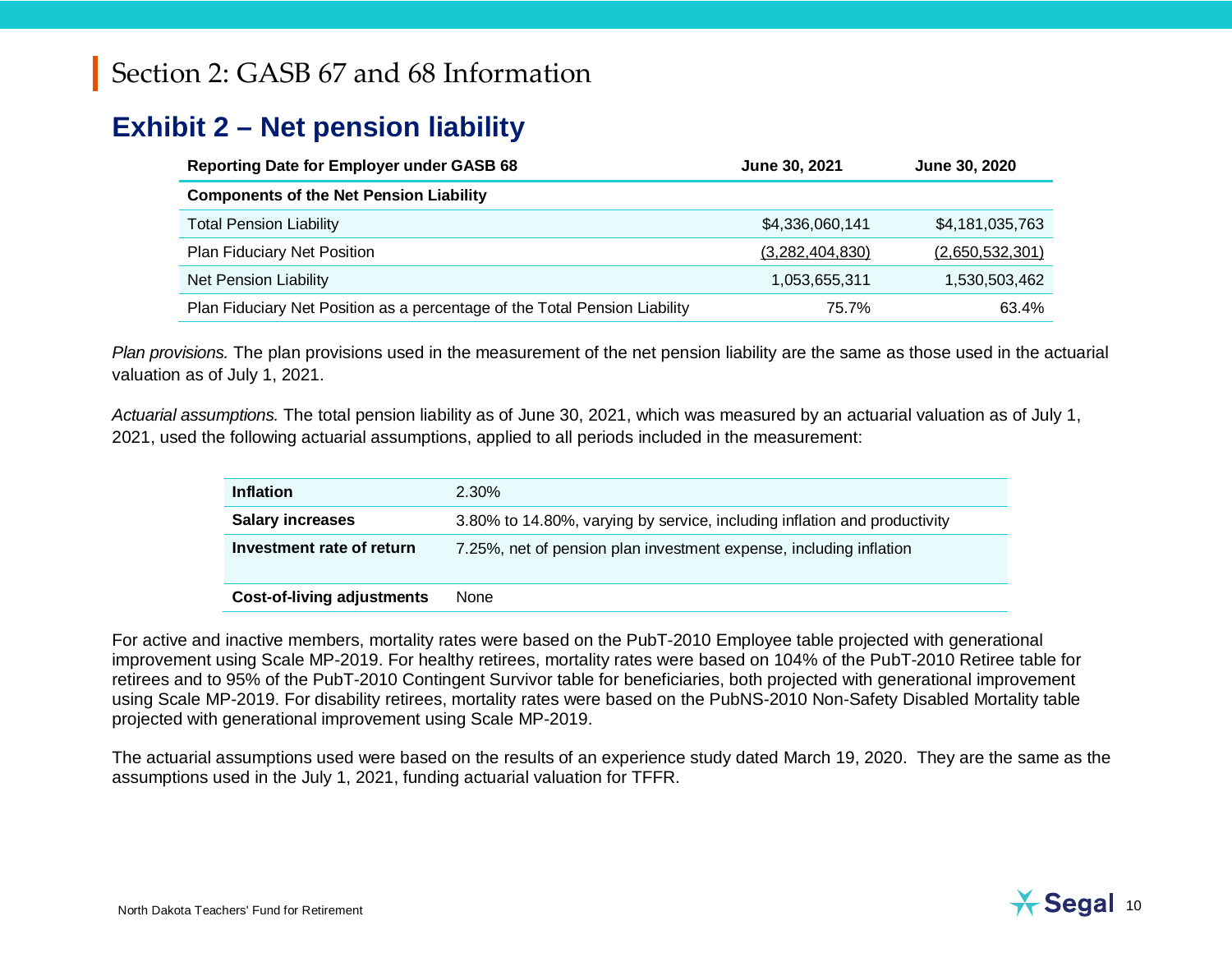# Section 2: GASB 67 and 68 Information

## Exhibit 2 – Net pension liability

| Reporting Date for Employer under GASB 68 | June 30, 2021 | June 30, 2020 |
| --- | --- | --- |
| **Components of the Net Pension Liability** | | |
| Total Pension Liability | $4,336,060,141 | $4,181,035,763 |
| Plan Fiduciary Net Position | (3,282,404,830) | (2,650,532,301) |
| Net Pension Liability | 1,053,655,311 | 1,530,503,462 |
| Plan Fiduciary Net Position as a percentage of the Total Pension Liability | 75.7% | 63.4% |

*Plan provisions.* The plan provisions used in the measurement of the net pension liability are the same as those used in the actuarial valuation as of July 1, 2021.

*Actuarial assumptions.* The total pension liability as of June 30, 2021, which was measured by an actuarial valuation as of July 1, 2021, used the following actuarial assumptions, applied to all periods included in the measurement:

| | |
| --- | --- |
| **Inflation** | 2.30% |
| **Salary increases** | 3.80% to 14.80%, varying by service, including inflation and productivity |
| **Investment rate of return** | 7.25%, net of pension plan investment expense, including inflation |
| **Cost-of-living adjustments** | None |

For active and inactive members, mortality rates were based on the PubT-2010 Employee table projected with generational improvement using Scale MP-2019. For healthy retirees, mortality rates were based on 104% of the PubT-2010 Retiree table for retirees and to 95% of the PubT-2010 Contingent Survivor table for beneficiaries, both projected with generational improvement using Scale MP-2019. For disability retirees, mortality rates were based on the PubNS-2010 Non-Safety Disabled Mortality table projected with generational improvement using Scale MP-2019.

The actuarial assumptions used were based on the results of an experience study dated March 19, 2020. They are the same as the assumptions used in the July 1, 2021, funding actuarial valuation for TFFR.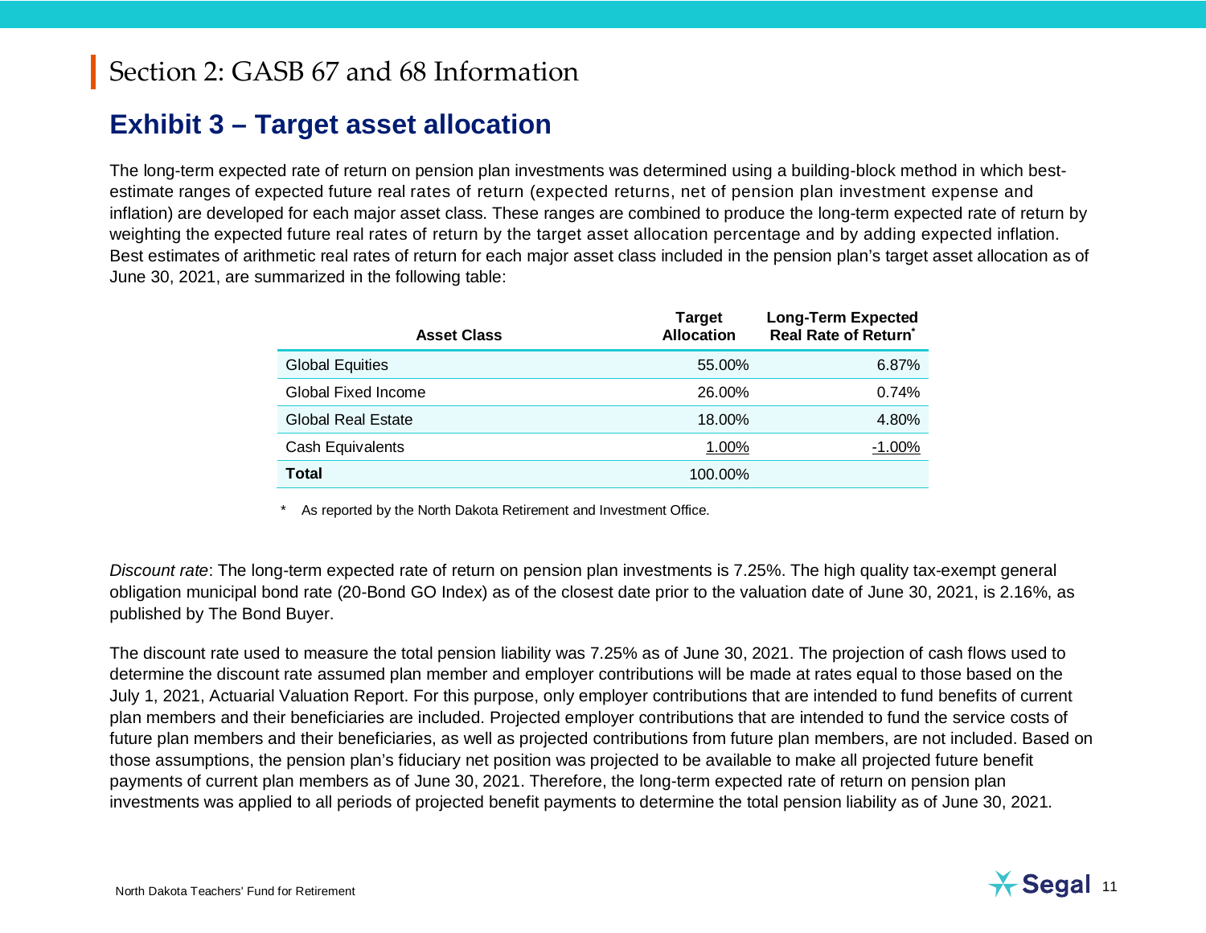# Section 2: GASB 67 and 68 Information

## Exhibit 3 – Target asset allocation

The long-term expected rate of return on pension plan investments was determined using a building-block method in which best-estimate ranges of expected future real rates of return (expected returns, net of pension plan investment expense and inflation) are developed for each major asset class. These ranges are combined to produce the long-term expected rate of return by weighting the expected future real rates of return by the target asset allocation percentage and by adding expected inflation. Best estimates of arithmetic real rates of return for each major asset class included in the pension plan's target asset allocation as of June 30, 2021, are summarized in the following table:

| Asset Class | Target Allocation | Long-Term Expected Real Rate of Return* |
|---|---|---|
| Global Equities | 55.00% | 6.87% |
| Global Fixed Income | 26.00% | 0.74% |
| Global Real Estate | 18.00% | 4.80% |
| Cash Equivalents | 1.00% | -1.00% |
| **Total** | 100.00% | |

\* As reported by the North Dakota Retirement and Investment Office.

*Discount rate*: The long-term expected rate of return on pension plan investments is 7.25%. The high quality tax-exempt general obligation municipal bond rate (20-Bond GO Index) as of the closest date prior to the valuation date of June 30, 2021, is 2.16%, as published by The Bond Buyer.

The discount rate used to measure the total pension liability was 7.25% as of June 30, 2021. The projection of cash flows used to determine the discount rate assumed plan member and employer contributions will be made at rates equal to those based on the July 1, 2021, Actuarial Valuation Report. For this purpose, only employer contributions that are intended to fund benefits of current plan members and their beneficiaries are included. Projected employer contributions that are intended to fund the service costs of future plan members and their beneficiaries, as well as projected contributions from future plan members, are not included. Based on those assumptions, the pension plan's fiduciary net position was projected to be available to make all projected future benefit payments of current plan members as of June 30, 2021. Therefore, the long-term expected rate of return on pension plan investments was applied to all periods of projected benefit payments to determine the total pension liability as of June 30, 2021.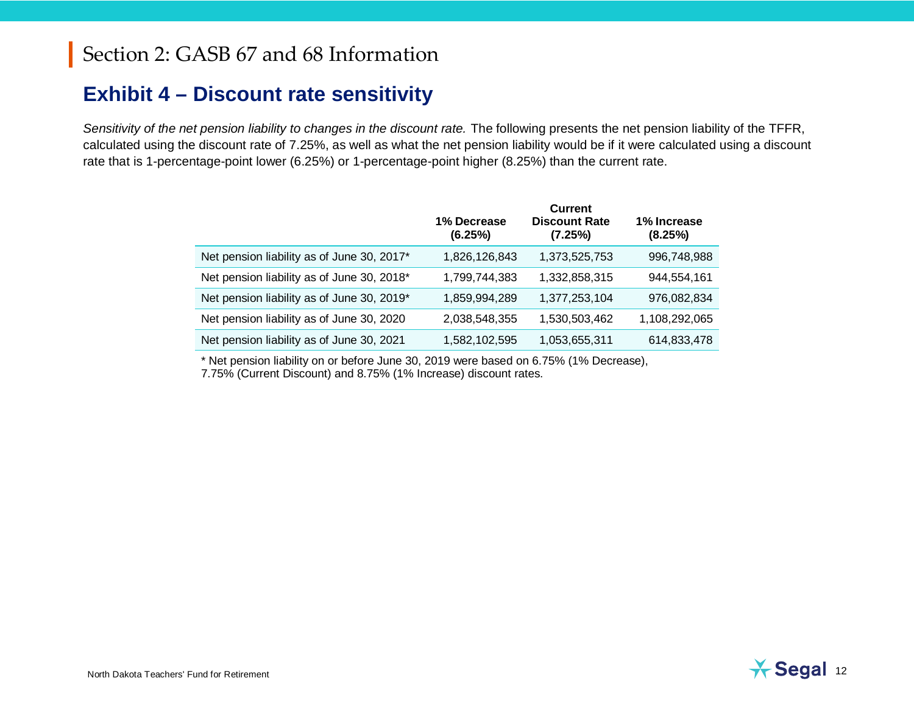# Section 2: GASB 67 and 68 Information

## Exhibit 4 – Discount rate sensitivity

*Sensitivity of the net pension liability to changes in the discount rate.* The following presents the net pension liability of the TFFR, calculated using the discount rate of 7.25%, as well as what the net pension liability would be if it were calculated using a discount rate that is 1-percentage-point lower (6.25%) or 1-percentage-point higher (8.25%) than the current rate.

| | 1% Decrease (6.25%) | Current Discount Rate (7.25%) | 1% Increase (8.25%) |
|---|---|---|---|
| Net pension liability as of June 30, 2017* | 1,826,126,843 | 1,373,525,753 | 996,748,988 |
| Net pension liability as of June 30, 2018* | 1,799,744,383 | 1,332,858,315 | 944,554,161 |
| Net pension liability as of June 30, 2019* | 1,859,994,289 | 1,377,253,104 | 976,082,834 |
| Net pension liability as of June 30, 2020 | 2,038,548,355 | 1,530,503,462 | 1,108,292,065 |
| Net pension liability as of June 30, 2021 | 1,582,102,595 | 1,053,655,311 | 614,833,478 |

* Net pension liability on or before June 30, 2019 were based on 6.75% (1% Decrease), 7.75% (Current Discount) and 8.75% (1% Increase) discount rates.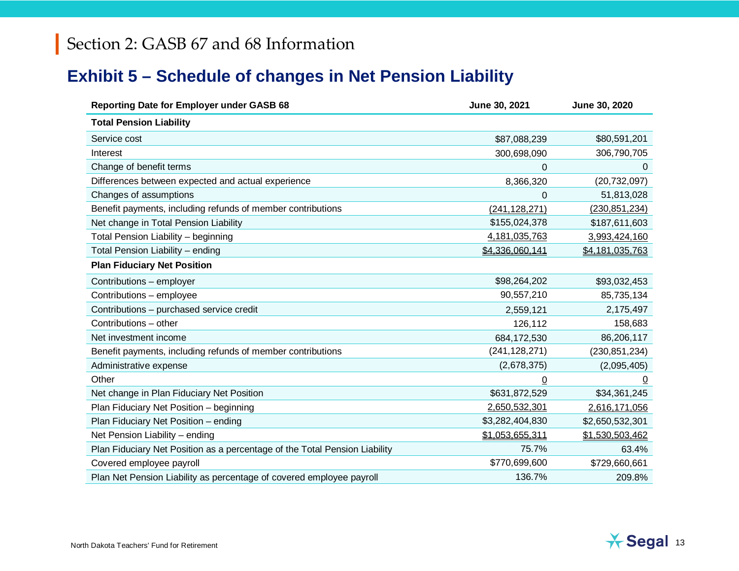## Section 2: GASB 67 and 68 Information

# Exhibit 5 – Schedule of changes in Net Pension Liability

| Reporting Date for Employer under GASB 68 | June 30, 2021 | June 30, 2020 |
|---|---|---|
| **Total Pension Liability** | | |
| Service cost | $87,088,239 | $80,591,201 |
| Interest | 300,698,090 | 306,790,705 |
| Change of benefit terms | 0 | 0 |
| Differences between expected and actual experience | 8,366,320 | (20,732,097) |
| Changes of assumptions | 0 | 51,813,028 |
| Benefit payments, including refunds of member contributions | (241,128,271) | (230,851,234) |
| Net change in Total Pension Liability | $155,024,378 | $187,611,603 |
| Total Pension Liability – beginning | 4,181,035,763 | 3,993,424,160 |
| Total Pension Liability – ending | $4,336,060,141 | $4,181,035,763 |
| **Plan Fiduciary Net Position** | | |
| Contributions – employer | $98,264,202 | $93,032,453 |
| Contributions – employee | 90,557,210 | 85,735,134 |
| Contributions – purchased service credit | 2,559,121 | 2,175,497 |
| Contributions – other | 126,112 | 158,683 |
| Net investment income | 684,172,530 | 86,206,117 |
| Benefit payments, including refunds of member contributions | (241,128,271) | (230,851,234) |
| Administrative expense | (2,678,375) | (2,095,405) |
| Other | 0 | 0 |
| Net change in Plan Fiduciary Net Position | $631,872,529 | $34,361,245 |
| Plan Fiduciary Net Position – beginning | 2,650,532,301 | 2,616,171,056 |
| Plan Fiduciary Net Position – ending | $3,282,404,830 | $2,650,532,301 |
| Net Pension Liability – ending | $1,053,655,311 | $1,530,503,462 |
| Plan Fiduciary Net Position as a percentage of the Total Pension Liability | 75.7% | 63.4% |
| Covered employee payroll | $770,699,600 | $729,660,661 |
| Plan Net Pension Liability as percentage of covered employee payroll | 136.7% | 209.8% |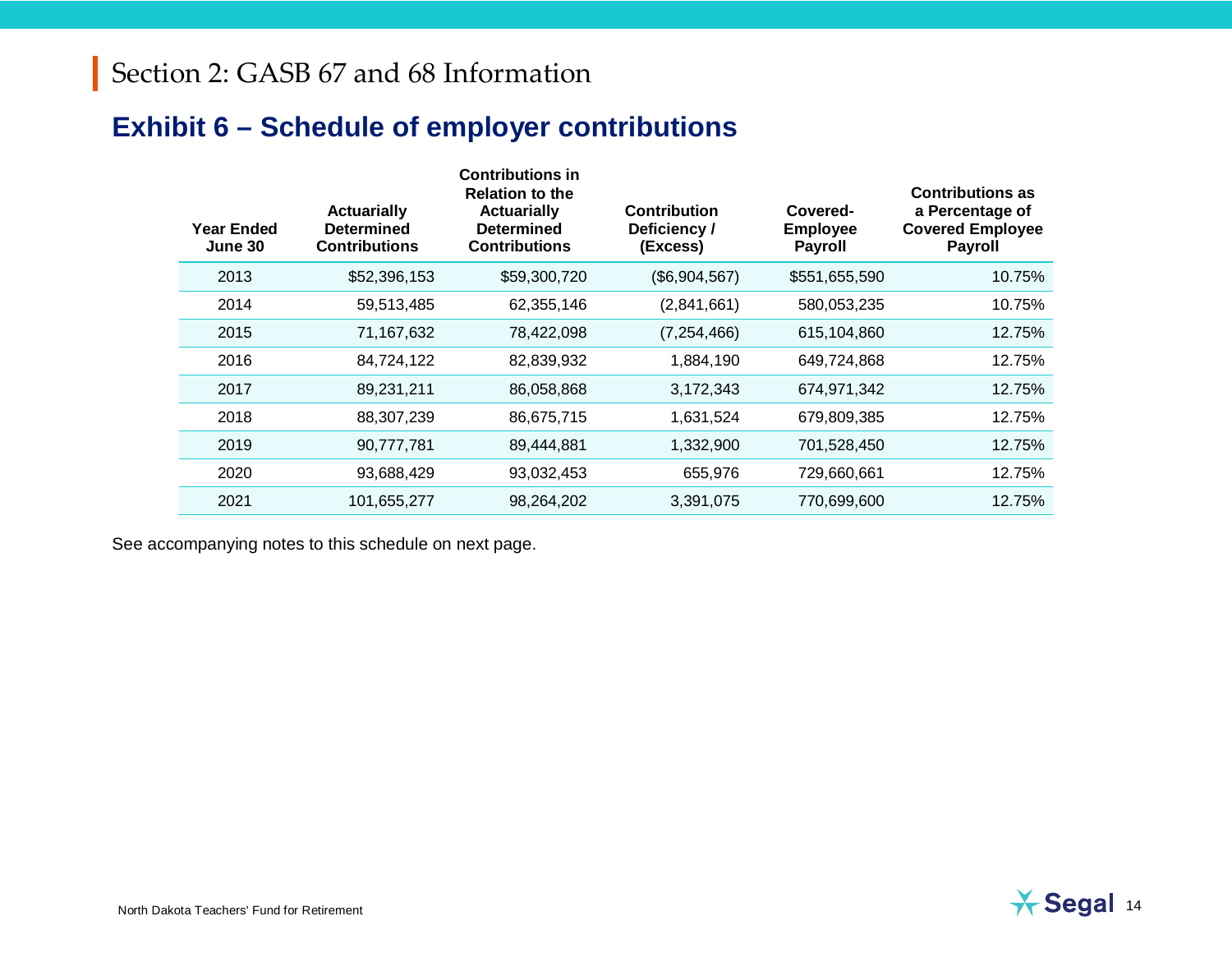# Section 2: GASB 67 and 68 Information

## Exhibit 6 – Schedule of employer contributions

| Year Ended June 30 | Actuarially Determined Contributions | Contributions in Relation to the Actuarially Determined Contributions | Contribution Deficiency / (Excess) | Covered-Employee Payroll | Contributions as a Percentage of Covered Employee Payroll |
|---|---|---|---|---|---|
| 2013 | $52,396,153 | $59,300,720 | ($6,904,567) | $551,655,590 | 10.75% |
| 2014 | 59,513,485 | 62,355,146 | (2,841,661) | 580,053,235 | 10.75% |
| 2015 | 71,167,632 | 78,422,098 | (7,254,466) | 615,104,860 | 12.75% |
| 2016 | 84,724,122 | 82,839,932 | 1,884,190 | 649,724,868 | 12.75% |
| 2017 | 89,231,211 | 86,058,868 | 3,172,343 | 674,971,342 | 12.75% |
| 2018 | 88,307,239 | 86,675,715 | 1,631,524 | 679,809,385 | 12.75% |
| 2019 | 90,777,781 | 89,444,881 | 1,332,900 | 701,528,450 | 12.75% |
| 2020 | 93,688,429 | 93,032,453 | 655,976 | 729,660,661 | 12.75% |
| 2021 | 101,655,277 | 98,264,202 | 3,391,075 | 770,699,600 | 12.75% |

See accompanying notes to this schedule on next page.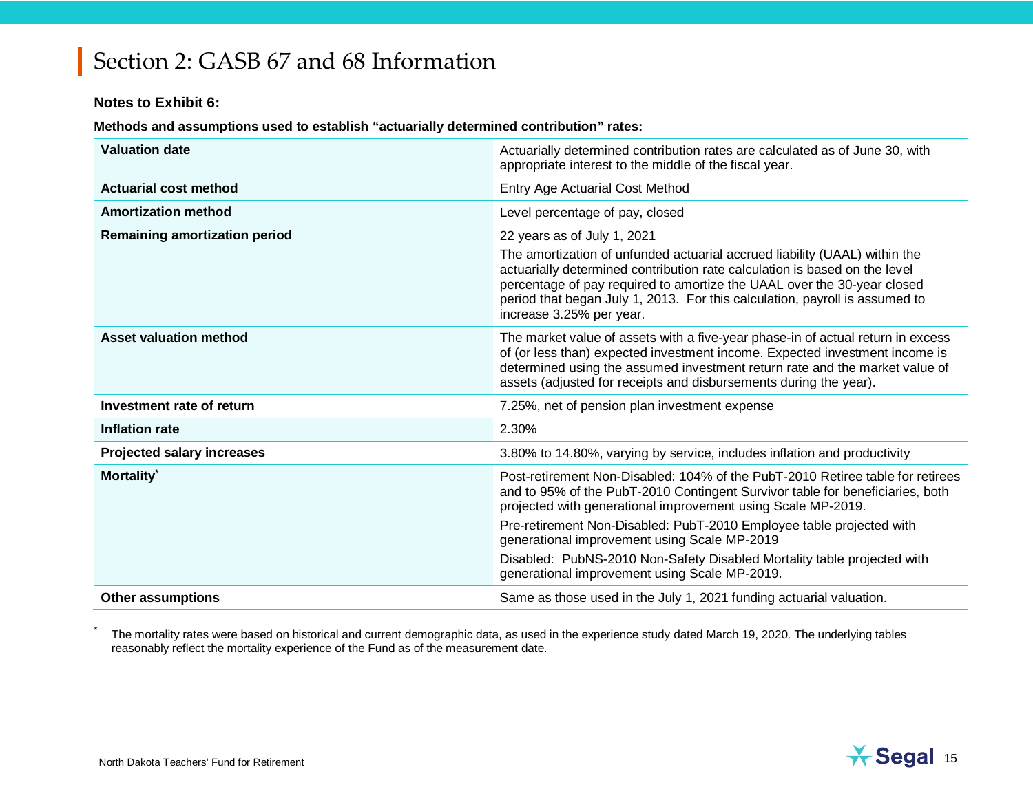# Section 2: GASB 67 and 68 Information

**Notes to Exhibit 6:**

**Methods and assumptions used to establish "actuarially determined contribution" rates:**

| | |
|---|---|
| **Valuation date** | Actuarially determined contribution rates are calculated as of June 30, with appropriate interest to the middle of the fiscal year. |
| **Actuarial cost method** | Entry Age Actuarial Cost Method |
| **Amortization method** | Level percentage of pay, closed |
| **Remaining amortization period** | 22 years as of July 1, 2021<br><br>The amortization of unfunded actuarial accrued liability (UAAL) within the actuarially determined contribution rate calculation is based on the level percentage of pay required to amortize the UAAL over the 30-year closed period that began July 1, 2013. For this calculation, payroll is assumed to increase 3.25% per year. |
| **Asset valuation method** | The market value of assets with a five-year phase-in of actual return in excess of (or less than) expected investment income. Expected investment income is determined using the assumed investment return rate and the market value of assets (adjusted for receipts and disbursements during the year). |
| **Investment rate of return** | 7.25%, net of pension plan investment expense |
| **Inflation rate** | 2.30% |
| **Projected salary increases** | 3.80% to 14.80%, varying by service, includes inflation and productivity |
| **Mortality*** | Post-retirement Non-Disabled: 104% of the PubT-2010 Retiree table for retirees and to 95% of the PubT-2010 Contingent Survivor table for beneficiaries, both projected with generational improvement using Scale MP-2019.<br><br>Pre-retirement Non-Disabled: PubT-2010 Employee table projected with generational improvement using Scale MP-2019<br><br>Disabled: PubNS-2010 Non-Safety Disabled Mortality table projected with generational improvement using Scale MP-2019. |
| **Other assumptions** | Same as those used in the July 1, 2021 funding actuarial valuation. |

\* The mortality rates were based on historical and current demographic data, as used in the experience study dated March 19, 2020. The underlying tables reasonably reflect the mortality experience of the Fund as of the measurement date.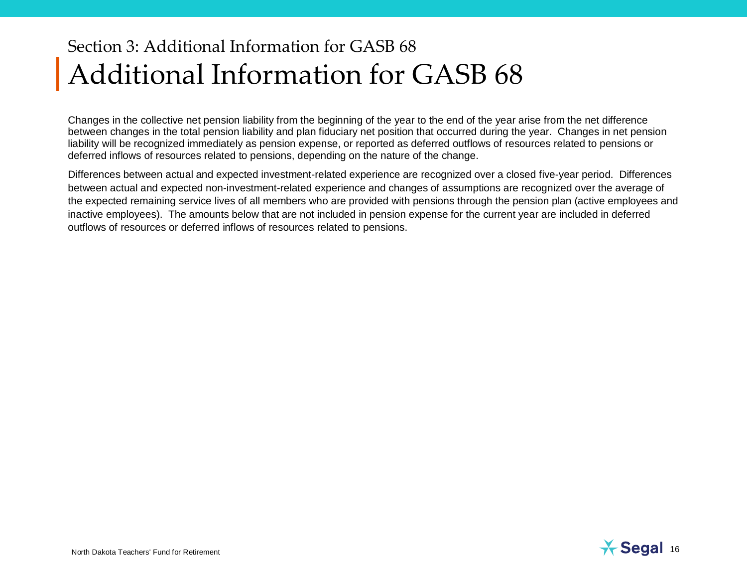Section 3: Additional Information for GASB 68

# Additional Information for GASB 68

Changes in the collective net pension liability from the beginning of the year to the end of the year arise from the net difference between changes in the total pension liability and plan fiduciary net position that occurred during the year. Changes in net pension liability will be recognized immediately as pension expense, or reported as deferred outflows of resources related to pensions or deferred inflows of resources related to pensions, depending on the nature of the change.

Differences between actual and expected investment-related experience are recognized over a closed five-year period. Differences between actual and expected non-investment-related experience and changes of assumptions are recognized over the average of the expected remaining service lives of all members who are provided with pensions through the pension plan (active employees and inactive employees). The amounts below that are not included in pension expense for the current year are included in deferred outflows of resources or deferred inflows of resources related to pensions.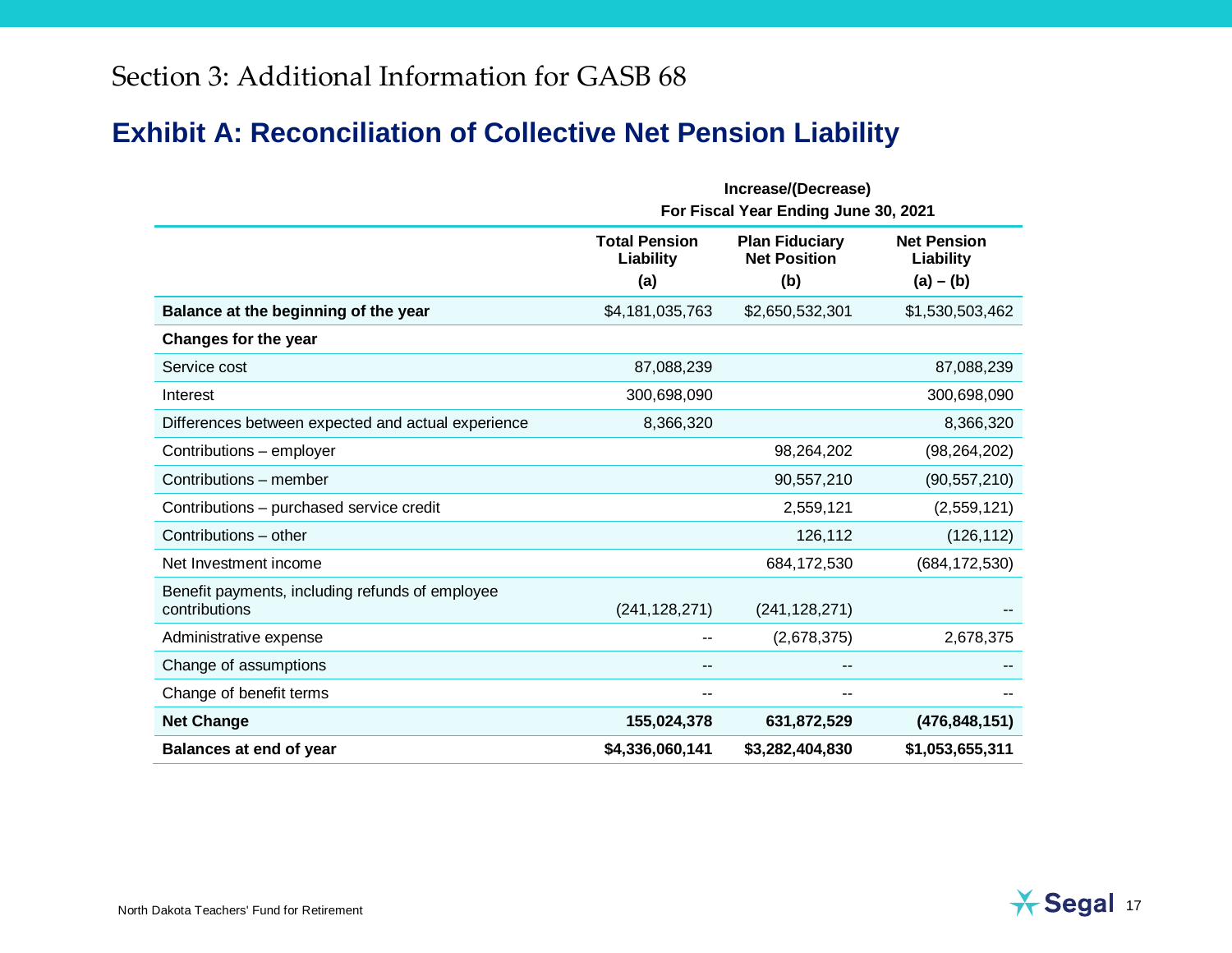# Section 3: Additional Information for GASB 68

## Exhibit A: Reconciliation of Collective Net Pension Liability

| | Increase/(Decrease) For Fiscal Year Ending June 30, 2021 | | |
|---|---|---|---|
| | **Total Pension Liability (a)** | **Plan Fiduciary Net Position (b)** | **Net Pension Liability (a) – (b)** |
| **Balance at the beginning of the year** | $4,181,035,763 | $2,650,532,301 | $1,530,503,462 |
| **Changes for the year** | | | |
| Service cost | 87,088,239 | | 87,088,239 |
| Interest | 300,698,090 | | 300,698,090 |
| Differences between expected and actual experience | 8,366,320 | | 8,366,320 |
| Contributions – employer | | 98,264,202 | (98,264,202) |
| Contributions – member | | 90,557,210 | (90,557,210) |
| Contributions – purchased service credit | | 2,559,121 | (2,559,121) |
| Contributions – other | | 126,112 | (126,112) |
| Net Investment income | | 684,172,530 | (684,172,530) |
| Benefit payments, including refunds of employee contributions | (241,128,271) | (241,128,271) | -- |
| Administrative expense | -- | (2,678,375) | 2,678,375 |
| Change of assumptions | -- | -- | -- |
| Change of benefit terms | -- | -- | -- |
| **Net Change** | **155,024,378** | **631,872,529** | **(476,848,151)** |
| **Balances at end of year** | **$4,336,060,141** | **$3,282,404,830** | **$1,053,655,311** |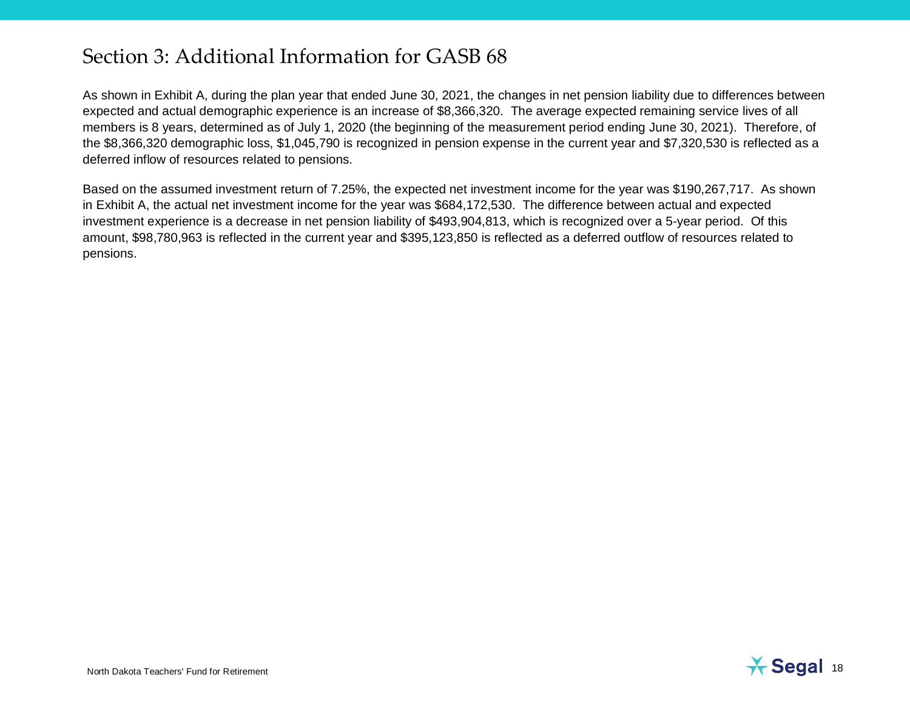# Section 3: Additional Information for GASB 68

As shown in Exhibit A, during the plan year that ended June 30, 2021, the changes in net pension liability due to differences between expected and actual demographic experience is an increase of $8,366,320. The average expected remaining service lives of all members is 8 years, determined as of July 1, 2020 (the beginning of the measurement period ending June 30, 2021). Therefore, of the $8,366,320 demographic loss, $1,045,790 is recognized in pension expense in the current year and $7,320,530 is reflected as a deferred inflow of resources related to pensions.

Based on the assumed investment return of 7.25%, the expected net investment income for the year was $190,267,717. As shown in Exhibit A, the actual net investment income for the year was $684,172,530. The difference between actual and expected investment experience is a decrease in net pension liability of $493,904,813, which is recognized over a 5-year period. Of this amount, $98,780,963 is reflected in the current year and $395,123,850 is reflected as a deferred outflow of resources related to pensions.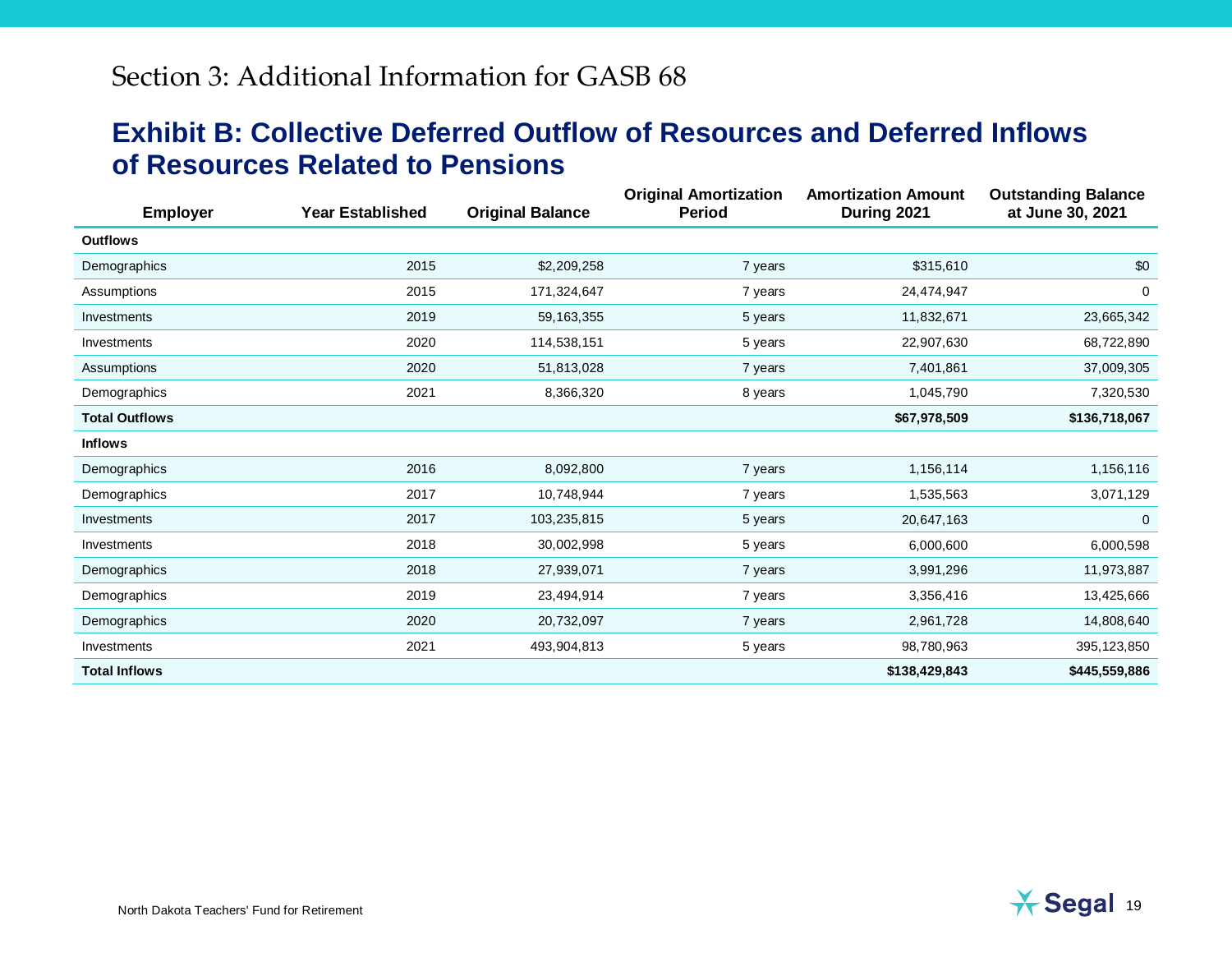# Section 3: Additional Information for GASB 68

## Exhibit B: Collective Deferred Outflow of Resources and Deferred Inflows of Resources Related to Pensions

| Employer | Year Established | Original Balance | Original Amortization Period | Amortization Amount During 2021 | Outstanding Balance at June 30, 2021 |
|---|---|---|---|---|---|
| **Outflows** | | | | | |
| Demographics | 2015 | $2,209,258 | 7 years | $315,610 | $0 |
| Assumptions | 2015 | 171,324,647 | 7 years | 24,474,947 | 0 |
| Investments | 2019 | 59,163,355 | 5 years | 11,832,671 | 23,665,342 |
| Investments | 2020 | 114,538,151 | 5 years | 22,907,630 | 68,722,890 |
| Assumptions | 2020 | 51,813,028 | 7 years | 7,401,861 | 37,009,305 |
| Demographics | 2021 | 8,366,320 | 8 years | 1,045,790 | 7,320,530 |
| **Total Outflows** | | | | **$67,978,509** | **$136,718,067** |
| **Inflows** | | | | | |
| Demographics | 2016 | 8,092,800 | 7 years | 1,156,114 | 1,156,116 |
| Demographics | 2017 | 10,748,944 | 7 years | 1,535,563 | 3,071,129 |
| Investments | 2017 | 103,235,815 | 5 years | 20,647,163 | 0 |
| Investments | 2018 | 30,002,998 | 5 years | 6,000,600 | 6,000,598 |
| Demographics | 2018 | 27,939,071 | 7 years | 3,991,296 | 11,973,887 |
| Demographics | 2019 | 23,494,914 | 7 years | 3,356,416 | 13,425,666 |
| Demographics | 2020 | 20,732,097 | 7 years | 2,961,728 | 14,808,640 |
| Investments | 2021 | 493,904,813 | 5 years | 98,780,963 | 395,123,850 |
| **Total Inflows** | | | | **$138,429,843** | **$445,559,886** |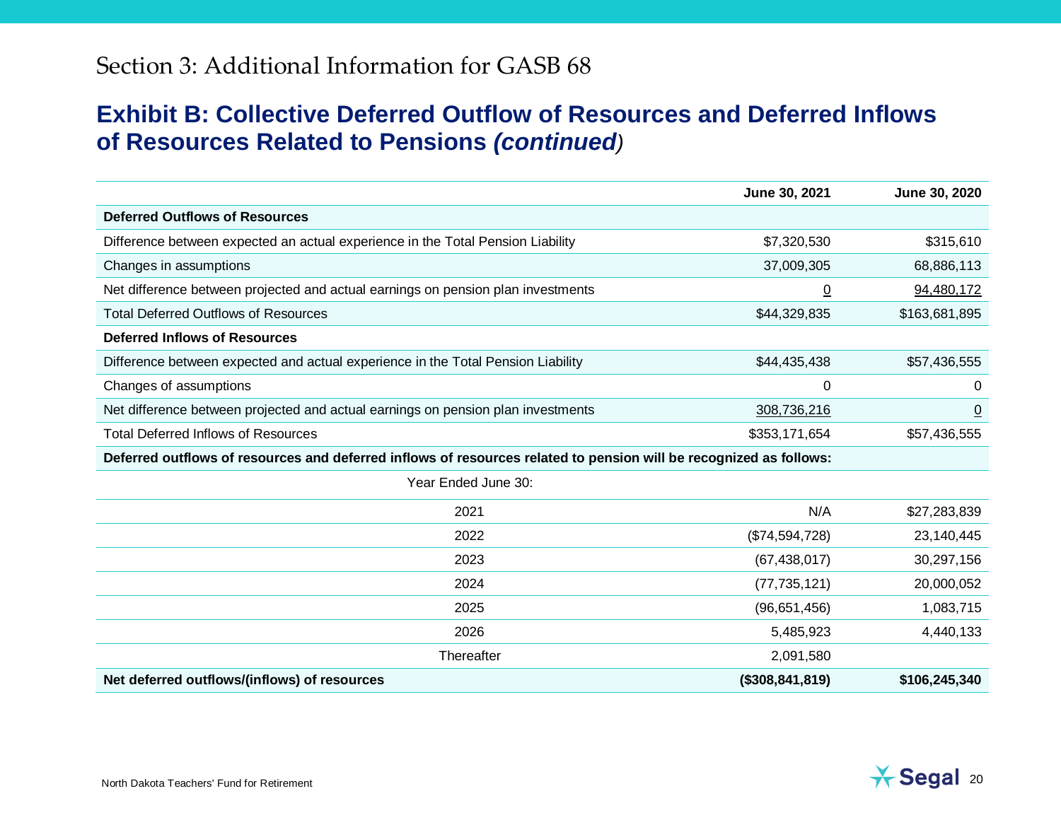## Section 3: Additional Information for GASB 68

# Exhibit B: Collective Deferred Outflow of Resources and Deferred Inflows of Resources Related to Pensions *(continued)*

| | June 30, 2021 | June 30, 2020 |
|---|---|---|
| **Deferred Outflows of Resources** | | |
| Difference between expected an actual experience in the Total Pension Liability | $7,320,530 | $315,610 |
| Changes in assumptions | 37,009,305 | 68,886,113 |
| Net difference between projected and actual earnings on pension plan investments | 0 | 94,480,172 |
| Total Deferred Outflows of Resources | $44,329,835 | $163,681,895 |
| **Deferred Inflows of Resources** | | |
| Difference between expected and actual experience in the Total Pension Liability | $44,435,438 | $57,436,555 |
| Changes of assumptions | 0 | 0 |
| Net difference between projected and actual earnings on pension plan investments | 308,736,216 | 0 |
| Total Deferred Inflows of Resources | $353,171,654 | $57,436,555 |
| **Deferred outflows of resources and deferred inflows of resources related to pension will be recognized as follows:** | | |
| Year Ended June 30: | | |
| 2021 | N/A | $27,283,839 |
| 2022 | ($74,594,728) | 23,140,445 |
| 2023 | (67,438,017) | 30,297,156 |
| 2024 | (77,735,121) | 20,000,052 |
| 2025 | (96,651,456) | 1,083,715 |
| 2026 | 5,485,923 | 4,440,133 |
| Thereafter | 2,091,580 | |
| **Net deferred outflows/(inflows) of resources** | **($308,841,819)** | **$106,245,340** |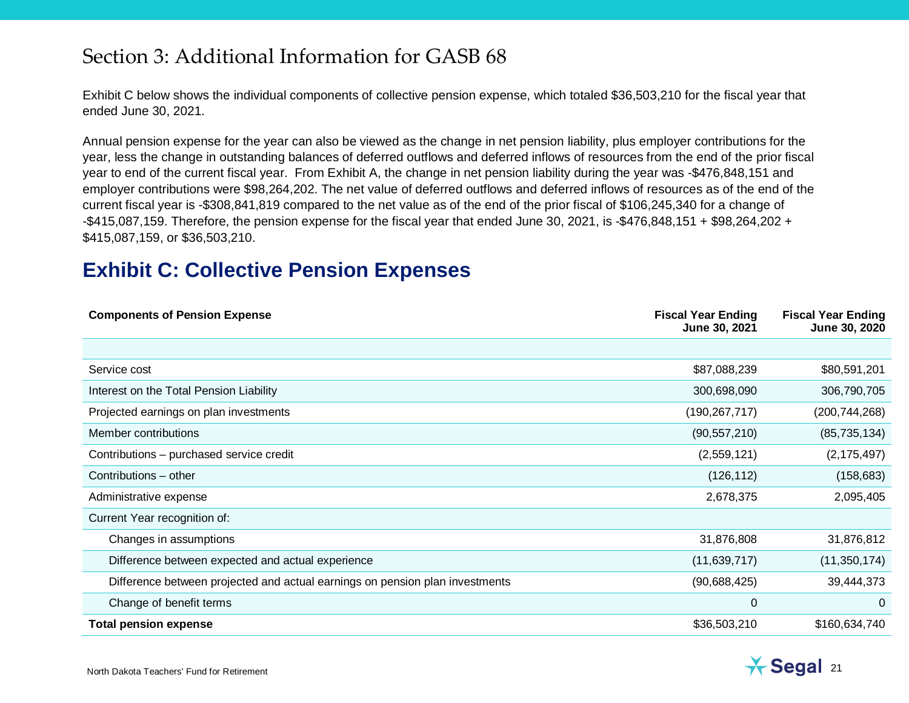# Section 3: Additional Information for GASB 68

Exhibit C below shows the individual components of collective pension expense, which totaled $36,503,210 for the fiscal year that ended June 30, 2021.

Annual pension expense for the year can also be viewed as the change in net pension liability, plus employer contributions for the year, less the change in outstanding balances of deferred outflows and deferred inflows of resources from the end of the prior fiscal year to end of the current fiscal year. From Exhibit A, the change in net pension liability during the year was -$476,848,151 and employer contributions were $98,264,202. The net value of deferred outflows and deferred inflows of resources as of the end of the current fiscal year is -$308,841,819 compared to the net value as of the end of the prior fiscal of $106,245,340 for a change of -$415,087,159. Therefore, the pension expense for the fiscal year that ended June 30, 2021, is -$476,848,151 + $98,264,202 + $415,087,159, or $36,503,210.

## Exhibit C: Collective Pension Expenses

| Components of Pension Expense | Fiscal Year Ending June 30, 2021 | Fiscal Year Ending June 30, 2020 |
|---|---|---|
| Service cost | $87,088,239 | $80,591,201 |
| Interest on the Total Pension Liability | 300,698,090 | 306,790,705 |
| Projected earnings on plan investments | (190,267,717) | (200,744,268) |
| Member contributions | (90,557,210) | (85,735,134) |
| Contributions – purchased service credit | (2,559,121) | (2,175,497) |
| Contributions – other | (126,112) | (158,683) |
| Administrative expense | 2,678,375 | 2,095,405 |
| Current Year recognition of: | | |
| Changes in assumptions | 31,876,808 | 31,876,812 |
| Difference between expected and actual experience | (11,639,717) | (11,350,174) |
| Difference between projected and actual earnings on pension plan investments | (90,688,425) | 39,444,373 |
| Change of benefit terms | 0 | 0 |
| **Total pension expense** | $36,503,210 | $160,634,740 |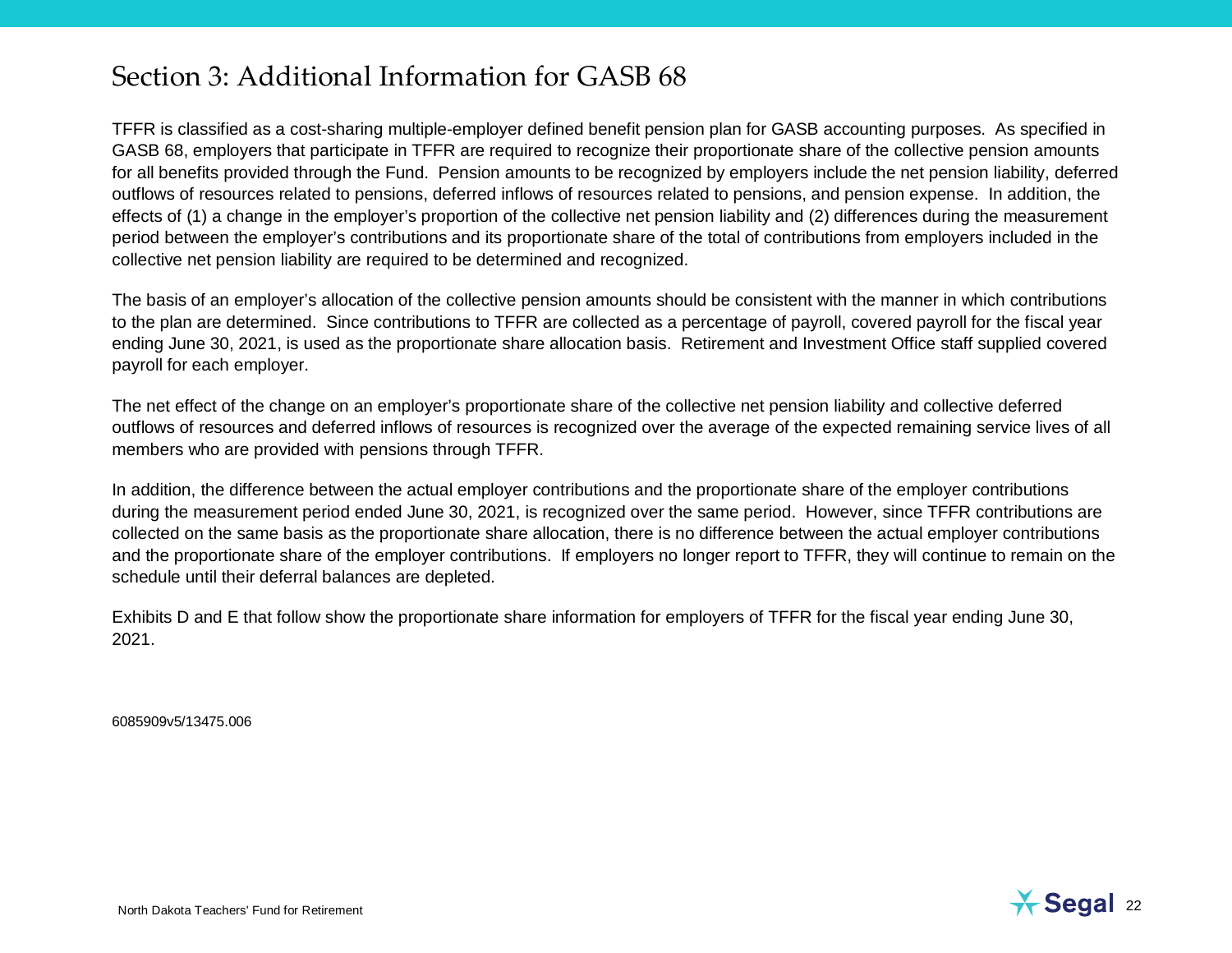# Section 3: Additional Information for GASB 68

TFFR is classified as a cost-sharing multiple-employer defined benefit pension plan for GASB accounting purposes. As specified in GASB 68, employers that participate in TFFR are required to recognize their proportionate share of the collective pension amounts for all benefits provided through the Fund. Pension amounts to be recognized by employers include the net pension liability, deferred outflows of resources related to pensions, deferred inflows of resources related to pensions, and pension expense. In addition, the effects of (1) a change in the employer's proportion of the collective net pension liability and (2) differences during the measurement period between the employer's contributions and its proportionate share of the total of contributions from employers included in the collective net pension liability are required to be determined and recognized.

The basis of an employer's allocation of the collective pension amounts should be consistent with the manner in which contributions to the plan are determined. Since contributions to TFFR are collected as a percentage of payroll, covered payroll for the fiscal year ending June 30, 2021, is used as the proportionate share allocation basis. Retirement and Investment Office staff supplied covered payroll for each employer.

The net effect of the change on an employer's proportionate share of the collective net pension liability and collective deferred outflows of resources and deferred inflows of resources is recognized over the average of the expected remaining service lives of all members who are provided with pensions through TFFR.

In addition, the difference between the actual employer contributions and the proportionate share of the employer contributions during the measurement period ended June 30, 2021, is recognized over the same period. However, since TFFR contributions are collected on the same basis as the proportionate share allocation, there is no difference between the actual employer contributions and the proportionate share of the employer contributions. If employers no longer report to TFFR, they will continue to remain on the schedule until their deferral balances are depleted.

Exhibits D and E that follow show the proportionate share information for employers of TFFR for the fiscal year ending June 30, 2021.

6085909v5/13475.006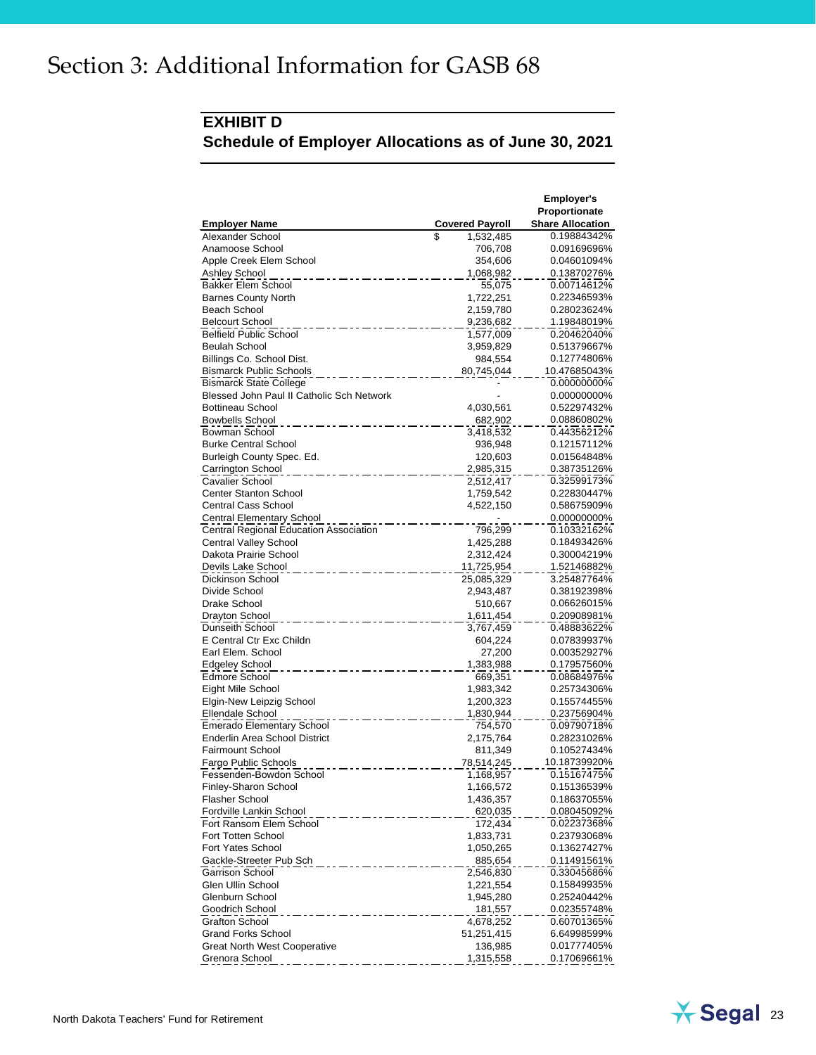# Section 3: Additional Information for GASB 68

## EXHIBIT D
## Schedule of Employer Allocations as of June 30, 2021

| Employer Name | Covered Payroll | Employer's Proportionate Share Allocation |
|---|---|---|
| Alexander School | $ 1,532,485 | 0.19884342% |
| Anamoose School | 706,708 | 0.09169696% |
| Apple Creek Elem School | 354,606 | 0.04601094% |
| Ashley School | 1,068,982 | 0.13870276% |
| Bakker Elem School | 55,075 | 0.00714612% |
| Barnes County North | 1,722,251 | 0.22346593% |
| Beach School | 2,159,780 | 0.28023624% |
| Belcourt School | 9,236,682 | 1.19848019% |
| Belfield Public School | 1,577,009 | 0.20462040% |
| Beulah School | 3,959,829 | 0.51379667% |
| Billings Co. School Dist. | 984,554 | 0.12774806% |
| Bismarck Public Schools | 80,745,044 | 10.47685043% |
| Bismarck State College | - | 0.00000000% |
| Blessed John Paul II Catholic Sch Network | - | 0.00000000% |
| Bottineau School | 4,030,561 | 0.52297432% |
| Bowbells School | 682,902 | 0.08860802% |
| Bowman School | 3,418,532 | 0.44356212% |
| Burke Central School | 936,948 | 0.12157112% |
| Burleigh County Spec. Ed. | 120,603 | 0.01564848% |
| Carrington School | 2,985,315 | 0.38735126% |
| Cavalier School | 2,512,417 | 0.32599173% |
| Center Stanton School | 1,759,542 | 0.22830447% |
| Central Cass School | 4,522,150 | 0.58675909% |
| Central Elementary School | - | 0.00000000% |
| Central Regional Education Association | 796,299 | 0.10332162% |
| Central Valley School | 1,425,288 | 0.18493426% |
| Dakota Prairie School | 2,312,424 | 0.30004219% |
| Devils Lake School | 11,725,954 | 1.52146882% |
| Dickinson School | 25,085,329 | 3.25487764% |
| Divide School | 2,943,487 | 0.38192398% |
| Drake School | 510,667 | 0.06626015% |
| Drayton School | 1,611,454 | 0.20908981% |
| Dunseith School | 3,767,459 | 0.48883622% |
| E Central Ctr Exc Childn | 604,224 | 0.07839937% |
| Earl Elem. School | 27,200 | 0.00352927% |
| Edgeley School | 1,383,988 | 0.17957560% |
| Edmore School | 669,351 | 0.08684976% |
| Eight Mile School | 1,983,342 | 0.25734306% |
| Elgin-New Leipzig School | 1,200,323 | 0.15574455% |
| Ellendale School | 1,830,944 | 0.23756904% |
| Emerado Elementary School | 754,570 | 0.09790718% |
| Enderlin Area School District | 2,175,764 | 0.28231026% |
| Fairmount School | 811,349 | 0.10527434% |
| Fargo Public Schools | 78,514,245 | 10.18739920% |
| Fessenden-Bowdon School | 1,168,957 | 0.15167475% |
| Finley-Sharon School | 1,166,572 | 0.15136539% |
| Flasher School | 1,436,357 | 0.18637055% |
| Fordville Lankin School | 620,035 | 0.08045092% |
| Fort Ransom Elem School | 172,434 | 0.02237368% |
| Fort Totten School | 1,833,731 | 0.23793068% |
| Fort Yates School | 1,050,265 | 0.13627427% |
| Gackle-Streeter Pub Sch | 885,654 | 0.11491561% |
| Garrison School | 2,546,830 | 0.33045686% |
| Glen Ullin School | 1,221,554 | 0.15849935% |
| Glenburn School | 1,945,280 | 0.25240442% |
| Goodrich School | 181,557 | 0.02355748% |
| Grafton School | 4,678,252 | 0.60701365% |
| Grand Forks School | 51,251,415 | 6.64998599% |
| Great North West Cooperative | 136,985 | 0.01777405% |
| Grenora School | 1,315,558 | 0.17069661% |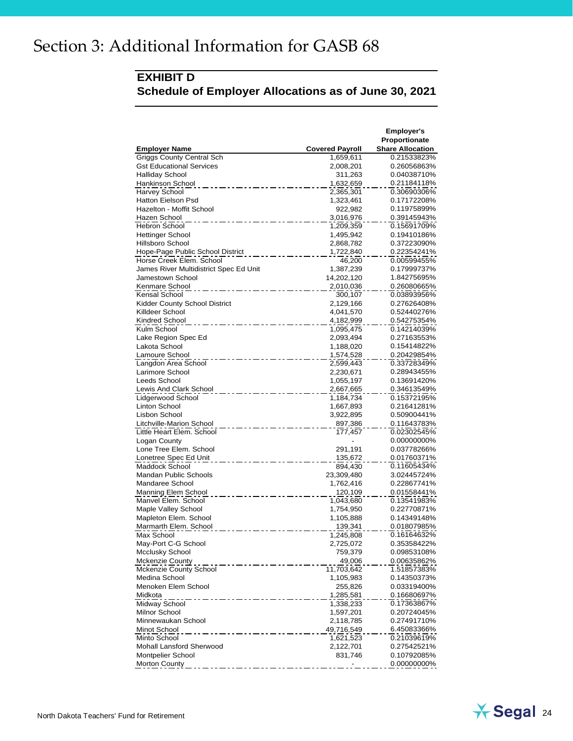# Section 3: Additional Information for GASB 68

## EXHIBIT D
## Schedule of Employer Allocations as of June 30, 2021

| Employer Name | Covered Payroll | Employer's Proportionate Share Allocation |
|---|---|---|
| Griggs County Central Sch | 1,659,611 | 0.21533823% |
| Gst Educational Services | 2,008,201 | 0.26056863% |
| Halliday School | 311,263 | 0.04038710% |
| Hankinson School | 1,632,659 | 0.21184118% |
| Harvey School | 2,365,301 | 0.30690306% |
| Hatton Eielson Psd | 1,323,461 | 0.17172208% |
| Hazelton - Moffit School | 922,982 | 0.11975899% |
| Hazen School | 3,016,976 | 0.39145943% |
| Hebron School | 1,209,359 | 0.15691709% |
| Hettinger School | 1,495,942 | 0.19410186% |
| Hillsboro School | 2,868,782 | 0.37223090% |
| Hope-Page Public School District | 1,722,840 | 0.22354241% |
| Horse Creek Elem. School | 46,200 | 0.00599455% |
| James River Multidistrict Spec Ed Unit | 1,387,239 | 0.17999737% |
| Jamestown School | 14,202,120 | 1.84275695% |
| Kenmare School | 2,010,036 | 0.26080665% |
| Kensal School | 300,107 | 0.03893956% |
| Kidder County School District | 2,129,166 | 0.27626408% |
| Killdeer School | 4,041,570 | 0.52440276% |
| Kindred School | 4,182,999 | 0.54275354% |
| Kulm School | 1,095,475 | 0.14214039% |
| Lake Region Spec Ed | 2,093,494 | 0.27163553% |
| Lakota School | 1,188,020 | 0.15414822% |
| Lamoure School | 1,574,528 | 0.20429854% |
| Langdon Area School | 2,599,443 | 0.33728349% |
| Larimore School | 2,230,671 | 0.28943455% |
| Leeds School | 1,055,197 | 0.13691420% |
| Lewis And Clark School | 2,667,665 | 0.34613549% |
| Lidgerwood School | 1,184,734 | 0.15372195% |
| Linton School | 1,667,893 | 0.21641281% |
| Lisbon School | 3,922,895 | 0.50900441% |
| Litchville-Marion School | 897,386 | 0.11643783% |
| Little Heart Elem. School | 177,457 | 0.02302545% |
| Logan County | - | 0.00000000% |
| Lone Tree Elem. School | 291,191 | 0.03778266% |
| Lonetree Spec Ed Unit | 135,672 | 0.01760371% |
| Maddock School | 894,430 | 0.11605434% |
| Mandan Public Schools | 23,309,480 | 3.02445724% |
| Mandaree School | 1,762,416 | 0.22867741% |
| Manning Elem School | 120,109 | 0.01558441% |
| Manvel Elem. School | 1,043,680 | 0.13541983% |
| Maple Valley School | 1,754,950 | 0.22770871% |
| Mapleton Elem. School | 1,105,888 | 0.14349148% |
| Marmarth Elem. School | 139,341 | 0.01807985% |
| Max School | 1,245,808 | 0.16164632% |
| May-Port C-G School | 2,725,072 | 0.35358422% |
| Mcclusky School | 759,379 | 0.09853108% |
| Mckenzie County | 49,006 | 0.00635862% |
| Mckenzie County School | 11,703,642 | 1.51857383% |
| Medina School | 1,105,983 | 0.14350373% |
| Menoken Elem School | 255,826 | 0.03319400% |
| Midkota | 1,285,581 | 0.16680697% |
| Midway School | 1,338,233 | 0.17363867% |
| Milnor School | 1,597,201 | 0.20724045% |
| Minnewaukan School | 2,118,785 | 0.27491710% |
| Minot School | 49,716,549 | 6.45083366% |
| Minto School | 1,621,523 | 0.21039619% |
| Mohall Lansford Sherwood | 2,122,701 | 0.27542521% |
| Montpelier School | 831,746 | 0.10792085% |
| Morton County | - | 0.00000000% |

North Dakota Teachers' Fund for Retirement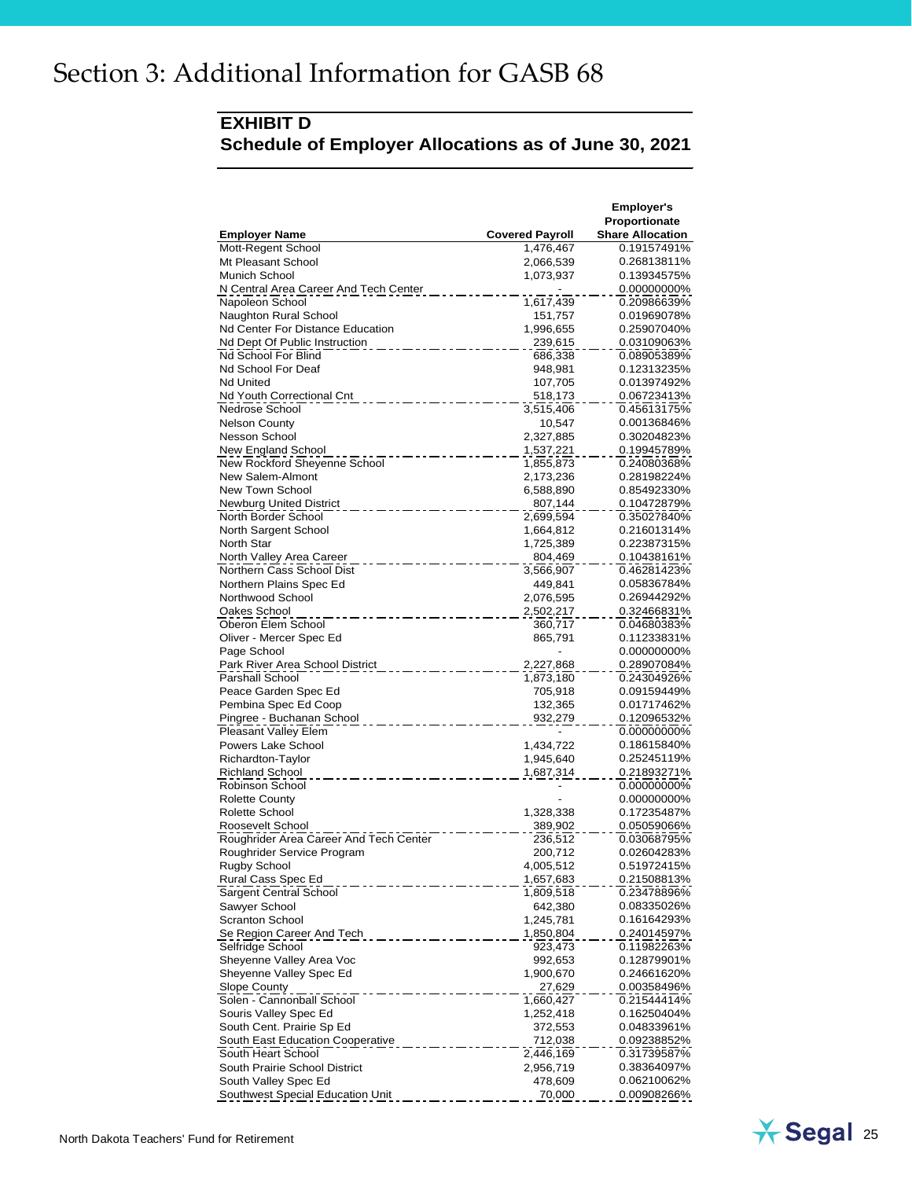# Section 3: Additional Information for GASB 68

## EXHIBIT D
## Schedule of Employer Allocations as of June 30, 2021

| Employer Name | Covered Payroll | Employer's Proportionate Share Allocation |
|---|---|---|
| Mott-Regent School | 1,476,467 | 0.19157491% |
| Mt Pleasant School | 2,066,539 | 0.26813811% |
| Munich School | 1,073,937 | 0.13934575% |
| N Central Area Career And Tech Center | - | 0.00000000% |
| Napoleon School | 1,617,439 | 0.20986639% |
| Naughton Rural School | 151,757 | 0.01969078% |
| Nd Center For Distance Education | 1,996,655 | 0.25907040% |
| Nd Dept Of Public Instruction | 239,615 | 0.03109063% |
| Nd School For Blind | 686,338 | 0.08905389% |
| Nd School For Deaf | 948,981 | 0.12313235% |
| Nd United | 107,705 | 0.01397492% |
| Nd Youth Correctional Cnt | 518,173 | 0.06723413% |
| Nedrose School | 3,515,406 | 0.45613175% |
| Nelson County | 10,547 | 0.00136846% |
| Nesson School | 2,327,885 | 0.30204823% |
| New England School | 1,537,221 | 0.19945789% |
| New Rockford Sheyenne School | 1,855,873 | 0.24080368% |
| New Salem-Almont | 2,173,236 | 0.28198224% |
| New Town School | 6,588,890 | 0.85492330% |
| Newburg United District | 807,144 | 0.10472879% |
| North Border School | 2,699,594 | 0.35027840% |
| North Sargent School | 1,664,812 | 0.21601314% |
| North Star | 1,725,389 | 0.22387315% |
| North Valley Area Career | 804,469 | 0.10438161% |
| Northern Cass School Dist | 3,566,907 | 0.46281423% |
| Northern Plains Spec Ed | 449,841 | 0.05836784% |
| Northwood School | 2,076,595 | 0.26944292% |
| Oakes School | 2,502,217 | 0.32466831% |
| Oberon Elem School | 360,717 | 0.04680383% |
| Oliver - Mercer Spec Ed | 865,791 | 0.11233831% |
| Page School | - | 0.00000000% |
| Park River Area School District | 2,227,868 | 0.28907084% |
| Parshall School | 1,873,180 | 0.24304926% |
| Peace Garden Spec Ed | 705,918 | 0.09159449% |
| Pembina Spec Ed Coop | 132,365 | 0.01717462% |
| Pingree - Buchanan School | 932,279 | 0.12096532% |
| Pleasant Valley Elem | - | 0.00000000% |
| Powers Lake School | 1,434,722 | 0.18615840% |
| Richardton-Taylor | 1,945,640 | 0.25245119% |
| Richland School | 1,687,314 | 0.21893271% |
| Robinson School | - | 0.00000000% |
| Rolette County | - | 0.00000000% |
| Rolette School | 1,328,338 | 0.17235487% |
| Roosevelt School | 389,902 | 0.05059066% |
| Roughrider Area Career And Tech Center | 236,512 | 0.03068795% |
| Roughrider Service Program | 200,712 | 0.02604283% |
| Rugby School | 4,005,512 | 0.51972415% |
| Rural Cass Spec Ed | 1,657,683 | 0.21508813% |
| Sargent Central School | 1,809,518 | 0.23478896% |
| Sawyer School | 642,380 | 0.08335026% |
| Scranton School | 1,245,781 | 0.16164293% |
| Se Region Career And Tech | 1,850,804 | 0.24014597% |
| Selfridge School | 923,473 | 0.11982263% |
| Sheyenne Valley Area Voc | 992,653 | 0.12879901% |
| Sheyenne Valley Spec Ed | 1,900,670 | 0.24661620% |
| Slope County | 27,629 | 0.00358496% |
| Solen - Cannonball School | 1,660,427 | 0.21544414% |
| Souris Valley Spec Ed | 1,252,418 | 0.16250404% |
| South Cent. Prairie Sp Ed | 372,553 | 0.04833961% |
| South East Education Cooperative | 712,038 | 0.09238852% |
| South Heart School | 2,446,169 | 0.31739587% |
| South Prairie School District | 2,956,719 | 0.38364097% |
| South Valley Spec Ed | 478,609 | 0.06210062% |
| Southwest Special Education Unit | 70,000 | 0.00908266% |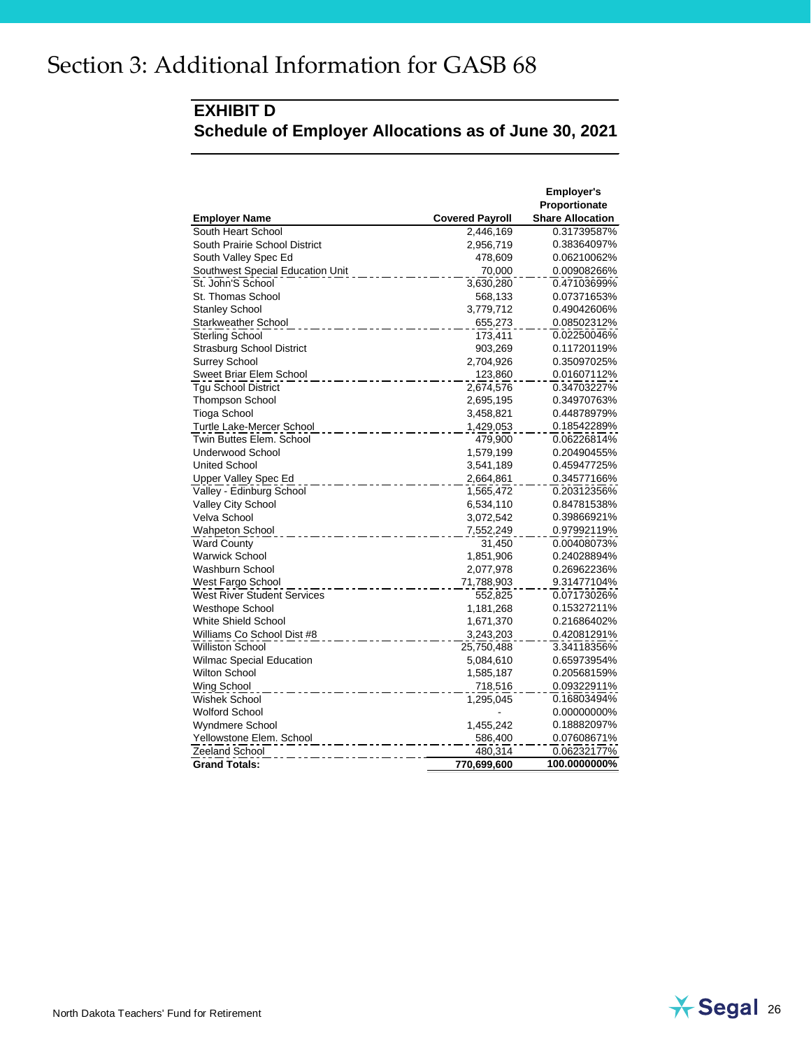# Section 3: Additional Information for GASB 68

## EXHIBIT D
## Schedule of Employer Allocations as of June 30, 2021

| Employer Name | Covered Payroll | Employer's Proportionate Share Allocation |
|---|---|---|
| South Heart School | 2,446,169 | 0.31739587% |
| South Prairie School District | 2,956,719 | 0.38364097% |
| South Valley Spec Ed | 478,609 | 0.06210062% |
| Southwest Special Education Unit | 70,000 | 0.00908266% |
| St. John'S School | 3,630,280 | 0.47103699% |
| St. Thomas School | 568,133 | 0.07371653% |
| Stanley School | 3,779,712 | 0.49042606% |
| Starkweather School | 655,273 | 0.08502312% |
| Sterling School | 173,411 | 0.02250046% |
| Strasburg School District | 903,269 | 0.11720119% |
| Surrey School | 2,704,926 | 0.35097025% |
| Sweet Briar Elem School | 123,860 | 0.01607112% |
| Tgu School District | 2,674,576 | 0.34703227% |
| Thompson School | 2,695,195 | 0.34970763% |
| Tioga School | 3,458,821 | 0.44878979% |
| Turtle Lake-Mercer School | 1,429,053 | 0.18542289% |
| Twin Buttes Elem. School | 479,900 | 0.06226814% |
| Underwood School | 1,579,199 | 0.20490455% |
| United School | 3,541,189 | 0.45947725% |
| Upper Valley Spec Ed | 2,664,861 | 0.34577166% |
| Valley - Edinburg School | 1,565,472 | 0.20312356% |
| Valley City School | 6,534,110 | 0.84781538% |
| Velva School | 3,072,542 | 0.39866921% |
| Wahpeton School | 7,552,249 | 0.97992119% |
| Ward County | 31,450 | 0.00408073% |
| Warwick School | 1,851,906 | 0.24028894% |
| Washburn School | 2,077,978 | 0.26962236% |
| West Fargo School | 71,788,903 | 9.31477104% |
| West River Student Services | 552,825 | 0.07173026% |
| Westhope School | 1,181,268 | 0.15327211% |
| White Shield School | 1,671,370 | 0.21686402% |
| Williams Co School Dist #8 | 3,243,203 | 0.42081291% |
| Williston School | 25,750,488 | 3.34118356% |
| Wilmac Special Education | 5,084,610 | 0.65973954% |
| Wilton School | 1,585,187 | 0.20568159% |
| Wing School | 718,516 | 0.09322911% |
| Wishek School | 1,295,045 | 0.16803494% |
| Wolford School | - | 0.00000000% |
| Wyndmere School | 1,455,242 | 0.18882097% |
| Yellowstone Elem. School | 586,400 | 0.07608671% |
| Zeeland School | 480,314 | 0.06232177% |
| **Grand Totals:** | **770,699,600** | **100.0000000%** |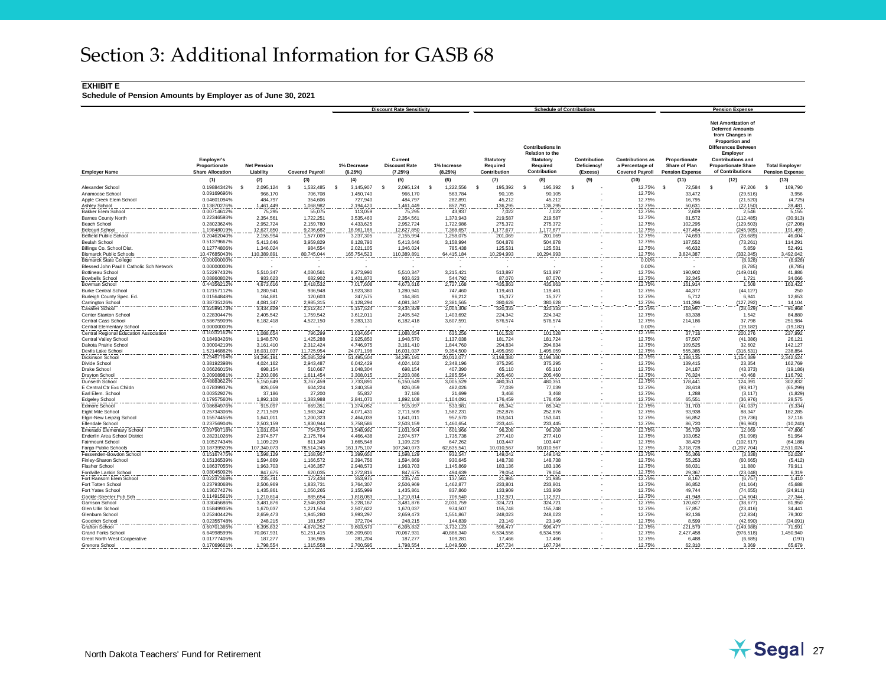# Section 3: Additional Information for GASB 68

**EXHIBIT E**

**Schedule of Pension Amounts by Employer as of June 30, 2021**

| | | | | Discount Rate Sensitivity | | | Schedule of Contributions | | | | Pension Expense | | |
|---|---|---|---|---|---|---|---|---|---|---|---|---|---|
| Employer Name | Employer's Proportionate Share Allocation | Net Pension Liability | Covered Payroll | 1% Decrease (6.25%) | Current Discount Rate (7.25%) | 1% Increase (8.25%) | Statutory Required Contribution | Contributions In Relation to the Statutory Required Contribution | Contribution Deficiency/ (Excess) | Contributions as a Percentage of Covered Payroll | Proportionate Share of Plan Pension Expense | Net Amortization of Deferred Amounts from Changes in Proportion and Differences Between Employer Contributions and Proportionate Share of Contributions | Total Employer Pension Expense |
| | (1) | (2) | (3) | (4) | (5) | (6) | (7) | (8) | (9) | (10) | (11) | (12) | (13) |
| Alexander School | 0.19884342% | $ 2,095,124 | $ 1,532,485 | $ 3,145,907 | $ 2,095,124 | $ 1,222,556 | $ 195,392 | $ 195,392 | $ - | 12.75% | $ 72,584 | $ 97,206 | $ 169,790 |
| Anamoose School | 0.09169696% | 966,170 | 706,708 | 1,450,740 | 966,170 | 563,784 | 90,105 | 90,105 | - | 12.75% | 33,472 | (29,516) | 3,956 |
| Apple Creek Elem School | 0.04601094% | 484,797 | 354,606 | 727,940 | 484,797 | 282,891 | 45,212 | 45,212 | - | 12.75% | 16,795 | (21,520) | (4,725) |
| Ashley School | 0.13870276% | 1,461,449 | 1,068,982 | 2,194,420 | 1,461,449 | 852,791 | 136,295 | 136,295 | - | 12.75% | 50,631 | (22,150) | 28,481 |
| Bakker Elem School | 0.00714612% | 75,295 | 55,075 | 113,059 | 75,295 | 43,937 | 7,022 | 7,022 | - | 12.75% | 2,609 | 2,546 | 5,155 |
| Barnes County North | 0.22346593% | 2,354,561 | 1,722,251 | 3,535,460 | 2,354,561 | 1,373,943 | 219,587 | 219,587 | - | 12.75% | 81,572 | (112,485) | (30,913) |
| Beach School | 0.28023624% | 2,952,724 | 2,159,780 | 4,433,625 | 2,952,724 | 1,722,986 | 275,372 | 275,372 | - | 12.75% | 102,295 | (129,503) | (27,208) |
| Belcourt School | 1.19848019% | 12,627,850 | 9,236,682 | 18,961,186 | 12,627,850 | 7,368,657 | 1,177,677 | 1,177,677 | - | 12.75% | 437,484 | (245,985) | 191,499 |
| Belfield Public School | 0.20462040% | 2,155,994 | 1,577,009 | 3,237,305 | 2,155,994 | 1,258,075 | 201,069 | 201,069 | - | 12.75% | 74,693 | (28,689) | 46,004 |
| Beulah School | 0.51379667% | 5,413,646 | 3,959,829 | 8,128,790 | 5,413,646 | 3,158,994 | 504,878 | 504,878 | - | 12.75% | 187,552 | (73,261) | 114,291 |
| Billings Co. School Dist. | 0.12774806% | 1,346,024 | 984,554 | 2,021,105 | 1,346,024 | 785,438 | 125,531 | 125,531 | - | 12.75% | 46,632 | 5,859 | 52,491 |
| Bismarck Public Schools | 10.47685043% | 110,389,891 | 80,745,044 | 165,754,523 | 110,389,891 | 64,415,184 | 10,294,993 | 10,294,993 | - | 12.75% | 3,824,387 | (332,345) | 3,492,042 |
| Bismarck State College | 0.00000000% | - | - | - | - | - | - | - | - | 0.00% | - | (8,928) | (8,928) |
| Blessed John Paul II Catholic Sch Network | 0.00000000% | - | - | - | - | - | - | - | - | 0.00% | - | (8,785) | (8,785) |
| Bottineau School | 0.52297432% | 5,510,347 | 4,030,561 | 8,273,990 | 5,510,347 | 3,215,421 | 513,897 | 513,897 | - | 12.75% | 190,902 | (149,016) | 41,886 |
| Bowbells School | 0.08860802% | 933,623 | 682,902 | 1,401,870 | 933,623 | 544,792 | 87,070 | 87,070 | - | 12.75% | 32,345 | 1,721 | 34,066 |
| Bowman School | 0.44356212% | 4,673,616 | 3,418,532 | 7,017,606 | 4,673,616 | 2,727,168 | 435,863 | 435,863 | - | 12.75% | 161,914 | 1,508 | 163,422 |
| Burke Central School | 0.12157112% | 1,280,941 | 936,948 | 1,923,380 | 1,280,941 | 747,460 | 119,461 | 119,461 | - | 12.75% | 44,377 | (44,127) | 250 |
| Burleigh County Spec. Ed. | 0.01564848% | 164,881 | 120,603 | 247,575 | 164,881 | 96,212 | 15,377 | 15,377 | - | 12.75% | 5,712 | 6,941 | 12,653 |
| Carrington School | 0.38735126% | 4,081,347 | 2,985,315 | 6,128,294 | 4,081,347 | 2,381,565 | 380,628 | 380,628 | - | 12.75% | 141,396 | (127,292) | 14,104 |
| Cavalier School | 0.32599173% | 3,434,829 | 2,512,417 | 5,157,524 | 3,434,829 | 2,004,306 | 320,333 | 320,333 | - | 12.75% | 118,997 | (28,029) | 90,968 |
| Center Stanton School | 0.22830447% | 2,405,542 | 1,759,542 | 3,612,011 | 2,405,542 | 1,403,692 | 224,342 | 224,342 | - | 12.75% | 83,338 | 1,542 | 84,880 |
| Central Cass School | 0.58675909% | 6,182,418 | 4,522,150 | 9,283,131 | 6,182,418 | 3,607,591 | 576,574 | 576,574 | - | 12.75% | 214,186 | 37,798 | 251,984 |
| Central Elementary School | 0.00000000% | - | - | - | - | - | - | - | - | 0.00% | - | (19,182) | (19,182) |
| Central Regional Education Association | 0.10332162% | 1,088,654 | 796,299 | 1,634,654 | 1,088,654 | 635,256 | 101,528 | 101,528 | - | 12.75% | 37,716 | 200,276 | 237,992 |
| Central Valley School | 0.18493426% | 1,948,570 | 1,425,288 | 2,925,850 | 1,948,570 | 1,137,038 | 181,724 | 181,724 | - | 12.75% | 67,507 | (41,386) | 26,121 |
| Dakota Prairie School | 0.30004219% | 3,161,410 | 2,312,424 | 4,746,975 | 3,161,410 | 1,844,760 | 294,834 | 294,834 | - | 12.75% | 109,525 | 32,602 | 142,127 |
| Devils Lake School | 1.52146882% | 16,031,037 | 11,725,954 | 24,071,198 | 16,031,037 | 9,354,500 | 1,495,059 | 1,495,059 | - | 12.75% | 555,385 | (316,531) | 238,854 |
| Dickinson School | 3.25487764% | 34,295,191 | 25,085,329 | 51,495,504 | 34,295,191 | 20,012,077 | 3,198,380 | 3,198,380 | - | 12.75% | 1,188,135 | 1,154,389 | 2,342,524 |
| Divide School | 0.38192398% | 4,024,162 | 2,943,487 | 6,042,429 | 4,024,162 | 2,348,196 | 375,295 | 375,295 | - | 12.75% | 139,415 | 23,354 | 162,769 |
| Drake School | 0.06626015% | 698,154 | 510,667 | 1,048,304 | 698,154 | 407,390 | 65,110 | 65,110 | - | 12.75% | 24,187 | (43,373) | (19,186) |
| Drayton School | 0.20908981% | 2,203,086 | 1,611,454 | 3,308,015 | 2,203,086 | 1,285,554 | 205,460 | 205,460 | - | 12.75% | 76,324 | 40,468 | 116,792 |
| Dunseith School | 0.48883622% | 5,150,649 | 3,767,459 | 7,733,891 | 5,150,649 | 3,005,529 | 480,351 | 480,351 | - | 12.75% | 178,441 | 124,391 | 302,832 |
| E Central Ctr Exc Childn | 0.07839937% | 826,059 | 604,224 | 1,240,358 | 826,059 | 482,026 | 77,039 | 77,039 | - | 12.75% | 28,618 | (93,917) | (65,299) |
| Earl Elem. School | 0.00352927% | 37,186 | 27,200 | 55,837 | 37,186 | 21,699 | 3,468 | 3,468 | - | 12.75% | 1,288 | (3,117) | (1,829) |
| Edgeley School | 0.17957560% | 1,892,108 | 1,383,988 | 2,841,070 | 1,892,108 | 1,104,091 | 176,459 | 176,459 | - | 12.75% | 65,551 | (36,976) | 28,575 |
| Edmore School | 0.08684976% | 915,097 | 669,351 | 1,374,052 | 915,097 | 533,981 | 85,342 | 85,342 | - | 12.75% | 31,703 | (41,037) | (9,334) |
| Eight Mile School | 0.25734306% | 2,711,509 | 1,983,342 | 4,071,431 | 2,711,509 | 1,582,231 | 252,876 | 252,876 | - | 12.75% | 93,938 | 88,347 | 182,285 |
| Elgin-New Leipzig School | 0.15574455% | 1,641,011 | 1,200,323 | 2,464,039 | 1,641,011 | 957,570 | 153,041 | 153,041 | - | 12.75% | 56,852 | (19,736) | 37,116 |
| Ellendale School | 0.23756904% | 2,503,159 | 1,830,944 | 3,758,586 | 2,503,159 | 1,460,654 | 233,445 | 233,445 | - | 12.75% | 86,720 | (96,960) | (10,240) |
| Emerado Elementary School | 0.09790718% | 1,031,604 | 754,570 | 1,548,992 | 1,031,604 | 601,966 | 96,208 | 96,208 | - | 12.75% | 35,739 | 12,069 | 47,808 |
| Enderlin Area School District | 0.28231026% | 2,974,577 | 2,175,764 | 4,466,438 | 2,974,577 | 1,735,738 | 277,410 | 277,410 | - | 12.75% | 103,052 | (51,098) | 51,954 |
| Fairmount School | 0.10527434% | 1,109,229 | 811,349 | 1,665,548 | 1,109,229 | 647,262 | 103,447 | 103,447 | - | 12.75% | 38,429 | (102,617) | (64,188) |
| Fargo Public Schools | 10.18739920% | 107,340,073 | 78,514,245 | 161,175,107 | 107,340,073 | 62,635,541 | 10,010,567 | 10,010,567 | - | 12.75% | 3,718,728 | (1,207,704) | 2,511,024 |
| Fessenden-Bowdon School | 0.15167475% | 1,598,129 | 1,168,957 | 2,399,650 | 1,598,129 | 932,547 | 149,042 | 149,042 | - | 12.75% | 55,366 | (3,338) | 52,028 |
| Finley-Sharon School | 0.15136539% | 1,594,869 | 1,166,572 | 2,394,756 | 1,594,869 | 930,645 | 148,738 | 148,738 | - | 12.75% | 55,253 | (60,665) | (5,412) |
| Flasher School | 0.18637055% | 1,963,703 | 1,436,357 | 2,948,573 | 1,963,703 | 1,145,869 | 183,136 | 183,136 | - | 12.75% | 68,031 | 11,880 | 79,911 |
| Fordville Lankin School | 0.08045092% | 847,675 | 620,035 | 1,272,816 | 847,675 | 494,639 | 79,054 | 79,054 | - | 12.75% | 29,367 | (23,048) | 6,319 |
| Fort Ransom Elem School | 0.02237368% | 235,741 | 172,434 | 353,975 | 235,741 | 137,561 | 21,985 | 21,985 | - | 12.75% | 8,167 | (6,757) | 1,410 |
| Fort Totten School | 0.23793068% | 2,506,969 | 1,833,731 | 3,764,307 | 2,506,969 | 1,462,877 | 233,801 | 233,801 | - | 12.75% | 86,852 | (41,164) | 45,688 |
| Fort Yates School | 0.13627427% | 1,435,861 | 1,050,265 | 2,155,999 | 1,435,861 | 837,860 | 133,909 | 133,909 | - | 12.75% | 49,744 | (74,655) | (24,911) |
| Gackle-Streeter Pub Sch | 0.11491561% | 1,210,814 | 885,654 | 1,818,083 | 1,210,814 | 706,540 | 112,921 | 112,921 | - | 12.75% | 41,948 | (14,604) | 27,344 |
| Garrison School | 0.33045686% | 3,481,876 | 2,546,830 | 5,228,167 | 3,481,876 | 2,031,759 | 324,721 | 324,721 | - | 12.75% | 120,627 | (38,677) | 81,950 |
| Glen Ullin School | 0.15849935% | 1,670,037 | 1,221,554 | 2,507,622 | 1,670,037 | 974,507 | 155,748 | 155,748 | - | 12.75% | 57,857 | (23,416) | 34,441 |
| Glenburn School | 0.25240442% | 2,659,473 | 1,945,280 | 3,993,297 | 2,659,473 | 1,551,867 | 248,023 | 248,023 | - | 12.75% | 92,136 | (12,834) | 79,302 |
| Goodrich School | 0.02355748% | 248,215 | 181,557 | 372,704 | 248,215 | 144,839 | 23,149 | 23,149 | - | 12.75% | 8,599 | (42,690) | (34,091) |
| Grafton School | 0.60701365% | 6,395,832 | 4,678,252 | 9,603,579 | 6,395,832 | 3,732,123 | 596,477 | 596,477 | - | 12.75% | 221,579 | (149,988) | 71,591 |
| Grand Forks School | 6.64998599% | 70,067,931 | 51,251,415 | 105,209,601 | 70,067,931 | 40,886,340 | 6,534,556 | 6,534,556 | - | 12.75% | 2,427,458 | (976,518) | 1,450,940 |
| Great North West Cooperative | 0.01777405% | 187,277 | 136,985 | 281,204 | 187,277 | 109,281 | 17,466 | 17,466 | - | 12.75% | 6,488 | (6,685) | (197) |
| Grenora School | 0.17069661% | 1,798,554 | 1,315,558 | 2,700,595 | 1,798,554 | 1,049,500 | 167,734 | 167,734 | - | 12.75% | 62,310 | 3,369 | 65,679 |

North Dakota Teachers' Fund for Retirement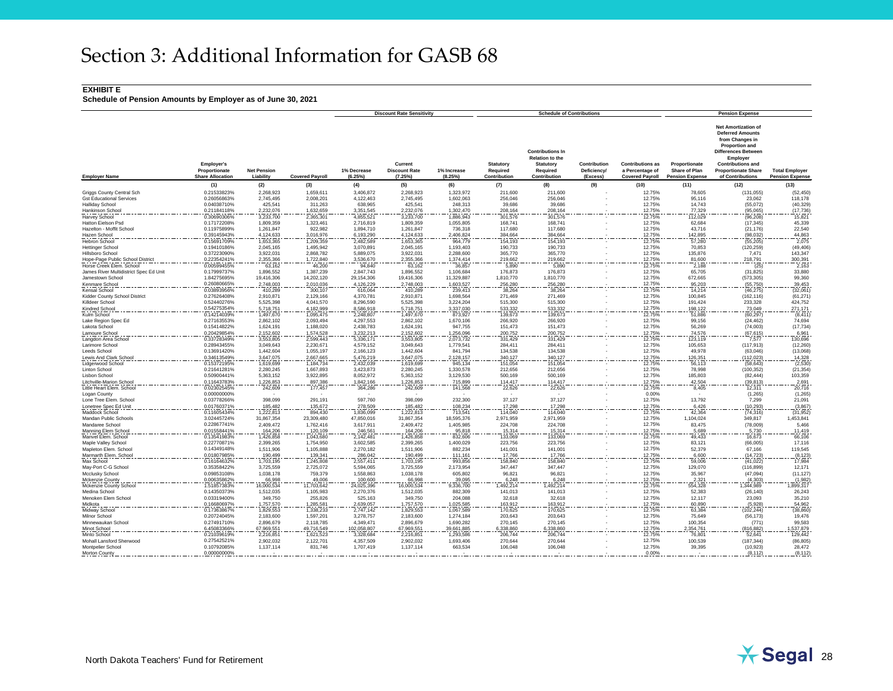# Section 3: Additional Information for GASB 68

**EXHIBIT E**

**Schedule of Pension Amounts by Employer as of June 30, 2021**

| | | | | Discount Rate Sensitivity | | | Schedule of Contributions | | | | Pension Expense | | |
|---|---|---|---|---|---|---|---|---|---|---|---|---|---|
| Employer Name | Employer's Proportionate Share Allocation | Net Pension Liability | Covered Payroll | 1% Decrease (6.25%) | Current Discount Rate (7.25%) | 1% Increase (8.25%) | Statutory Required Contribution | Contributions In Relation to the Statutory Required Contribution | Contribution Deficiency/ (Excess) | Contributions as a Percentage of Covered Payroll | Proportionate Share of Plan Pension Expense | Net Amortization of Deferred Amounts from Changes in Proportion and Differences Between Employer Contributions and Proportionate Share of Contributions | Total Employer Pension Expense |
| | (1) | (2) | (3) | (4) | (5) | (6) | (7) | (8) | (9) | (10) | (11) | (12) | (13) |
| Griggs County Central Sch | 0.21533823% | 2,268,923 | 1,659,611 | 3,406,872 | 2,268,923 | 1,323,972 | 211,600 | 211,600 | - | 12.75% | 78,605 | (131,055) | (52,450) |
| Gst Educational Services | 0.26056863% | 2,745,495 | 2,008,201 | 4,122,463 | 2,745,495 | 1,602,063 | 256,046 | 256,046 | - | 12.75% | 95,116 | 23,062 | 118,178 |
| Halliday School | 0.04038710% | 425,541 | 311,263 | 638,965 | 425,541 | 248,313 | 39,686 | 39,686 | - | 12.75% | 14,743 | (55,072) | (40,329) |
| Hankinson School | 0.21184118% | 2,232,076 | 1,632,659 | 3,351,545 | 2,232,076 | 1,302,470 | 208,164 | 208,164 | - | 12.75% | 77,329 | (95,065) | (17,736) |
| Harvey School | 0.30690306% | 3,233,700 | 2,365,301 | 4,855,521 | 3,233,700 | 1,886,943 | 301,576 | 301,576 | - | 12.75% | 112,029 | (96,208) | 15,821 |
| Hatton Eielson Psd | 0.17172208% | 1,809,359 | 1,323,461 | 2,716,819 | 1,809,359 | 1,055,805 | 168,741 | 168,741 | - | 12.75% | 62,684 | (17,345) | 45,339 |
| Hazelton - Moffit School | 0.11975899% | 1,261,847 | 922,982 | 1,894,710 | 1,261,847 | 736,318 | 117,680 | 117,680 | - | 12.75% | 43,716 | (21,176) | 22,540 |
| Hazen School | 0.39145943% | 4,124,633 | 3,016,976 | 6,193,290 | 4,124,633 | 2,406,824 | 384,664 | 384,664 | - | 12.75% | 142,895 | (98,032) | 44,863 |
| Hebron School | 0.15691709% | 1,653,365 | 1,209,359 | 2,482,589 | 1,653,365 | 964,779 | 154,193 | 154,193 | - | 12.75% | 57,280 | (55,205) | 2,075 |
| Hettinger School | 0.19410186% | 2,045,165 | 1,495,942 | 3,070,891 | 2,045,165 | 1,193,403 | 190,733 | 190,733 | - | 12.75% | 70,853 | (120,259) | (49,406) |
| Hillsboro School | 0.37223090% | 3,922,031 | 2,868,782 | 5,889,075 | 3,922,031 | 2,288,600 | 365,770 | 365,770 | - | 12.75% | 135,876 | 7,471 | 143,347 |
| Hope-Page Public School District | 0.22354241% | 2,355,366 | 1,722,840 | 3,536,670 | 2,355,366 | 1,374,414 | 219,662 | 219,662 | - | 12.75% | 81,600 | 218,791 | 300,391 |
| Horse Creek Elem. School | 0.00599455% | 63,162 | 46,200 | 94,840 | 63,162 | 36,857 | 5,890 | 5,890 | - | 12.75% | 2,188 | (25) | 2,163 |
| James River Multidistrict Spec Ed Unit | 0.17999737% | 1,896,552 | 1,387,239 | 2,847,743 | 1,896,552 | 1,106,684 | 176,873 | 176,873 | - | 12.75% | 65,705 | (31,825) | 33,880 |
| Jamestown School | 1.84275695% | 19,416,306 | 14,202,120 | 29,154,306 | 19,416,306 | 11,329,887 | 1,810,770 | 1,810,770 | - | 12.75% | 672,665 | (573,305) | 99,360 |
| Kenmare School | 0.26080665% | 2,748,003 | 2,010,036 | 4,126,229 | 2,748,003 | 1,603,527 | 256,280 | 256,280 | - | 12.75% | 95,203 | (55,750) | 39,453 |
| Kensal School | 0.03893956% | 410,289 | 300,107 | 616,064 | 410,289 | 239,413 | 38,264 | 38,264 | - | 12.75% | 14,214 | (46,275) | (32,061) |
| Kidder County School District | 0.27626408% | 2,910,871 | 2,129,166 | 4,370,781 | 2,910,871 | 1,698,564 | 271,469 | 271,469 | - | 12.75% | 100,845 | (162,116) | (61,271) |
| Killdeer School | 0.52440276% | 5,525,398 | 4,041,570 | 8,296,590 | 5,525,398 | 3,224,204 | 515,300 | 515,300 | - | 12.75% | 191,424 | 233,328 | 424,752 |
| Kindred School | 0.54275354% | 5,718,751 | 4,182,999 | 8,586,918 | 5,718,751 | 3,337,030 | 533,332 | 533,332 | - | 12.75% | 198,122 | 73,049 | 271,171 |
| Kulm School | 0.14214039% | 1,497,670 | 1,095,475 | 2,248,807 | 1,497,670 | 873,927 | 139,673 | 139,673 | - | 12.75% | 51,886 | (60,297) | (8,411) |
| Lake Region Spec Ed | 0.27163553% | 2,862,102 | 2,093,494 | 4,297,553 | 2,862,102 | 1,670,106 | 266,920 | 266,920 | - | 12.75% | 99,156 | (24,462) | 74,694 |
| Lakota School | 0.15414822% | 1,624,191 | 1,188,020 | 2,438,783 | 1,624,191 | 947,755 | 151,473 | 151,473 | - | 12.75% | 56,269 | (74,003) | (17,734) |
| Lamoure School | 0.20429854% | 2,152,602 | 1,574,528 | 3,232,213 | 2,152,602 | 1,256,096 | 200,752 | 200,752 | - | 12.75% | 74,576 | (67,615) | 6,961 |
| Langdon Area School | 0.33728349% | 3,553,805 | 2,599,443 | 5,336,171 | 3,553,805 | 2,073,732 | 331,429 | 331,429 | - | 12.75% | 123,119 | 7,577 | 130,696 |
| Larimore School | 0.28943455% | 3,049,643 | 2,230,671 | 4,579,152 | 3,049,643 | 1,779,541 | 284,411 | 284,411 | - | 12.75% | 105,653 | (117,913) | (12,260) |
| Leeds School | 0.13691420% | 1,442,604 | 1,055,197 | 2,166,123 | 1,442,604 | 841,794 | 134,538 | 134,538 | - | 12.75% | 49,978 | (63,046) | (13,068) |
| Lewis And Clark School | 0.34613549% | 3,647,075 | 2,667,665 | 5,476,219 | 3,647,075 | 2,128,157 | 340,127 | 340,127 | - | 12.75% | 126,351 | (112,023) | 14,328 |
| Lidgerwood School | 0.15372195% | 1,619,699 | 1,184,734 | 2,432,039 | 1,619,699 | 945,134 | 151,054 | 151,054 | - | 12.75% | 56,113 | (58,643) | (2,530) |
| Linton School | 0.21641281% | 2,280,245 | 1,667,893 | 3,423,873 | 2,280,245 | 1,330,578 | 212,656 | 212,656 | - | 12.75% | 78,998 | (100,352) | (21,354) |
| Lisbon School | 0.50900441% | 5,363,152 | 3,922,895 | 8,052,972 | 5,363,152 | 3,129,530 | 500,169 | 500,169 | - | 12.75% | 185,803 | (82,444) | 103,359 |
| Litchville-Marion School | 0.11643783% | 1,226,853 | 897,386 | 1,842,166 | 1,226,853 | 715,899 | 114,417 | 114,417 | - | 12.75% | 42,504 | (39,813) | 2,691 |
| Little Heart Elem. School | 0.02302545% | 242,609 | 177,457 | 364,286 | 242,609 | 141,568 | 22,626 | 22,626 | - | 12.75% | 8,405 | 12,311 | 20,716 |
| Logan County | 0.00000000% | - | - | - | - | - | - | - | - | 0.00% | - | (1,265) | (1,265) |
| Lone Tree Elem. School | 0.03778266% | 398,099 | 291,191 | 597,760 | 398,099 | 232,300 | 37,127 | 37,127 | - | 12.75% | 13,792 | 7,299 | 21,091 |
| Lonetree Spec Ed Unit | 0.01760371% | 185,482 | 135,672 | 278,509 | 185,482 | 108,234 | 17,298 | 17,298 | - | 12.75% | 6,426 | (10,293) | (3,867) |
| Maddock School | 0.11605434% | 1,222,813 | 894,430 | 1,836,099 | 1,222,813 | 713,541 | 114,040 | 114,040 | - | 12.75% | 42,364 | (74,316) | (31,952) |
| Mandan Public Schools | 3.02445724% | 31,867,354 | 23,309,480 | 47,850,016 | 31,867,354 | 18,595,376 | 2,971,959 | 2,971,959 | - | 12.75% | 1,104,024 | 349,817 | 1,453,841 |
| Mandaree School | 0.22867741% | 2,409,472 | 1,762,416 | 3,617,911 | 2,409,472 | 1,405,985 | 224,708 | 224,708 | - | 12.75% | 83,475 | (78,009) | 5,466 |
| Manning Elem School | 0.01558441% | 164,206 | 120,109 | 246,561 | 164,206 | 95,818 | 15,314 | 15,314 | - | 12.75% | 5,689 | 5,730 | 11,419 |
| Manvel Elem. School | 0.13541983% | 1,426,858 | 1,043,680 | 2,142,481 | 1,426,858 | 832,606 | 133,069 | 133,069 | - | 12.75% | 49,433 | 16,673 | 66,106 |
| Maple Valley School | 0.22770871% | 2,399,265 | 1,754,950 | 3,602,585 | 2,399,265 | 1,400,029 | 223,756 | 223,756 | - | 12.75% | 83,121 | (66,005) | 17,116 |
| Mapleton Elem. School | 0.14349148% | 1,511,906 | 1,105,888 | 2,270,182 | 1,511,906 | 882,234 | 141,001 | 141,001 | - | 12.75% | 52,379 | 67,166 | 119,545 |
| Marmarth Elem. School | 0.01807985% | 190,499 | 139,341 | 286,042 | 190,499 | 111,161 | 17,766 | 17,766 | - | 12.75% | 6,600 | (14,723) | (8,123) |
| Max School | 0.16164632% | 1,703,195 | 1,245,808 | 2,557,411 | 1,703,195 | 993,856 | 158,840 | 158,840 | - | 12.75% | 59,006 | (41,022) | 17,984 |
| May-Port C-G School | 0.35358422% | 3,725,559 | 2,725,072 | 5,594,065 | 3,725,559 | 2,173,954 | 347,447 | 347,447 | - | 12.75% | 129,070 | (116,899) | 12,171 |
| Mcclusky School | 0.09853108% | 1,038,178 | 759,379 | 1,558,863 | 1,038,178 | 605,802 | 96,821 | 96,821 | - | 12.75% | 35,967 | (47,094) | (11,127) |
| Mckenzie County | 0.00635862% | 66,998 | 49,006 | 100,600 | 66,998 | 39,095 | 6,248 | 6,248 | - | 12.75% | 2,321 | (4,303) | (1,982) |
| Mckenzie County School | 1.51857383% | 16,000,534 | 11,703,642 | 24,025,396 | 16,000,534 | 9,336,700 | 1,492,214 | 1,492,214 | - | 12.75% | 554,328 | 1,344,989 | 1,899,317 |
| Medina School | 0.14350373% | 1,512,035 | 1,105,983 | 2,270,376 | 1,512,035 | 882,309 | 141,013 | 141,013 | - | 12.75% | 52,383 | (26,140) | 26,243 |
| Menoken Elem School | 0.03319400% | 349,750 | 255,826 | 525,163 | 349,750 | 204,088 | 32,618 | 32,618 | - | 12.75% | 12,117 | 23,093 | 35,210 |
| Midkota | 0.16680697% | 1,757,570 | 1,285,581 | 2,639,057 | 1,757,570 | 1,025,585 | 163,912 | 163,912 | - | 12.75% | 60,890 | (5,928) | 54,962 |
| Midway School | 0.17363867% | 1,829,553 | 1,338,233 | 2,747,142 | 1,829,553 | 1,067,589 | 170,625 | 170,625 | - | 12.75% | 63,384 | (102,244) | (38,860) |
| Milnor School | 0.20724045% | 2,183,600 | 1,597,201 | 3,278,757 | 2,183,600 | 1,274,184 | 203,643 | 203,643 | - | 12.75% | 75,649 | (56,173) | 19,476 |
| Minnewaukan School | 0.27491710% | 2,896,679 | 2,118,785 | 4,349,471 | 2,896,679 | 1,690,282 | 270,145 | 270,145 | - | 12.75% | 100,354 | (771) | 99,583 |
| Minot School | 6.45083366% | 67,969,551 | 49,716,549 | 102,058,807 | 67,969,551 | 39,661,885 | 6,338,860 | 6,338,860 | - | 12.75% | 2,354,761 | (816,882) | 1,537,879 |
| Minto School | 0.21039619% | 2,216,851 | 1,621,523 | 3,328,684 | 2,216,851 | 1,293,586 | 206,744 | 206,744 | - | 12.75% | 76,801 | 52,641 | 129,442 |
| Mohall Lansford Sherwood | 0.27542521% | 2,902,032 | 2,122,701 | 4,357,509 | 2,902,032 | 1,693,406 | 270,644 | 270,644 | - | 12.75% | 100,539 | (187,344) | (86,805) |
| Montpelier School | 0.10792085% | 1,137,114 | 831,746 | 1,707,419 | 1,137,114 | 663,534 | 106,048 | 106,048 | - | 12.75% | 39,395 | (10,923) | 28,472 |
| Morton County | 0.00000000% | - | - | - | - | - | - | - | - | 0.00% | - | (8,112) | (8,112) |

North Dakota Teachers' Fund for Retirement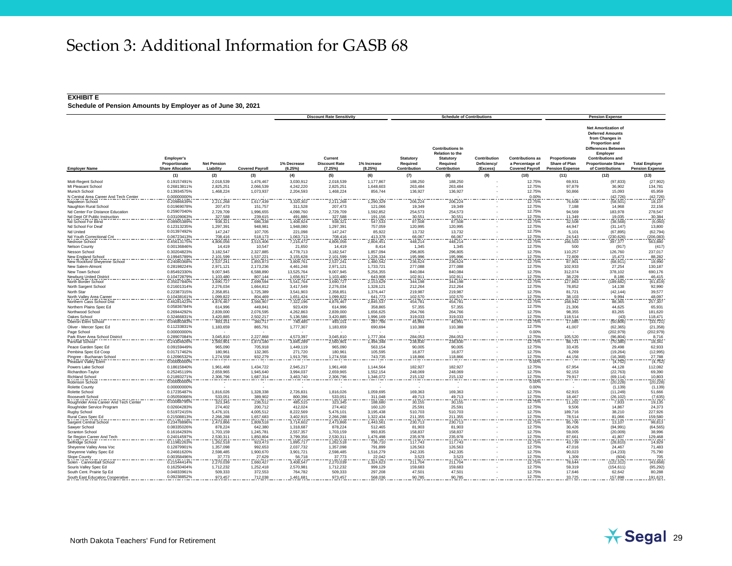# Section 3: Additional Information for GASB 68

**EXHIBIT E**

**Schedule of Pension Amounts by Employer as of June 30, 2021**

| | | | | Discount Rate Sensitivity | | | Schedule of Contributions | | | | Pension Expense | | |
|---|---|---|---|---|---|---|---|---|---|---|---|---|---|
| **Employer Name** | **Employer's Proportionate Share Allocation** | **Net Pension Liability** | **Covered Payroll** | **1% Decrease (6.25%)** | **Current Discount Rate (7.25%)** | **1% Increase (8.25%)** | **Statutory Required Contribution** | **Contributions In Relation to the Statutory Required Contribution** | **Contribution Deficiency/ (Excess)** | **Contributions as a Percentage of Covered Payroll** | **Proportionate Share of Plan Pension Expense** | **Net Amortization of Deferred Amounts from Changes in Proportion and Differences Between Employer Contributions and Proportionate Share of Contributions** | **Total Employer Pension Expense** |
| | (1) | (2) | (3) | (4) | (5) | (6) | (7) | (8) | (9) | (10) | (11) | (12) | (13) |
| Mott-Regent School | 0.19157491% | 2,018,539 | 1,476,467 | 3,030,912 | 2,018,539 | 1,177,867 | 188,250 | 188,250 | - | 12.75% | 69,931 | (97,833) | (27,902) |
| Mt Pleasant School | 0.26813811% | 2,825,251 | 2,066,539 | 4,242,220 | 2,825,251 | 1,648,603 | 263,484 | 263,484 | - | 12.75% | 97,879 | 36,902 | 134,781 |
| Munich School | 0.13934575% | 1,468,224 | 1,073,937 | 2,204,593 | 1,468,224 | 856,744 | 136,927 | 136,927 | - | 12.75% | 50,866 | 15,093 | 65,959 |
| N Central Area Career And Tech Center | 0.00000000% | - | - | - | - | - | - | - | - | 0.00% | - | (42,726) | (42,726) |
| Napoleon School | 0.20986639% | 2,211,268 | 1,617,439 | 3,320,302 | 2,211,268 | 1,290,329 | 206,224 | 206,224 | - | 12.75% | 76,608 | (58,501) | 18,107 |
| Naughton Rural School | 0.01969078% | 207,473 | 151,757 | 311,528 | 207,473 | 121,066 | 19,349 | 19,349 | - | 12.75% | 7,188 | 14,968 | 22,156 |
| Nd Center For Distance Education | 0.25907040% | 2,729,709 | 1,996,656 | 4,098,760 | 2,729,709 | 1,592,852 | 254,573 | 254,573 | - | 12.75% | 94,569 | 183,978 | 278,547 |
| Nd Dept Of Public Instruction | 0.03109063% | 327,588 | 239,615 | 491,886 | 327,588 | 191,156 | 30,551 | 30,551 | - | 12.75% | 11,349 | 19,035 | 30,384 |
| Nd School For Blind | 0.08905389% | 938,321 | 686,338 | 1,408,924 | 938,321 | 547,533 | 87,508 | 87,508 | - | 12.75% | 32,508 | (38,568) | (6,060) |
| Nd School For Deaf | 0.12313235% | 1,297,391 | 948,981 | 1,948,080 | 1,297,391 | 757,059 | 120,995 | 120,995 | - | 12.75% | 44,947 | (31,147) | 13,800 |
| Nd United | 0.01397492% | 147,247 | 107,705 | 221,098 | 147,247 | 85,922 | 13,732 | 13,732 | - | 12.75% | 5,101 | (67,895) | (62,794) |
| Nd Youth Correctional Cnt | 0.06723413% | 708,416 | 518,173 | 1,063,713 | 708,416 | 413,378 | 66,067 | 66,067 | - | 12.75% | 24,543 | (230,626) | (206,083) |
| Nedrose School | 0.45613175% | 4,806,056 | 3,515,406 | 7,216,472 | 4,806,056 | 2,804,451 | 448,214 | 448,214 | - | 12.75% | 166,503 | 397,377 | 563,880 |
| Nelson County | 0.00136846% | 14,419 | 10,547 | 21,650 | 14,419 | 8,414 | 1,345 | 1,345 | - | 12.75% | 500 | (917) | (417) |
| Nesson School | 0.30204823% | 3,182,547 | 2,327,885 | 4,778,713 | 3,182,547 | 1,857,094 | 296,805 | 296,805 | - | 12.75% | 110,257 | 126,760 | 237,017 |
| New England School | 0.19945789% | 2,101,599 | 1,537,221 | 3,155,628 | 2,101,599 | 1,226,334 | 195,996 | 195,996 | - | 12.75% | 72,809 | 15,473 | 88,282 |
| New Rockford Sheyenne School | 0.24080368% | 2,537,241 | 1,855,873 | 3,809,761 | 2,537,241 | 1,480,542 | 236,624 | 236,624 | - | 12.75% | 87,901 | (68,911) | 18,990 |
| New Salem-Almont | 0.28198224% | 2,971,121 | 2,173,236 | 4,461,248 | 2,971,121 | 1,733,721 | 277,088 | 277,088 | - | 12.75% | 102,933 | 27,254 | 130,187 |
| New Town School | 0.85492330% | 9,007,945 | 6,588,890 | 13,525,764 | 9,007,945 | 5,256,355 | 840,084 | 840,084 | - | 12.75% | 312,074 | 378,102 | 690,176 |
| Newburg United District | 0.10472879% | 1,103,480 | 807,144 | 1,656,917 | 1,103,480 | 643,908 | 102,911 | 102,911 | - | 12.75% | 38,229 | 8,186 | 46,415 |
| North Border School | 0.35027840% | 3,690,727 | 2,699,594 | 5,541,764 | 3,690,727 | 2,153,629 | 344,198 | 344,198 | - | 12.75% | 127,863 | (189,682) | (61,819) |
| North Sargent School | 0.21601314% | 2,276,034 | 1,664,812 | 3,417,549 | 2,276,034 | 1,328,121 | 212,264 | 212,264 | - | 12.75% | 78,852 | 14,138 | 92,990 |
| North Star | 0.22387315% | 2,358,851 | 1,725,389 | 3,541,903 | 2,358,851 | 1,376,447 | 219,987 | 219,987 | - | 12.75% | 81,721 | (42,144) | 39,577 |
| North Valley Area Career | 0.10438161% | 1,099,822 | 804,469 | 1,651,424 | 1,099,822 | 641,773 | 102,570 | 102,570 | - | 12.75% | 38,103 | 9,994 | 48,097 |
| Northern Cass School Dist | 0.46281423% | 4,876,467 | 3,566,907 | 7,322,196 | 4,876,467 | 2,845,537 | 454,781 | 454,781 | - | 12.75% | 168,942 | 88,365 | 257,307 |
| Northern Plains Spec Ed | 0.05836784% | 614,996 | 449,841 | 923,439 | 614,996 | 358,865 | 57,355 | 57,355 | - | 12.75% | 21,306 | 44,625 | 65,931 |
| Northwood School | 0.26944292% | 2,839,000 | 2,076,595 | 4,262,863 | 2,839,000 | 1,656,625 | 264,766 | 264,766 | - | 12.75% | 98,355 | 83,265 | 181,620 |
| Oakes School | 0.32466831% | 3,420,885 | 2,502,217 | 5,136,586 | 3,420,885 | 1,996,169 | 319,033 | 319,033 | - | 12.75% | 118,514 | (43) | 118,471 |
| Oberon Elem School | 0.04680383% | 493,151 | 360,717 | 740,485 | 493,151 | 287,766 | 45,991 | 45,991 | - | 12.75% | 17,085 | (50,806) | (33,721) |
| Oliver - Mercer Spec Ed | 0.11233831% | 1,183,659 | 865,791 | 1,777,307 | 1,183,659 | 690,694 | 110,388 | 110,388 | - | 12.75% | 41,007 | (62,365) | (21,358) |
| Page School | 0.00000000% | - | - | - | - | - | - | - | - | 0.00% | - | (202,979) | (202,979) |
| Park River Area School District | 0.28907084% | 3,045,810 | 2,227,868 | 4,573,397 | 3,045,810 | 1,777,304 | 284,053 | 284,053 | - | 12.75% | 105,520 | (96,804) | 8,716 |
| Parshall School | 0.24304926% | 2,560,901 | 1,873,180 | 3,845,289 | 2,560,901 | 1,494,348 | 238,830 | 238,830 | - | 12.75% | 88,721 | (70,380) | 18,341 |
| Peace Garden Spec Ed | 0.09159449% | 965,090 | 705,918 | 1,449,119 | 965,090 | 563,154 | 90,005 | 90,005 | - | 12.75% | 33,435 | 29,498 | 62,933 |
| Pembina Spec Ed Coop | 0.01717462% | 180,961 | 132,365 | 271,720 | 180,961 | 105,595 | 16,877 | 16,877 | - | 12.75% | 6,269 | (19,264) | (12,995) |
| Pingree - Buchanan School | 0.12096532% | 1,274,558 | 932,279 | 1,913,795 | 1,274,558 | 743,735 | 118,866 | 118,866 | - | 12.75% | 44,156 | (16,368) | 27,788 |
| Pleasant Valley Elem | 0.00000000% | - | - | - | - | - | - | - | - | 0.00% | - | (4,752) | (4,752) |
| Powers Lake School | 0.18615840% | 1,961,468 | 1,434,722 | 2,945,217 | 1,961,468 | 1,144,564 | 182,927 | 182,927 | - | 12.75% | 67,954 | 44,128 | 112,082 |
| Richardton-Taylor | 0.25245119% | 2,659,965 | 1,945,640 | 3,994,037 | 2,659,965 | 1,552,154 | 248,069 | 248,069 | - | 12.75% | 92,153 | (22,763) | 69,390 |
| Richland School | 0.21893271% | 2,306,796 | 1,687,314 | 3,463,740 | 2,306,796 | 1,346,072 | 215,132 | 215,132 | - | 12.75% | 79,917 | (69,114) | 10,803 |
| Robinson School | 0.00000000% | - | - | - | - | - | - | - | - | 0.00% | - | (20,228) | (20,228) |
| Rolette County | 0.00000000% | - | - | - | - | - | - | - | - | 0.00% | - | (1,139) | (1,139) |
| Rolette School | 0.17235487% | 1,816,026 | 1,328,338 | 2,726,831 | 1,816,026 | 1,059,695 | 169,363 | 169,363 | - | 12.75% | 62,915 | (11,249) | 51,666 |
| Roosevelt School | 0.05059066% | 533,051 | 389,902 | 800,396 | 533,051 | 311,048 | 49,713 | 49,713 | - | 12.75% | 18,467 | (26,102) | (7,635) |
| Roughrider Area Career And Tech Center | 0.03068795% | 323,345 | 236,512 | 485,515 | 323,345 | 188,680 | 30,155 | 30,155 | - | 12.75% | 11,202 | 7,933 | 19,135 |
| Roughrider Service Program | 0.02604283% | 274,402 | 200,712 | 412,024 | 274,402 | 160,120 | 25,591 | 25,591 | - | 12.75% | 9,506 | 14,867 | 24,373 |
| Rugby School | 0.51972415% | 5,476,101 | 4,005,512 | 8,222,569 | 5,476,101 | 3,195,438 | 510,703 | 510,703 | - | 12.75% | 189,716 | 38,210 | 227,926 |
| Rural Cass Spec Ed | 0.21508813% | 2,266,288 | 1,657,683 | 3,402,915 | 2,266,288 | 1,322,434 | 211,355 | 211,355 | - | 12.75% | 78,514 | 81,066 | 159,580 |
| Sargent Central School | 0.23478896% | 2,473,866 | 1,809,518 | 3,714,602 | 2,473,866 | 1,443,561 | 230,713 | 230,713 | - | 12.75% | 85,706 | 13,107 | 98,813 |
| Sawyer School | 0.08335026% | 878,224 | 642,380 | 1,318,687 | 878,224 | 512,465 | 81,903 | 81,903 | - | 12.75% | 30,426 | (94,991) | (64,565) |
| Scranton School | 0.16164293% | 1,703,159 | 1,245,781 | 2,557,357 | 1,703,159 | 993,835 | 158,837 | 158,837 | - | 12.75% | 59,005 | (20,009) | 38,996 |
| Se Region Career And Tech | 0.24014597% | 2,530,311 | 1,850,804 | 3,799,356 | 2,530,311 | 1,476,498 | 235,978 | 235,978 | - | 12.75% | 87,661 | 41,807 | 129,468 |
| Selfridge School | 0.11982263% | 1,262,518 | 923,473 | 1,895,717 | 1,262,518 | 736,710 | 117,743 | 117,743 | - | 12.75% | 43,739 | (28,810) | 14,929 |
| Sheyenne Valley Area Voc | 0.12879901% | 1,357,098 | 992,653 | 2,037,732 | 1,357,098 | 791,899 | 126,563 | 126,563 | - | 12.75% | 47,016 | 24,467 | 71,483 |
| Sheyenne Valley Spec Ed | 0.24661620% | 2,598,485 | 1,900,670 | 3,901,721 | 2,598,485 | 1,516,279 | 242,335 | 242,335 | - | 12.75% | 90,023 | (14,233) | 75,790 |
| Slope County | 0.00358496% | 37,773 | 27,629 | 56,718 | 37,773 | 22,042 | 3,523 | 3,523 | - | 12.75% | 1,309 | (604) | 705 |
| Solen - Cannonball School | 0.21544414% | 2,270,039 | 1,660,427 | 3,408,547 | 2,270,039 | 1,324,623 | 211,704 | 211,704 | - | 12.75% | 78,644 | (122,312) | (43,668) |
| Souris Valley Spec Ed | 0.16250404% | 1,712,232 | 1,252,418 | 2,570,981 | 1,712,232 | 999,129 | 159,683 | 159,683 | - | 12.75% | 59,319 | (154,611) | (95,292) |
| South Cent. Prairie Sp Ed | 0.04833961% | 509,333 | 372,553 | 764,782 | 509,333 | 297,208 | 47,501 | 47,501 | - | 12.75% | 17,646 | 62,642 | 80,288 |
| South East Education Cooperative | 0.09238852% | 973,457 | 712,038 | 1,461,681 | 973,457 | 568,036 | 90,785 | 90,785 | - | 12.75% | 33,725 | 157,898 | 191,623 |

North Dakota Teachers' Fund for Retirement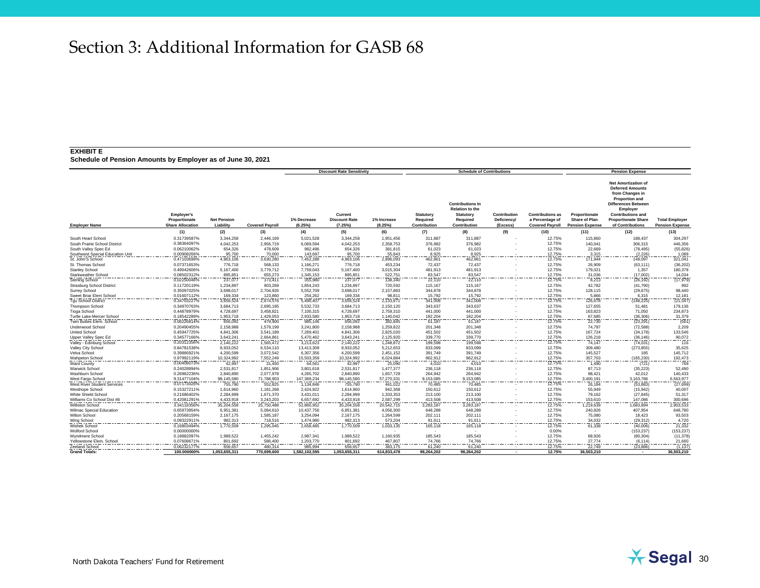# Section 3: Additional Information for GASB 68

**EXHIBIT E**

**Schedule of Pension Amounts by Employer as of June 30, 2021**

| | | | | Discount Rate Sensitivity | | | Schedule of Contributions | | | | Pension Expense | | |
|---|---|---|---|---|---|---|---|---|---|---|---|---|---|
| Employer Name | Employer's Proportionate Share Allocation | Net Pension Liability | Covered Payroll | 1% Decrease (6.25%) | Current Discount Rate (7.25%) | 1% Increase (8.25%) | Statutory Required Contribution | Contributions In Relation to the Statutory Required Contribution | Contribution Deficiency/ (Excess) | Contributions as a Percentage of Covered Payroll | Proportionate Share of Plan Pension Expense | Net Amortization of Deferred Amounts from Changes in Proportion and Differences Between Employer Contributions and Proportionate Share of Contributions | Total Employer Pension Expense |
| | (1) | (2) | (3) | (4) | (5) | (6) | (7) | (8) | (9) | (10) | (11) | (12) | (13) |
| South Heart School | 0.31739587% | 3,344,258 | 2,446,169 | 5,021,528 | 3,344,258 | 1,951,456 | 311,887 | 311,887 | - | 12.75% | 115,860 | 188,437 | 304,297 |
| South Prairie School District | 0.38364097% | 4,042,253 | 2,956,719 | 6,069,594 | 4,042,253 | 2,358,753 | 376,982 | 376,982 | - | 12.75% | 140,041 | 306,315 | 446,356 |
| South Valley Spec Ed | 0.06210062% | 654,326 | 478,609 | 982,496 | 654,326 | 381,815 | 61,023 | 61,023 | - | 12.75% | 22,669 | (78,495) | (55,826) |
| Southwest Special Education Unit | 0.00908266% | 95,700 | 70,000 | 143,697 | 95,700 | 55,843 | 8,925 | 8,925 | - | 12.75% | 3,315 | (2,226) | 1,089 |
| St. John'S School | 0.47103699% | 4,963,106 | 3,630,280 | 7,452,288 | 4,963,106 | 2,896,093 | 462,861 | 462,861 | - | 12.75% | 171,944 | 149,097 | 321,041 |
| St. Thomas School | 0.07371653% | 776,718 | 568,133 | 1,166,271 | 776,718 | 453,234 | 72,437 | 72,437 | - | 12.75% | 26,909 | (63,111) | (36,202) |
| Stanley School | 0.49042606% | 5,167,400 | 3,779,712 | 7,759,043 | 5,167,400 | 3,015,304 | 481,913 | 481,913 | - | 12.75% | 179,021 | 1,357 | 180,378 |
| Starkweather School | 0.08502312% | 895,851 | 655,273 | 1,345,153 | 895,851 | 522,751 | 83,547 | 83,547 | - | 12.75% | 31,036 | (17,002) | 14,034 |
| Sterling School | 0.02250046% | 237,077 | 173,411 | 355,980 | 237,077 | 138,340 | 22,110 | 22,110 | - | 12.75% | 8,213 | (26,192) | (17,979) |
| Strasburg School District | 0.11720119% | 1,234,897 | 903,269 | 1,854,243 | 1,234,897 | 720,592 | 115,167 | 115,167 | - | 12.75% | 42,782 | (41,790) | 992 |
| Surrey School | 0.35097025% | 3,698,017 | 2,704,926 | 5,552,709 | 3,698,017 | 2,157,883 | 344,878 | 344,878 | - | 12.75% | 128,115 | (29,675) | 98,440 |
| Sweet Briar Elem School | 0.01607112% | 169,334 | 123,860 | 254,262 | 169,334 | 98,811 | 15,792 | 15,792 | - | 12.75% | 5,866 | 6,315 | 12,181 |
| Tgu School District | 0.34703227% | 3,656,524 | 2,674,576 | 5,490,407 | 3,656,524 | 2,133,671 | 341,008 | 341,008 | - | 12.75% | 126,678 | (148,225) | (21,547) |
| Thompson School | 0.34970763% | 3,684,713 | 2,695,195 | 5,532,733 | 3,684,713 | 2,150,120 | 343,637 | 343,637 | - | 12.75% | 127,655 | 51,481 | 179,136 |
| Tioga School | 0.44878979% | 4,728,697 | 3,458,821 | 7,100,315 | 4,728,697 | 2,759,310 | 441,000 | 441,000 | - | 12.75% | 163,823 | 71,050 | 234,873 |
| Turtle Lake-Mercer School | 0.18542289% | 1,953,718 | 1,429,053 | 2,933,580 | 1,953,718 | 1,140,042 | 182,204 | 182,204 | - | 12.75% | 67,685 | (36,306) | 31,379 |
| Twin Buttes Elem. School | 0.06226814% | 656,092 | 479,900 | 985,146 | 656,092 | 382,845 | 61,187 | 61,187 | - | 12.75% | 22,730 | (23,291) | (561) |
| Underwood School | 0.20490455% | 2,158,988 | 1,579,199 | 3,241,800 | 2,158,988 | 1,259,822 | 201,348 | 201,348 | - | 12.75% | 74,797 | (72,588) | 2,209 |
| United School | 0.45947725% | 4,841,306 | 3,541,189 | 7,269,401 | 4,841,306 | 2,825,020 | 451,502 | 451,502 | - | 12.75% | 167,724 | (34,178) | 133,546 |
| Upper Valley Spec Ed | 0.34577166% | 3,643,241 | 2,664,861 | 5,470,462 | 3,643,241 | 2,125,920 | 339,770 | 339,770 | - | 12.75% | 126,218 | (36,146) | 90,072 |
| Valley - Edinburg School | 0.20312356% | 2,140,222 | 1,565,472 | 3,213,623 | 2,140,222 | 1,248,872 | 199,598 | 199,598 | - | 12.75% | 74,147 | (74,031) | 116 |
| Valley City School | 0.84781538% | 8,933,052 | 6,534,110 | 13,413,309 | 8,933,052 | 5,212,653 | 833,099 | 833,099 | - | 12.75% | 309,480 | (273,855) | 35,625 |
| Velva School | 0.39866921% | 4,200,599 | 3,072,542 | 6,307,356 | 4,200,599 | 2,451,152 | 391,749 | 391,749 | - | 12.75% | 145,527 | 185 | 145,712 |
| Wahpeton School | 0.97992119% | 10,324,992 | 7,552,249 | 15,503,359 | 10,324,992 | 6,024,884 | 962,912 | 962,912 | - | 12.75% | 357,703 | (165,230) | 192,473 |
| Ward County | 0.00408073% | 42,997 | 31,450 | 64,561 | 42,997 | 25,090 | 4,010 | 4,010 | - | 12.75% | 1,490 | (721) | 769 |
| Warwick School | 0.24028894% | 2,531,817 | 1,851,906 | 3,801,618 | 2,531,817 | 1,477,377 | 236,118 | 236,118 | - | 12.75% | 87,713 | (35,223) | 52,490 |
| Washburn School | 0.26962236% | 2,840,890 | 2,077,978 | 4,265,702 | 2,840,890 | 1,657,729 | 264,942 | 264,942 | - | 12.75% | 98,421 | 42,012 | 140,433 |
| West Fargo School | 9.31477104% | 98,145,580 | 71,788,903 | 147,369,234 | 98,145,580 | 57,270,331 | 9,153,085 | 9,153,085 | - | 12.75% | 3,400,191 | 3,163,786 | 6,563,977 |
| West River Student Services | 0.07173026% | 755,790 | 552,825 | 1,134,846 | 755,790 | 441,022 | 70,485 | 70,485 | - | 12.75% | 26,184 | (53,883) | (27,699) |
| Westhope School | 0.15327211% | 1,614,960 | 1,181,268 | 2,424,922 | 1,614,960 | 942,368 | 150,612 | 150,612 | - | 12.75% | 55,949 | (15,942) | 40,007 |
| White Shield School | 0.21686402% | 2,284,999 | 1,671,370 | 3,431,011 | 2,284,999 | 1,333,353 | 213,100 | 213,100 | - | 12.75% | 79,162 | (27,845) | 51,317 |
| Williams Co School Dist #8 | 0.42081291% | 4,433,918 | 3,243,203 | 6,657,692 | 4,433,918 | 2,587,299 | 413,508 | 413,508 | - | 12.75% | 153,610 | 147,086 | 300,696 |
| Williston School | 3.34118356% | 35,204,558 | 25,750,488 | 52,860,952 | 35,204,558 | 20,542,715 | 3,283,187 | 3,283,187 | - | 12.75% | 1,219,639 | 1,683,894 | 2,903,533 |
| Wilmac Special Education | 0.65973954% | 6,951,381 | 5,084,610 | 10,437,756 | 6,951,381 | 4,056,300 | 648,288 | 648,288 | - | 12.75% | 240,826 | 407,954 | 648,780 |
| Wilton School | 0.20568159% | 2,167,175 | 1,585,187 | 3,254,094 | 2,167,175 | 1,264,599 | 202,111 | 202,111 | - | 12.75% | 75,080 | 18,423 | 93,503 |
| Wing School | 0.09322911% | 982,313 | 718,516 | 1,474,980 | 982,313 | 573,204 | 91,611 | 91,611 | - | 12.75% | 34,032 | (29,312) | 4,720 |
| Wishek School | 0.16803494% | 1,770,509 | 1,295,045 | 2,658,485 | 1,770,509 | 1,033,135 | 165,118 | 165,118 | - | 12.75% | 61,338 | (40,006) | 21,332 |
| Wolford School | 0.00000000% | - | - | - | - | - | - | - | - | 0.00% | - | (153,237) | (153,237) |
| Wyndmere School | 0.18882097% | 1,989,522 | 1,455,242 | 2,987,341 | 1,989,522 | 1,160,935 | 185,543 | 185,543 | - | 12.75% | 68,926 | (80,304) | (11,378) |
| Yellowstone Elem. School | 0.07608671% | 801,692 | 586,400 | 1,203,770 | 801,692 | 467,807 | 74,766 | 74,766 | - | 12.75% | 27,774 | (6,114) | 21,660 |
| Zeeland School | 0.06232177% | 656,657 | 480,314 | 985,994 | 656,657 | 383,175 | 61,240 | 61,240 | - | 12.75% | 22,749 | (23,886) | (1,137) |
| **Grand Totals:** | **100.000000%** | **1,053,655,311** | **770,699,600** | **1,582,102,595** | **1,053,655,311** | **614,833,478** | **98,264,202** | **98,264,202** | **-** | **12.75%** | **36,503,210** | **-** | **36,503,210** |

North Dakota Teachers' Fund for Retirement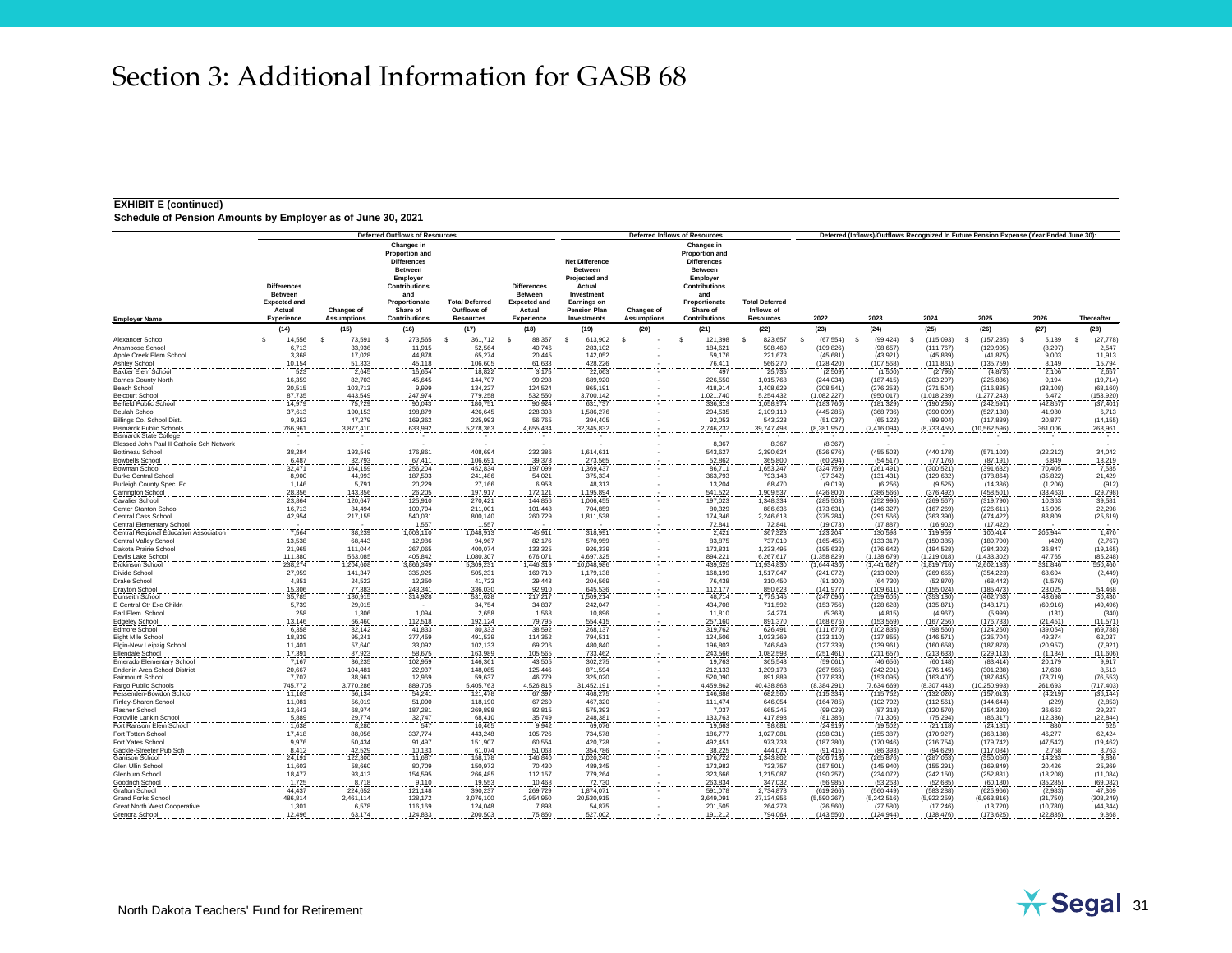# Section 3: Additional Information for GASB 68

**EXHIBIT E (continued)**

**Schedule of Pension Amounts by Employer as of June 30, 2021**

| | Deferred Outflows of Resources | | | | Deferred Inflows of Resources | | | | Deferred (Inflows)/Outflows Recognized In Future Pension Expense (Year Ended June 30): | | | | | |
|---|---|---|---|---|---|---|---|---|---|---|---|---|---|---|
| **Employer Name** | **Differences Between Expected and Actual Experience** | **Changes of Assumptions** | **Changes in Proportion and Differences Between Employer Contributions and Proportionate Share of Contributions** | **Total Deferred Outflows of Resources** | **Differences Between Expected and Actual Experience** | **Net Difference Between Projected and Actual Investment Earnings on Pension Plan Investments** | **Changes of Assumptions** | **Changes in Proportion and Differences Between Employer Contributions and Proportionate Share of Contributions** | **Total Deferred Inflows of Resources** | **2022** | **2023** | **2024** | **2025** | **2026** | **Thereafter** |
| | (14) | (15) | (16) | (17) | (18) | (19) | (20) | (21) | (22) | (23) | (24) | (25) | (26) | (27) | (28) |
| Alexander School | $ 14,556 | $ 73,591 | $ 273,565 | $ 361,712 | $ 88,357 | $ 613,902 | $ - | $ 121,398 | $ 823,657 | $ (67,554) | $ (99,424) | $ (115,093) | $ (157,235) | $ 5,139 | $ (27,778) |
| Anamoose School | 6,713 | 33,936 | 11,915 | 52,564 | 40,746 | 283,102 | - | 184,621 | 508,469 | (109,826) | (98,657) | (111,767) | (129,905) | (8,297) | 2,547 |
| Apple Creek Elem School | 3,368 | 17,028 | 44,878 | 65,274 | 20,445 | 142,052 | - | 59,176 | 221,673 | (45,681) | (43,921) | (45,839) | (41,875) | 9,003 | 11,913 |
| Ashley School | 10,154 | 51,333 | 45,118 | 106,605 | 61,633 | 428,226 | - | 76,411 | 566,270 | (128,420) | (107,568) | (111,861) | (135,759) | 8,149 | 15,794 |
| Bakker Elem School | 523 | 2,645 | 15,654 | 18,822 | 3,175 | 22,063 | - | 497 | 25,735 | (2,509) | (1,500) | (2,795) | (4,873) | 2,106 | 2,657 |
| Barnes County North | 16,359 | 82,703 | 45,645 | 144,707 | 99,298 | 689,920 | - | 226,550 | 1,015,768 | (244,034) | (187,415) | (203,207) | (225,886) | 9,194 | (19,714) |
| Beach School | 20,515 | 103,713 | 9,999 | 134,227 | 124,524 | 865,191 | - | 418,914 | 1,408,629 | (308,541) | (276,253) | (271,504) | (316,835) | (33,108) | (68,160) |
| Belcourt School | 87,735 | 443,549 | 247,974 | 779,258 | 532,550 | 3,700,142 | - | 1,021,740 | 5,254,432 | (1,082,227) | (950,017) | (1,018,239) | (1,277,243) | 6,472 | (153,920) |
| Belfield Public School | 14,979 | 75,729 | 90,043 | 180,751 | 90,924 | 631,737 | - | 336,313 | 1,058,974 | (183,760) | (181,329) | (190,286) | (242,591) | (42,857) | (37,401) |
| Beulah School | 37,613 | 190,153 | 198,879 | 426,645 | 228,308 | 1,586,276 | - | 294,535 | 2,109,119 | (445,285) | (368,736) | (390,009) | (527,138) | 41,980 | 6,713 |
| Billings Co. School Dist. | 9,352 | 47,279 | 169,362 | 225,993 | 56,765 | 394,405 | - | 92,053 | 543,223 | (51,037) | (65,122) | (89,904) | (117,889) | 20,877 | (14,155) |
| Bismarck Public Schools | 766,961 | 3,877,410 | 633,992 | 5,278,363 | 4,655,434 | 32,345,832 | - | 2,746,232 | 39,747,498 | (8,381,957) | (7,416,094) | (8,733,455) | (10,562,596) | 361,006 | 263,961 |
| Bismarck State College Blessed John Paul II Catholic Sch Network | - | - | - | - | - | - | - | 8,367 | 8,367 | (8,367) | - | - | - | - | - |
| Bottineau School | 38,284 | 193,549 | 176,861 | 408,694 | 232,386 | 1,614,611 | - | 543,627 | 2,390,624 | (526,976) | (455,503) | (440,178) | (571,103) | (22,212) | 34,042 |
| Bowbells School | 6,487 | 32,793 | 67,411 | 106,691 | 39,373 | 273,565 | - | 52,862 | 365,800 | (60,294) | (54,517) | (77,176) | (87,191) | 6,849 | 13,219 |
| Bowman School | 32,471 | 164,159 | 256,204 | 452,834 | 197,099 | 1,369,437 | - | 86,711 | 1,653,247 | (324,759) | (261,491) | (300,521) | (391,632) | 70,405 | 7,585 |
| Burke Central School | 8,900 | 44,993 | 187,593 | 241,486 | 54,021 | 375,334 | - | 363,793 | 793,148 | (97,342) | (131,431) | (129,632) | (178,864) | (35,822) | 21,429 |
| Burleigh County Spec. Ed. | 1,146 | 5,791 | 20,229 | 27,166 | 6,953 | 48,313 | - | 13,204 | 68,470 | (9,019) | (6,256) | (9,525) | (14,386) | (1,206) | (912) |
| Carrington School | 28,356 | 143,356 | 26,205 | 197,917 | 172,121 | 1,195,894 | - | 541,522 | 1,909,537 | (426,800) | (386,566) | (376,492) | (458,501) | (33,463) | (29,798) |
| Cavalier School | 23,864 | 120,647 | 125,910 | 270,421 | 144,856 | 1,006,455 | - | 197,023 | 1,348,334 | (285,503) | (252,996) | (269,567) | (319,790) | 10,363 | 39,581 |
| Center Stanton School | 16,713 | 84,494 | 109,794 | 211,001 | 101,448 | 704,859 | - | 80,329 | 886,636 | (173,631) | (146,327) | (167,269) | (226,611) | 15,905 | 22,298 |
| Central Cass School | 42,954 | 217,155 | 540,031 | 800,140 | 260,729 | 1,811,538 | - | 174,346 | 2,246,613 | (375,284) | (291,566) | (363,390) | (474,422) | 83,809 | (25,619) |
| Central Elementary School | - | - | 1,557 | 1,557 | - | - | - | 72,841 | 72,841 | (19,073) | (17,887) | (16,902) | (17,422) | - | - |
| Central Regional Education Association | 7,564 | 38,239 | 1,003,110 | 1,048,913 | 45,911 | 318,991 | - | 2,421 | 367,323 | 123,204 | 130,598 | 119,959 | 100,414 | 205,944 | 1,470 |
| Central Valley School | 13,538 | 68,443 | 12,986 | 94,967 | 82,176 | 570,959 | - | 83,875 | 737,010 | (165,455) | (133,317) | (150,385) | (189,700) | (420) | (2,767) |
| Dakota Prairie School | 21,965 | 111,044 | 267,065 | 400,074 | 133,325 | 926,339 | - | 173,831 | 1,233,495 | (195,632) | (176,642) | (194,528) | (284,302) | 36,847 | (19,165) |
| Devils Lake School | 111,380 | 563,085 | 405,842 | 1,080,307 | 676,071 | 4,697,325 | - | 894,221 | 6,267,617 | (1,358,829) | (1,138,679) | (1,219,018) | (1,433,302) | 47,765 | (85,248) |
| Dickinson School | 238,274 | 1,204,608 | 3,866,349 | 5,309,231 | 1,446,319 | 10,048,986 | - | 439,525 | 11,934,830 | (1,644,430) | (1,441,627) | (1,819,716) | (2,602,133) | 331,846 | 550,460 |
| Divide School | 27,959 | 141,347 | 335,925 | 505,231 | 169,710 | 1,179,138 | - | 168,199 | 1,517,047 | (241,072) | (213,020) | (269,655) | (354,223) | 68,604 | (2,449) |
| Drake School | 4,851 | 24,522 | 12,350 | 41,723 | 29,443 | 204,569 | - | 76,438 | 310,450 | (81,100) | (64,730) | (52,870) | (68,442) | (1,576) | (9) |
| Drayton School | 15,306 | 77,383 | 243,341 | 336,030 | 92,910 | 645,536 | - | 112,177 | 850,623 | (141,977) | (109,611) | (155,024) | (185,473) | 23,025 | 54,468 |
| Dunseith School | 35,785 | 180,915 | 314,928 | 531,628 | 217,217 | 1,509,214 | - | 48,714 | 1,775,145 | (247,098) | (259,605) | (353,180) | (462,763) | 48,698 | 30,430 |
| E Central Ctr Exc Childn | 5,739 | 29,015 | - | 34,754 | 34,837 | 242,047 | - | 434,708 | 711,592 | (153,756) | (128,628) | (135,871) | (148,171) | (60,916) | (49,496) |
| Earl Elem. School | 258 | 1,306 | 1,094 | 2,658 | 1,568 | 10,896 | - | 11,810 | 24,274 | (5,363) | (4,815) | (4,967) | (5,999) | (131) | (340) |
| Edgeley School | 13,146 | 66,460 | 112,518 | 192,124 | 79,795 | 554,415 | - | 257,160 | 891,370 | (168,676) | (153,559) | (167,256) | (176,733) | (21,451) | (11,571) |
| Edmore School | 6,358 | 32,142 | 41,833 | 80,333 | 38,592 | 268,137 | - | 319,762 | 626,491 | (111,670) | (102,835) | (99,560) | (124,250) | (39,054) | (68,788) |
| Eight Mile School | 18,839 | 95,241 | 377,459 | 491,539 | 114,352 | 794,511 | - | 124,506 | 1,033,369 | (133,110) | (137,855) | (146,571) | (235,704) | 49,374 | 62,037 |
| Elgin-New Leipzig School | 11,401 | 57,640 | 33,092 | 102,133 | 69,206 | 480,840 | - | 196,803 | 746,849 | (127,339) | (139,961) | (160,658) | (187,878) | (20,957) | (7,921) |
| Ellendale School | 17,391 | 87,923 | 58,675 | 163,989 | 105,565 | 733,462 | - | 243,566 | 1,082,593 | (251,461) | (211,657) | (213,633) | (229,113) | (1,134) | (11,606) |
| Emerado Elementary School | 7,167 | 36,235 | 102,959 | 146,361 | 43,505 | 302,275 | - | 19,763 | 365,543 | (59,061) | (46,656) | (60,148) | (83,414) | 20,179 | 9,917 |
| Enderlin Area School District | 20,667 | 104,481 | 22,937 | 148,085 | 125,446 | 871,594 | - | 212,133 | 1,209,173 | (267,565) | (242,291) | (276,145) | (301,238) | 17,638 | 8,513 |
| Fairmount School | 7,707 | 38,961 | 12,969 | 59,637 | 46,779 | 325,020 | - | 520,090 | 891,889 | (177,833) | (153,095) | (163,407) | (187,645) | (73,719) | (76,553) |
| Fargo Public Schools | 745,772 | 3,770,286 | 889,705 | 5,405,763 | 4,526,815 | 31,452,191 | - | 4,459,862 | 40,438,868 | (8,384,291) | (7,634,669) | (8,307,443) | (10,250,993) | 261,693 | (717,403) |
| Fessenden-Bowdon School | 11,103 | 56,134 | 54,241 | 121,478 | 67,397 | 468,275 | - | 146,888 | 682,560 | (115,334) | (115,752) | (132,020) | (157,613) | (4,219) | (36,144) |
| Finley-Sharon School | 11,081 | 56,019 | 51,090 | 118,190 | 67,260 | 467,320 | - | 111,474 | 646,054 | (164,785) | (102,792) | (112,561) | (144,644) | (229) | (2,853) |
| Flasher School | 13,643 | 68,974 | 187,281 | 269,898 | 82,815 | 575,393 | - | 7,037 | 665,245 | (99,029) | (87,318) | (120,570) | (154,320) | 36,663 | 29,227 |
| Fordville Lankin School | 5,889 | 29,774 | 32,747 | 68,410 | 35,749 | 248,381 | - | 133,763 | 417,893 | (81,386) | (71,306) | (75,294) | (86,317) | (12,336) | (22,844) |
| Fort Ransom Elem School | 1,638 | 8,280 | 547 | 10,465 | 9,942 | 69,076 | - | 19,663 | 98,681 | (24,919) | (19,502) | (21,118) | (24,181) | 880 | 625 |
| Fort Totten School | 17,418 | 88,056 | 337,774 | 443,248 | 105,726 | 734,578 | - | 186,777 | 1,027,081 | (198,031) | (155,387) | (170,927) | (168,188) | 46,277 | 62,424 |
| Fort Yates School | 9,976 | 50,434 | 91,497 | 151,907 | 60,554 | 420,728 | - | 492,451 | 973,733 | (187,380) | (170,946) | (216,754) | (179,742) | (47,542) | (19,462) |
| Gackle-Streeter Pub Sch | 8,412 | 42,529 | 10,133 | 61,074 | 51,063 | 354,786 | - | 38,225 | 444,074 | (91,415) | (86,393) | (94,629) | (117,084) | 2,758 | 3,763 |
| Garrison School | 24,191 | 122,300 | 11,687 | 158,178 | 146,840 | 1,020,240 | - | 176,722 | 1,343,802 | (308,713) | (265,876) | (287,053) | (350,050) | 14,232 | 9,836 |
| Glen Ullin School | 11,603 | 58,660 | 80,709 | 150,972 | 70,430 | 489,345 | - | 173,982 | 733,757 | (157,501) | (145,940) | (155,291) | (169,849) | 20,426 | 25,369 |
| Glenburn School | 18,477 | 93,413 | 154,595 | 266,485 | 112,157 | 779,264 | - | 323,666 | 1,215,087 | (190,257) | (234,072) | (242,150) | (252,831) | (18,208) | (11,084) |
| Goodrich School | 1,725 | 8,718 | 9,110 | 19,553 | 10,468 | 72,730 | - | 263,834 | 347,032 | (56,985) | (53,263) | (52,685) | (60,180) | (35,285) | (69,082) |
| Grafton School | 44,437 | 224,652 | 121,148 | 390,237 | 269,729 | 1,874,071 | - | 591,078 | 2,734,878 | (619,266) | (560,449) | (583,288) | (625,966) | (2,983) | 47,309 |
| Grand Forks School | 486,814 | 2,461,114 | 128,172 | 3,076,100 | 2,954,950 | 20,530,915 | - | 3,649,091 | 27,134,956 | (5,590,267) | (5,242,516) | (5,922,259) | (6,963,816) | (31,750) | (308,249) |
| Great North West Cooperative | 1,301 | 6,578 | 116,169 | 124,048 | 7,898 | 54,875 | - | 201,505 | 264,278 | (26,560) | (27,580) | (17,246) | (13,720) | (10,780) | (44,344) |
| Grenora School | 12,496 | 63,174 | 124,833 | 200,503 | 75,850 | 527,002 | - | 191,212 | 794,064 | (143,550) | (124,944) | (138,476) | (173,625) | (22,835) | 9,868 |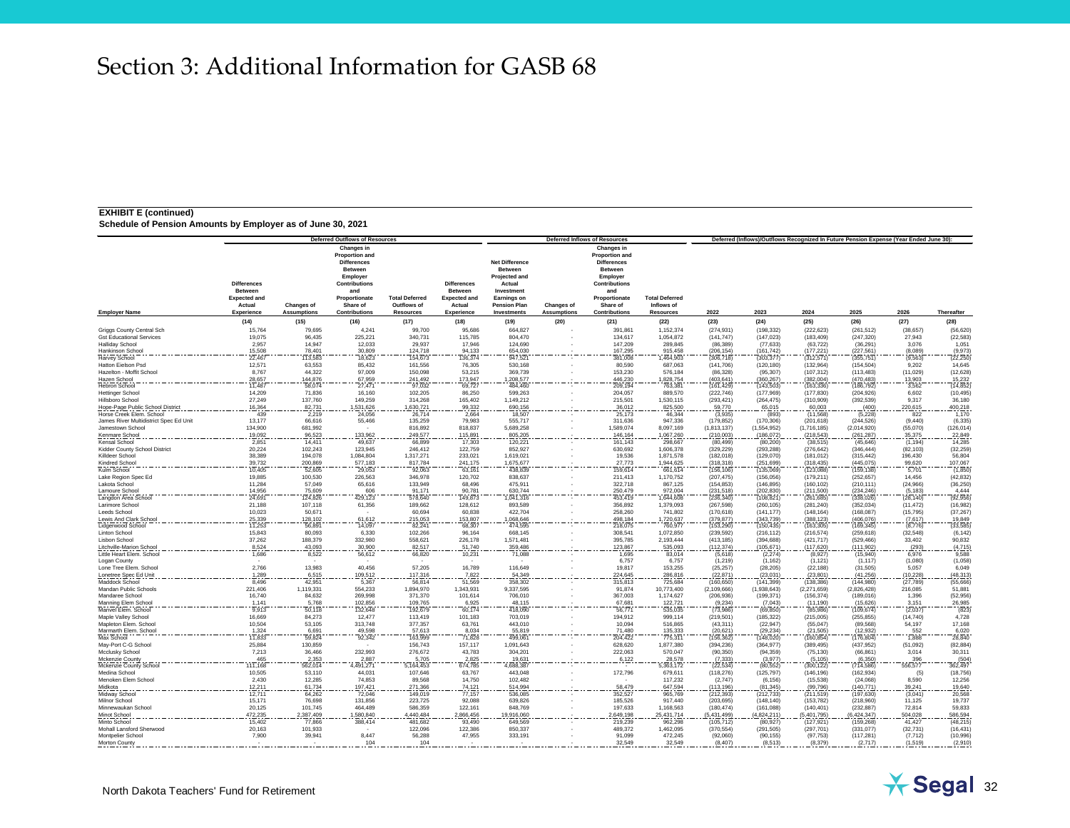# Section 3: Additional Information for GASB 68

**EXHIBIT E (continued)**

**Schedule of Pension Amounts by Employer as of June 30, 2021**

| | Deferred Outflows of Resources | | | | Deferred Inflows of Resources | | | | | Deferred (Inflows)/Outflows Recognized In Future Pension Expense (Year Ended June 30): | | | | | |
|---|---|---|---|---|---|---|---|---|---|---|---|---|---|---|---|
| **Employer Name** | **Differences Between Expected and Actual Experience** | **Changes of Assumptions** | **Changes in Proportion and Differences Between Employer Contributions and Proportionate Share of Contributions** | **Total Deferred Outflows of Resources** | **Differences Between Expected and Actual Experience** | **Net Difference Between Projected and Actual Investment Earnings on Pension Plan Investments** | **Changes of Assumptions** | **Changes in Proportion and Differences Between Employer Contributions and Proportionate Share of Contributions** | **Total Deferred Inflows of Resources** | **2022** | **2023** | **2024** | **2025** | **2026** | **Thereafter** |
| | (14) | (15) | (16) | (17) | (18) | (19) | (20) | (21) | (22) | (23) | (24) | (25) | (26) | (27) | (28) |
| Griggs County Central Sch | 15,764 | 79,695 | 4,241 | 99,700 | 95,686 | 664,827 | - | 391,861 | 1,152,374 | (274,931) | (198,332) | (222,623) | (261,512) | (38,657) | (56,620) |
| Gst Educational Services | 19,075 | 96,435 | 225,221 | 340,731 | 115,785 | 804,470 | - | 134,617 | 1,054,872 | (141,747) | (147,023) | (183,409) | (247,320) | 27,943 | (22,583) |
| Halliday School | 2,957 | 14,947 | 12,033 | 29,937 | 17,946 | 124,690 | - | 147,209 | 289,845 | (86,389) | (77,633) | (63,722) | (36,291) | 3,076 | 1,051 |
| Hankinson School | 15,508 | 78,401 | 30,809 | 124,718 | 94,133 | 654,030 | - | 167,295 | 915,458 | (206,154) | (161,742) | (177,221) | (227,561) | (8,089) | (9,973) |
| Harvey School | 22,467 | 113,583 | 18,623 | 154,673 | 136,374 | 947,521 | - | 381,008 | 1,464,903 | (308,718) | (303,377) | (312,571) | (355,751) | (6,563) | (22,250) |
| Hatton Eielson Psd | 12,571 | 63,553 | 85,432 | 161,556 | 76,305 | 530,168 | - | 80,590 | 687,063 | (141,706) | (120,180) | (132,964) | (154,504) | 9,202 | 14,645 |
| Hazelton - Moffit School | 8,767 | 44,322 | 97,009 | 150,098 | 53,215 | 369,739 | - | 153,230 | 576,184 | (86,328) | (95,307) | (107,312) | (113,483) | (11,029) | (12,628) |
| Hazen School | 28,657 | 144,876 | 67,959 | 241,492 | 173,947 | 1,208,577 | - | 446,230 | 1,828,754 | (403,641) | (360,267) | (382,004) | (470,483) | 13,903 | 15,232 |
| Hebron School | 11,487 | 58,074 | 27,471 | 97,032 | 69,727 | 484,460 | - | 209,194 | 763,381 | (161,429) | (143,503) | (163,336) | (180,792) | 3,562 | (14,852) |
| Hettinger School | 14,209 | 71,836 | 16,160 | 102,205 | 86,250 | 599,263 | - | 204,057 | 889,570 | (222,746) | (177,969) | (177,830) | (204,926) | 6,602 | (10,495) |
| Hillsboro School | 27,249 | 137,760 | 149,259 | 314,268 | 165,402 | 1,149,212 | - | 215,501 | 1,530,115 | (293,421) | (264,475) | (310,909) | (392,539) | 9,317 | 36,180 |
| Hope-Page Public School District | 16,364 | 82,731 | 1,531,626 | 1,630,721 | 99,332 | 690,156 | - | 36,012 | 825,500 | 59,770 | 65,015 | 60,003 | (400) | 220,615 | 400,218 |
| Horse Creek Elem. School | 439 | 2,219 | 24,056 | 26,714 | 2,664 | 18,507 | - | 25,173 | 46,344 | (3,935) | (893) | (11,568) | (5,228) | 822 | 1,170 |
| James River Multidistrict Spec Ed Unit | 13,177 | 66,616 | 55,466 | 135,259 | 79,983 | 555,717 | - | 311,636 | 947,336 | (179,852) | (170,306) | (201,618) | (244,526) | (9,440) | (6,335) |
| Jamestown School | 134,900 | 681,992 | - | 816,892 | 818,837 | 5,689,258 | - | 1,589,074 | 8,097,169 | (1,813,137) | (1,554,952) | (1,716,185) | (2,014,920) | (55,070) | (126,014) |
| Kenmare School | 19,092 | 96,523 | 133,962 | 249,577 | 115,891 | 805,205 | - | 146,164 | 1,067,260 | (210,003) | (186,072) | (218,543) | (261,287) | 35,375 | 22,849 |
| Kensal School | 2,851 | 14,411 | 49,637 | 66,899 | 17,303 | 120,221 | - | 161,143 | 298,667 | (80,499) | (80,200) | (38,515) | (45,646) | (1,194) | 14,285 |
| Kidder County School District | 20,224 | 102,243 | 123,945 | 246,412 | 122,759 | 852,927 | - | 630,692 | 1,606,378 | (329,229) | (293,288) | (276,642) | (346,444) | (82,103) | (32,259) |
| Killdeer School | 38,389 | 194,078 | 1,084,804 | 1,317,271 | 233,021 | 1,619,021 | - | 19,536 | 1,871,578 | (182,018) | (129,070) | (181,012) | (315,442) | 196,430 | 56,804 |
| Kindred School | 39,732 | 200,869 | 577,183 | 817,784 | 241,175 | 1,675,677 | - | 27,773 | 1,944,625 | (318,318) | (251,699) | (318,435) | (445,075) | 99,620 | 107,067 |
| Kulm School | 10,405 | 52,605 | 29,053 | 92,063 | 63,161 | 438,839 | - | 159,614 | 661,614 | (156,106) | (135,069) | (123,088) | (159,138) | 5,701 | (1,850) |
| Lake Region Spec Ed | 19,885 | 100,530 | 226,563 | 346,978 | 120,702 | 838,637 | - | 211,413 | 1,170,752 | (207,475) | (156,056) | (179,211) | (252,657) | 14,456 | (42,832) |
| Lakota School | 11,284 | 57,049 | 65,616 | 133,949 | 68,496 | 475,911 | - | 322,718 | 867,125 | (154,853) | (146,895) | (160,102) | (210,111) | (24,966) | (36,250) |
| Lamoure School | 14,956 | 75,609 | 606 | 91,171 | 90,781 | 630,744 | - | 250,479 | 972,004 | (231,518) | (202,830) | (211,500) | (234,246) | (5,183) | 4,444 |
| Langdon Area School | 24,691 | 124,826 | 429,123 | 578,640 | 149,873 | 1,041,316 | - | 453,419 | 1,644,608 | (298,340) | (186,821) | (261,685) | (338,026) | (28,140) | (92,956) |
| Larimore School | 21,188 | 107,118 | 61,356 | 189,662 | 128,612 | 893,589 | - | 356,892 | 1,379,093 | (267,598) | (260,105) | (281,240) | (352,034) | (11,472) | (16,982) |
| Leeds School | 10,023 | 50,671 | - | 60,694 | 60,838 | 422,704 | - | 258,260 | 741,802 | (170,618) | (141,177) | (148,164) | (168,087) | (15,795) | (37,267) |
| Lewis And Clark School | 25,339 | 128,102 | 61,612 | 215,053 | 153,807 | 1,068,646 | - | 498,184 | 1,720,637 | (379,877) | (343,739) | (388,123) | (406,076) | (7,617) | 19,849 |
| Lidgerwood School | 11,253 | 56,891 | 14,097 | 82,241 | 68,307 | 474,595 | - | 218,075 | 760,977 | (153,290) | (150,435) | (163,305) | (169,345) | (8,776) | (33,585) |
| Linton School | 15,843 | 80,093 | 6,330 | 102,266 | 96,164 | 668,145 | - | 308,541 | 1,072,850 | (239,592) | (216,112) | (216,574) | (259,618) | (32,548) | (6,142) |
| Lisbon School | 37,262 | 188,379 | 332,980 | 558,621 | 226,178 | 1,571,481 | - | 395,785 | 2,193,444 | (413,185) | (394,688) | (421,717) | (529,466) | 33,402 | 90,832 |
| Litchville-Marion School | 8,524 | 43,093 | 30,900 | 82,517 | 51,740 | 359,486 | - | 123,867 | 535,093 | (112,374) | (105,671) | (117,620) | (111,902) | (293) | (4,715) |
| Little Heart Elem. School | 1,686 | 8,522 | 56,612 | 66,820 | 10,231 | 71,088 | - | 1,695 | 83,014 | (5,618) | (2,274) | (8,927) | (15,940) | 6,976 | 9,588 |
| Logan County | - | - | - | - | - | - | - | 6,757 | 6,757 | (1,219) | (1,162) | (1,121) | (1,117) | (1,080) | (1,058) |
| Lone Tree Elem. School | 2,766 | 13,983 | 40,456 | 57,205 | 16,789 | 116,649 | - | 19,817 | 153,255 | (25,257) | (28,205) | (22,188) | (31,505) | 5,057 | 6,049 |
| Lonetree Spec Ed Unit | 1,289 | 6,515 | 109,512 | 117,316 | 7,822 | 54,349 | - | 224,645 | 286,816 | (22,871) | (23,031) | (23,801) | (41,256) | (10,228) | (48,313) |
| Maddock School | 8,496 | 42,951 | 5,367 | 56,814 | 51,569 | 358,302 | - | 315,813 | 725,684 | (160,650) | (141,399) | (138,386) | (144,980) | (27,789) | (55,666) |
| Mandan Public Schools | 221,406 | 1,119,331 | 554,233 | 1,894,970 | 1,343,931 | 9,337,595 | - | 91,874 | 10,773,400 | (2,109,666) | (1,938,643) | (2,271,659) | (2,826,428) | 216,085 | 51,881 |
| Mandaree School | 16,740 | 84,632 | 269,998 | 371,370 | 101,614 | 706,010 | - | 367,003 | 1,174,627 | (206,936) | (199,371) | (156,374) | (189,016) | 1,396 | (52,956) |
| Manning Elem School | 1,141 | 5,768 | 102,856 | 109,765 | 6,925 | 48,115 | - | 67,681 | 122,721 | (9,234) | (7,043) | (11,190) | (15,626) | 3,151 | 26,985 |
| Manvel Elem. School | 9,913 | 50,118 | 132,648 | 192,679 | 60,174 | 418,090 | - | 56,771 | 535,035 | (73,986) | (69,850) | (85,386) | (109,674) | (2,637) | (823) |
| Maple Valley School | 16,669 | 84,273 | 12,477 | 113,419 | 101,183 | 703,019 | - | 194,912 | 999,114 | (219,501) | (185,322) | (215,005) | (255,855) | (14,740) | 4,728 |
| Mapleton Elem. School | 10,504 | 53,105 | 313,748 | 377,357 | 63,761 | 443,010 | - | 10,094 | 516,865 | (43,311) | (22,947) | (55,047) | (89,568) | 54,197 | 17,168 |
| Marmarth Elem. School | 1,324 | 6,691 | 49,598 | 57,613 | 8,034 | 55,819 | - | 71,480 | 135,333 | (20,621) | (29,234) | (21,505) | (12,932) | 552 | 6,020 |
| Max School | 11,833 | 59,824 | 92,342 | 163,999 | 71,828 | 499,061 | - | 204,422 | 775,311 | (158,362) | (148,020) | (160,854) | (176,804) | 3,888 | 28,840 |
| May-Port C-G School | 25,884 | 130,859 | - | 156,743 | 157,117 | 1,091,643 | - | 628,620 | 1,877,380 | (394,236) | (364,977) | (389,495) | (437,952) | (51,092) | (82,884) |
| Mcclusky School | 7,213 | 36,466 | 232,993 | 276,672 | 43,783 | 304,201 | - | 222,063 | 570,047 | (90,350) | (94,359) | (75,130) | (66,861) | 3,014 | 30,311 |
| Mckenzie County | 465 | 2,353 | 2,887 | 5,705 | 2,825 | 19,631 | - | 6,122 | 28,578 | (7,333) | (3,977) | (5,105) | (6,350) | 396 | (504) |
| Mckenzie County School | 111,168 | 562,014 | 4,491,271 | 5,164,453 | 674,785 | 4,688,387 | - | - | 5,363,172 | (22,534) | (80,552) | (300,122) | (714,586) | 556,577 | 362,497 |
| Medina School | 10,505 | 53,110 | 44,031 | 107,646 | 63,767 | 443,048 | - | 172,796 | 679,611 | (118,276) | (125,797) | (146,196) | (162,934) | (5) | (18,756) |
| Menoken Elem School | 2,430 | 12,285 | 74,853 | 89,568 | 14,750 | 102,482 | - | - | 117,232 | (2,747) | (6,156) | (15,538) | (24,068) | 8,590 | 12,256 |
| Midkota | 12,211 | 61,734 | 197,421 | 271,366 | 74,121 | 514,994 | - | 58,479 | 647,594 | (113,196) | (81,345) | (99,796) | (140,771) | 39,241 | 19,640 |
| Midway School | 12,711 | 64,262 | 72,046 | 149,019 | 77,157 | 536,085 | - | 352,527 | 965,769 | (212,393) | (212,733) | (211,519) | (197,630) | (3,041) | 20,568 |
| Milnor School | 15,171 | 76,698 | 131,856 | 223,725 | 92,088 | 639,826 | - | 185,526 | 917,440 | (203,695) | (148,140) | (153,782) | (218,960) | 11,125 | 19,737 |
| Minnewaukan School | 20,125 | 101,745 | 464,489 | 586,359 | 122,161 | 848,769 | - | 197,633 | 1,168,563 | (180,474) | (161,088) | (140,401) | (232,887) | 72,814 | 59,833 |
| Minot School | 472,235 | 2,387,409 | 1,580,840 | 4,440,484 | 2,866,456 | 19,916,060 | - | 2,649,198 | 25,431,714 | (5,431,499) | (4,824,211) | (5,401,795) | (6,424,347) | 504,028 | 586,594 |
| Minto School | 15,402 | 77,866 | 388,414 | 481,682 | 93,490 | 649,569 | - | 219,239 | 962,298 | (105,712) | (80,927) | (127,921) | (159,268) | 41,427 | (48,215) |
| Mohall Lansford Sherwood | 20,163 | 101,933 | - | 122,096 | 122,386 | 850,337 | - | 489,372 | 1,462,095 | (370,554) | (291,505) | (297,701) | (331,077) | (32,731) | (16,431) |
| Montpelier School | 7,900 | 39,941 | 8,447 | 56,288 | 47,955 | 333,191 | - | 91,099 | 472,245 | (92,060) | (90,155) | (97,753) | (117,281) | (7,712) | (10,996) |
| Morton County | - | - | 104 | 104 | - | - | - | 32,549 | 32,549 | (8,407) | (8,513) | (8,379) | (2,717) | (1,519) | (2,910) |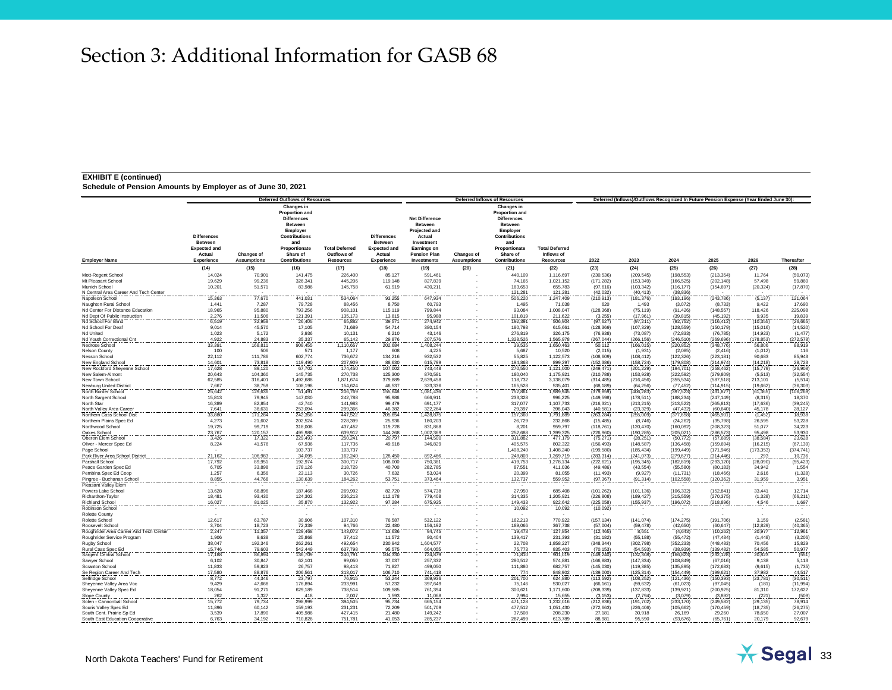# Section 3: Additional Information for GASB 68

**EXHIBIT E (continued)**

**Schedule of Pension Amounts by Employer as of June 30, 2021**

| | Deferred Outflows of Resources | | | | Deferred Inflows of Resources | | | | | Deferred (Inflows)/Outflows Recognized In Future Pension Expense (Year Ended June 30): | | | | | |
|---|---|---|---|---|---|---|---|---|---|---|---|---|---|---|---|
| Employer Name | Differences Between Expected and Actual Experience | Changes of Assumptions | Changes in Proportion and Differences Between Employer Contributions and Proportionate Share of Contributions | Total Deferred Outflows of Resources | Differences Between Expected and Actual Experience | Net Difference Between Projected and Actual Investment Earnings on Pension Plan Investments | Changes of Assumptions | Changes in Proportion and Differences Between Employer Contributions and Proportionate Share of Contributions | Total Deferred Inflows of Resources | 2022 | 2023 | 2024 | 2025 | 2026 | Thereafter |
| | (14) | (15) | (16) | (17) | (18) | (19) | (20) | (21) | (22) | (23) | (24) | (25) | (26) | (27) | (28) |
| Mott-Regent School | 14,024 | 70,901 | 141,475 | 226,400 | 85,127 | 591,461 | - | 440,109 | 1,116,697 | (230,536) | (209,545) | (198,553) | (213,354) | 11,764 | (50,073) |
| Mt Pleasant School | 19,629 | 99,236 | 326,341 | 445,206 | 119,148 | 827,839 | - | 74,165 | 1,021,152 | (171,282) | (153,349) | (166,525) | (202,148) | 57,498 | 59,860 |
| Munich School | 10,201 | 51,571 | 83,986 | 145,758 | 61,919 | 430,211 | - | 163,653 | 655,783 | (97,616) | (103,342) | (116,177) | (154,697) | (20,324) | (17,870) |
| N Central Area Career And Tech Center | - | - | - | - | - | - | - | 121,281 | 121,281 | (42,032) | (40,413) | (38,836) | - | - | - |
| Napoleon School | 15,363 | 77,670 | 441,031 | 534,064 | 93,255 | 647,934 | - | 506,220 | 1,247,409 | (210,513) | (181,376) | (193,196) | (243,786) | (5,137) | 121,064 |
| Naughton Rural School | 1,441 | 7,287 | 79,728 | 88,456 | 8,750 | 60,793 | - | 1,495 | 71,038 | 620 | 1,493 | (3,072) | (8,733) | 9,422 | 17,690 |
| Nd Center For Distance Education | 18,965 | 95,880 | 793,256 | 908,101 | 115,119 | 799,844 | - | 93,084 | 1,008,047 | (128,368) | (75,119) | (91,426) | (148,557) | 118,426 | 225,098 |
| Nd Dept Of Public Instruction | 2,276 | 11,506 | 121,391 | 135,173 | 13,815 | 95,988 | - | 101,819 | 211,622 | (3,255) | (17,961) | (39,815) | (45,192) | 9,935 | 19,839 |
| Nd School For Blind | 6,519 | 32,958 | 26,405 | 65,882 | 39,571 | 274,942 | - | 192,391 | 506,904 | (97,627) | (97,211) | (92,752) | (116,412) | (10,355) | (26,665) |
| Nd School For Deaf | 9,014 | 45,570 | 17,105 | 71,689 | 54,714 | 380,154 | - | 180,793 | 615,661 | (128,369) | (107,329) | (128,559) | (150,179) | (15,016) | (14,520) |
| Nd United | 1,023 | 5,172 | 3,936 | 10,131 | 6,210 | 43,146 | - | 276,819 | 326,175 | (76,938) | (73,087) | (72,833) | (76,785) | (14,923) | (1,477) |
| Nd Youth Correctional Cnt | 4,922 | 24,883 | 35,337 | 65,142 | 29,876 | 207,576 | - | 1,328,526 | 1,565,978 | (267,044) | (266,156) | (246,510) | (269,696) | (178,853) | (272,578) |
| Nedrose School | 33,391 | 168,811 | 908,455 | 1,110,657 | 202,684 | 1,408,244 | - | 39,535 | 1,650,463 | 50,112 | (166,015) | (220,852) | (348,776) | 56,806 | 88,919 |
| Nelson County | 100 | 506 | 571 | 1,177 | 608 | 4,225 | - | 5,687 | 10,520 | (2,015) | (1,931) | (2,085) | (2,416) | (1,012) | 116 |
| Nesson School | 22,112 | 111,786 | 602,774 | 736,672 | 134,216 | 932,532 | - | 55,825 | 1,122,573 | (108,609) | (108,412) | (122,326) | (223,181) | 90,683 | 85,943 |
| New England School | 14,601 | 73,818 | 119,490 | 207,909 | 88,630 | 615,799 | - | 194,868 | 899,297 | (152,386) | (158,724) | (179,808) | (214,974) | (14,218) | 28,723 |
| New Rockford Sheyenne School | 17,628 | 89,120 | 67,702 | 174,450 | 107,002 | 743,448 | - | 270,550 | 1,121,000 | (249,471) | (201,229) | (194,701) | (258,462) | (15,779) | (26,908) |
| New Salem-Almont | 20,643 | 104,360 | 145,735 | 270,738 | 125,300 | 870,581 | - | 180,040 | 1,175,921 | (210,788) | (153,928) | (222,592) | (279,809) | (5,513) | (32,554) |
| New Town School | 62,585 | 316,401 | 1,492,688 | 1,871,674 | 379,889 | 2,639,458 | - | 118,732 | 3,138,079 | (314,485) | (216,456) | (355,534) | (587,518) | 213,101 | (5,514) |
| Newburg United District | 7,667 | 38,759 | 108,198 | 154,624 | 46,537 | 323,336 | - | 165,528 | 535,401 | (68,189) | (64,256) | (77,452) | (114,915) | (19,662) | (36,303) |
| North Border School | 25,642 | 129,636 | 51,491 | 206,769 | 155,648 | 1,081,436 | - | 752,461 | 1,989,545 | (379,659) | (406,263) | (397,523) | (433,877) | (61,365) | (106,289) |
| North Sargent School | 15,813 | 79,945 | 147,030 | 242,788 | 95,986 | 666,911 | - | 233,328 | 996,225 | (149,598) | (178,511) | (188,234) | (247,149) | (8,315) | 18,370 |
| North Star | 16,389 | 82,854 | 42,740 | 141,983 | 99,479 | 691,177 | - | 317,077 | 1,107,733 | (216,321) | (213,215) | (213,522) | (265,813) | (17,636) | (39,245) |
| North Valley Area Career | 7,641 | 38,631 | 253,094 | 299,366 | 46,382 | 322,264 | - | 29,397 | 398,043 | (40,581) | (23,329) | (47,432) | (60,640) | 45,178 | 28,127 |
| Northern Cass School Dist | 33,880 | 171,284 | 242,358 | 447,522 | 205,654 | 1,428,875 | - | 157,360 | 1,791,889 | (263,264) | (255,009) | (377,658) | (465,901) | (1,452) | 18,938 |
| Northern Plains Spec Ed | 4,273 | 21,602 | 202,524 | 228,399 | 25,936 | 180,203 | - | 26,729 | 232,868 | (15,485) | (8,746) | (24,262) | (35,798) | 26,595 | 53,228 |
| Northwood School | 19,725 | 99,719 | 318,008 | 437,452 | 119,728 | 831,868 | - | 8,201 | 959,797 | (118,761) | (120,470) | (160,092) | (208,323) | 51,077 | 34,223 |
| Oakes School | 23,767 | 120,157 | 495,988 | 639,912 | 144,268 | 1,002,369 | - | 252,688 | 1,399,325 | (226,960) | (190,285) | (205,021) | (286,573) | 95,498 | 53,930 |
| Oberon Elem School | 3,426 | 17,322 | 229,493 | 250,241 | 20,797 | 144,500 | - | 311,882 | 477,179 | (75,271) | (28,251) | (50,772) | (57,689) | (38,584) | 23,628 |
| Oliver - Mercer Spec Ed | 8,224 | 41,576 | 67,936 | 117,736 | 49,918 | 346,829 | - | 405,575 | 802,322 | (156,493) | (148,587) | (136,458) | (159,694) | (16,215) | (67,139) |
| Page School | - | - | 103,737 | 103,737 | - | - | - | 1,408,240 | 1,408,240 | (199,580) | (185,434) | (199,449) | (171,946) | (173,353) | (374,741) |
| Park River Area School District | 21,162 | 106,983 | 34,095 | 162,240 | 128,450 | 892,466 | - | 248,803 | 1,269,719 | (283,314) | (241,073) | (279,677) | (314,446) | 293 | 10,736 |
| Parshall School | 17,792 | 89,951 | 192,974 | 300,717 | 108,000 | 750,381 | - | 419,753 | 1,278,134 | (222,621) | (195,345) | (182,819) | (293,120) | (28,090) | (55,423) |
| Peace Garden Spec Ed | 6,705 | 33,898 | 178,126 | 218,729 | 40,700 | 282,785 | - | 87,551 | 411,036 | (49,486) | (43,554) | (55,580) | (80,183) | 34,942 | 1,554 |
| Pembina Spec Ed Coop | 1,257 | 6,356 | 23,113 | 30,726 | 7,632 | 53,024 | - | 20,399 | 81,055 | (11,493) | (9,927) | (11,731) | (18,466) | 2,616 | (1,328) |
| Pingree - Buchanan School | 8,855 | 44,768 | 130,639 | 184,262 | 53,751 | 373,464 | - | 132,737 | 559,952 | (97,367) | (91,314) | (102,558) | (120,362) | 31,959 | 3,951 |
| Pleasant Valley Elem | - | - | - | - | - | - | - | - | - | - | - | - | - | - | - |
| Powers Lake School | 13,628 | 68,896 | 187,468 | 269,992 | 82,720 | 574,738 | - | 27,950 | 685,408 | (101,262) | (101,136) | (106,332) | (152,841) | 33,441 | 12,714 |
| Richardton-Taylor | 18,481 | 93,430 | 124,302 | 236,213 | 112,178 | 779,408 | - | 314,335 | 1,205,921 | (226,808) | (189,427) | (215,559) | (270,375) | (1,328) | (66,211) |
| Richland School | 16,027 | 81,025 | 35,870 | 132,922 | 97,284 | 675,925 | - | 149,433 | 922,642 | (225,058) | (155,937) | (196,072) | (218,896) | 4,546 | 1,697 |
| Robinson School | - | - | - | - | - | - | - | 10,092 | 10,092 | (10,092) | - | - | - | - | - |
| Rolette County | - | - | - | - | - | - | - | - | - | - | - | - | - | - | - |
| Rolette School | 12,617 | 63,787 | 30,906 | 107,310 | 76,587 | 532,122 | - | 162,213 | 770,922 | (157,134) | (141,074) | (174,275) | (191,706) | 3,159 | (2,581) |
| Roosevelt School | 3,704 | 18,723 | 72,339 | 94,766 | 22,480 | 156,192 | - | 189,066 | 367,738 | (57,004) | (59,478) | (42,650) | (60,647) | (12,829) | (40,365) |
| Roughrider Area Career And Tech Center | 2,247 | 11,357 | 129,468 | 143,072 | 13,636 | 94,745 | - | 19,473 | 127,854 | (12,465) | 8,651 | (4,643) | (10,262) | 20,977 | 12,961 |
| Roughrider Service Program | 1,906 | 9,638 | 25,868 | 37,412 | 11,572 | 80,404 | - | 139,417 | 231,393 | (31,182) | (55,188) | (55,472) | (47,484) | (1,448) | (3,206) |
| Rugby School | 38,047 | 192,346 | 262,261 | 492,654 | 230,942 | 1,604,577 | - | 22,708 | 1,858,227 | (348,344) | (302,798) | (352,233) | (448,483) | 70,456 | 15,829 |
| Rural Cass Spec Ed | 15,746 | 79,603 | 542,449 | 637,798 | 95,575 | 664,055 | - | 75,773 | 835,403 | (70,153) | (54,593) | (38,939) | (139,482) | 54,585 | 50,977 |
| Sargent Central School | 17,188 | 86,894 | 136,709 | 240,791 | 104,330 | 724,879 | - | 71,810 | 901,019 | (149,240) | (132,308) | (166,623) | (232,128) | 20,623 | (551) |
| Sawyer School | 6,102 | 30,847 | 62,101 | 99,050 | 37,037 | 257,332 | - | 280,512 | 574,881 | (166,883) | (147,334) | (108,849) | (67,016) | 9,138 | 5,113 |
| Scranton School | 11,833 | 59,823 | 26,757 | 98,413 | 71,827 | 499,050 | - | 111,880 | 682,757 | (145,030) | (119,385) | (135,895) | (172,683) | (9,615) | (1,735) |
| Se Region Career And Tech | 17,580 | 88,876 | 206,561 | 313,017 | 106,710 | 741,418 | - | 774 | 848,902 | (139,000) | (125,314) | (154,449) | (199,621) | 37,982 | 44,517 |
| Selfridge School | 8,772 | 44,346 | 23,797 | 76,915 | 53,244 | 369,936 | - | 201,700 | 624,880 | (113,592) | (108,252) | (121,436) | (150,393) | (23,781) | (30,511) |
| Sheyenne Valley Area Voc | 9,429 | 47,668 | 176,894 | 233,991 | 57,232 | 397,649 | - | 75,146 | 530,027 | (66,161) | (59,632) | (61,023) | (97,045) | (181) | (11,994) |
| Sheyenne Valley Spec Ed | 18,054 | 91,271 | 629,189 | 738,514 | 109,585 | 761,394 | - | 300,621 | 1,171,600 | (208,339) | (137,833) | (139,921) | (200,925) | 81,310 | 172,622 |
| Slope County | 262 | 1,327 | 418 | 2,007 | 1,593 | 11,068 | - | 2,994 | 15,655 | (3,153) | (2,794) | (3,079) | (3,892) | (221) | (509) |
| Solen - Cannonball School | 15,772 | 79,734 | 298,999 | 394,505 | 95,734 | 665,154 | - | 471,128 | 1,232,016 | (212,836) | (191,702) | (233,170) | (249,582) | (29,135) | 78,914 |
| Souris Valley Spec Ed | 11,896 | 60,142 | 159,193 | 231,231 | 72,209 | 501,709 | - | 477,512 | 1,051,430 | (272,663) | (226,406) | (105,662) | (170,459) | (18,735) | (26,275) |
| South Cent. Prairie Sp Ed | 3,539 | 17,890 | 405,986 | 427,415 | 21,480 | 149,242 | - | 37,508 | 208,230 | 27,181 | 30,918 | 26,169 | 29,260 | 78,650 | 27,007 |
| South East Education Cooperative | 6,763 | 34,192 | 710,826 | 751,781 | 41,053 | 285,237 | - | 287,499 | 613,789 | 88,981 | 95,590 | (93,676) | (65,761) | 20,179 | 92,679 |

North Dakota Teachers' Fund for Retirement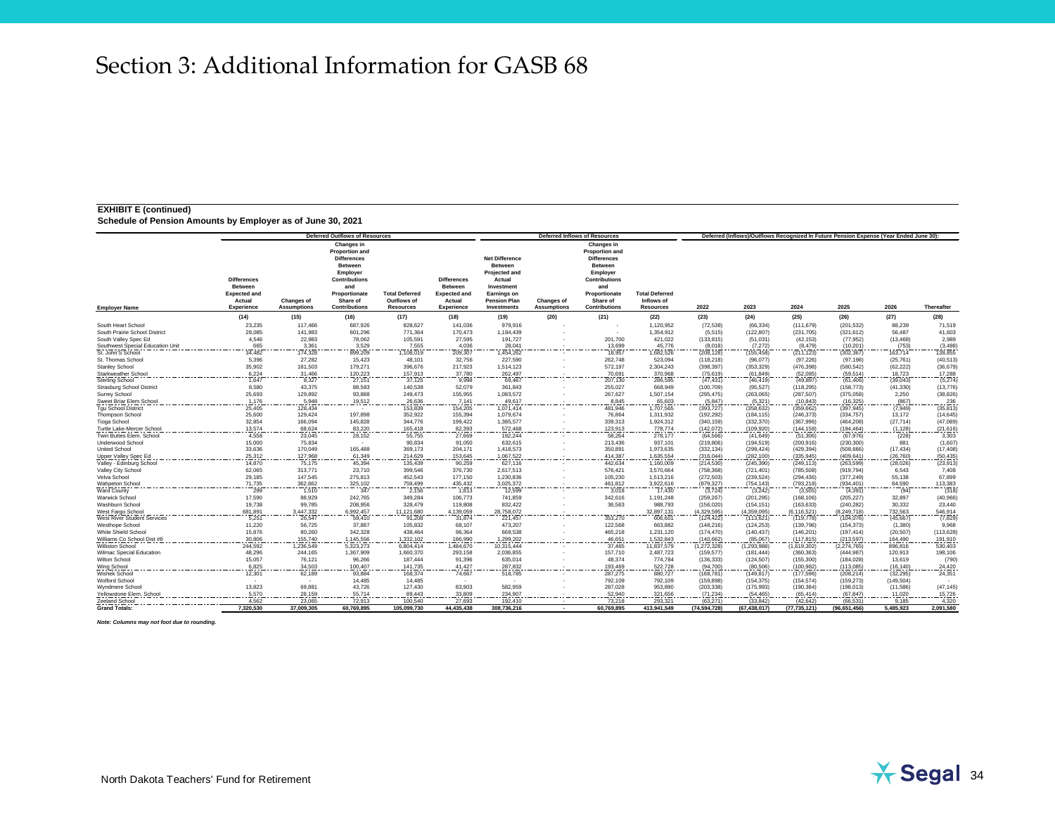# Section 3: Additional Information for GASB 68

**EXHIBIT E (continued)**

**Schedule of Pension Amounts by Employer as of June 30, 2021**

| | Deferred Outflows of Resources | | | | Deferred Inflows of Resources | | | | | Deferred (Inflows)/Outflows Recognized In Future Pension Expense (Year Ended June 30): | | | | | |
|---|---|---|---|---|---|---|---|---|---|---|---|---|---|---|---|
| **Employer Name** | **Differences Between Expected and Actual Experience** | **Changes of Assumptions** | **Changes in Proportion and Differences Between Employer Contributions and Proportionate Share of Contributions** | **Total Deferred Outflows of Resources** | **Differences Between Expected and Actual Experience** | **Net Difference Between Projected and Actual Investment Earnings on Pension Plan Investments** | **Changes of Assumptions** | **Changes in Proportion and Differences Between Employer Contributions and Proportionate Share of Contributions** | **Total Deferred Inflows of Resources** | **2022** | **2023** | **2024** | **2025** | **2026** | **Thereafter** |
| | (14) | (15) | (16) | (17) | (18) | (19) | (20) | (21) | (22) | (23) | (24) | (25) | (26) | (27) | (28) |
| South Heart School | 23,235 | 117,466 | 687,926 | 828,627 | 141,036 | 979,916 | - | - | 1,120,952 | (72,538) | (66,334) | (111,679) | (201,532) | 88,239 | 71,519 |
| South Prairie School District | 28,085 | 141,983 | 601,296 | 771,364 | 170,473 | 1,184,439 | - | - | 1,354,912 | (5,515) | (122,807) | (231,705) | (321,612) | 56,487 | 41,603 |
| South Valley Spec Ed | 4,546 | 22,983 | 78,062 | 105,591 | 27,595 | 191,727 | - | 201,700 | 421,022 | (133,815) | (51,031) | (42,153) | (77,952) | (13,468) | 2,989 |
| Southwest Special Education Unit | 665 | 3,361 | 3,529 | 7,555 | 4,036 | 28,041 | - | 13,699 | 45,776 | (8,018) | (7,272) | (8,479) | (10,201) | (753) | (3,498) |
| St. John's School | 34,482 | 174,328 | 899,209 | 1,108,019 | 209,307 | 1,454,262 | - | 18,957 | 1,682,526 | (208,128) | (155,458) | (211,123) | (302,367) | 163,714 | 138,855 |
| St. Thomas School | 5,396 | 27,282 | 15,423 | 48,101 | 32,756 | 227,590 | - | 262,748 | 523,094 | (118,218) | (96,077) | (97,226) | (97,198) | (25,761) | (40,513) |
| Stanley School | 35,902 | 181,503 | 179,271 | 396,676 | 217,923 | 1,514,123 | - | 572,197 | 2,304,243 | (398,397) | (353,329) | (476,398) | (580,542) | (62,222) | (36,679) |
| Starkweather School | 6,224 | 31,466 | 120,223 | 157,913 | 37,780 | 262,497 | - | 70,691 | 370,968 | (75,619) | (61,849) | (52,085) | (59,514) | 18,723 | 17,288 |
| Sterling School | 1,647 | 8,327 | 27,151 | 37,125 | 9,998 | 69,467 | - | 207,130 | 286,595 | (47,431) | (46,419) | (49,897) | (61,406) | (39,043) | (5,274) |
| Strasburg School District | 8,580 | 43,375 | 88,583 | 140,538 | 52,079 | 361,843 | - | 255,027 | 668,949 | (100,709) | (95,527) | (118,295) | (158,773) | (41,330) | (13,776) |
| Surrey School | 25,693 | 129,892 | 93,888 | 249,473 | 155,955 | 1,083,572 | - | 267,627 | 1,507,154 | (295,475) | (263,065) | (287,507) | (375,058) | 2,250 | (38,826) |
| Sweet Briar Elem School | 1,176 | 5,948 | 19,512 | 26,636 | 7,141 | 49,617 | - | 8,845 | 65,603 | (5,847) | (5,321) | (10,843) | (16,325) | (867) | 236 |
| Tgu School District | 25,405 | 128,434 | - | 153,839 | 154,205 | 1,071,414 | - | 481,946 | 1,707,565 | (393,727) | (358,632) | (359,662) | (397,945) | (7,949) | (35,813) |
| Thompson School | 25,600 | 129,424 | 197,898 | 352,922 | 155,394 | 1,079,674 | - | 76,864 | 1,311,932 | (192,292) | (184,115) | (246,373) | (334,757) | 13,172 | (14,645) |
| Tioga School | 32,854 | 166,094 | 145,828 | 344,776 | 199,422 | 1,385,577 | - | 339,313 | 1,924,312 | (340,159) | (332,370) | (367,996) | (464,208) | (27,714) | (47,089) |
| Turtle Lake-Mercer School | 13,574 | 68,624 | 83,220 | 165,418 | 82,393 | 572,468 | - | 123,913 | 778,774 | (142,072) | (109,920) | (144,158) | (194,464) | (1,128) | (21,616) |
| Twin Buttes Elem. School | 4,558 | 23,045 | 28,152 | 55,755 | 27,669 | 192,244 | - | 58,264 | 278,177 | (64,566) | (41,649) | (51,306) | (67,976) | (228) | 3,303 |
| Underwood School | 15,000 | 75,834 | - | 90,834 | 91,050 | 632,615 | - | 213,436 | 937,101 | (219,806) | (194,519) | (200,916) | (230,300) | 881 | (1,607) |
| United School | 33,636 | 170,049 | 165,488 | 369,173 | 204,171 | 1,418,573 | - | 350,891 | 1,973,635 | (332,134) | (299,424) | (429,394) | (508,666) | (17,434) | (17,408) |
| Upper Valley Spec Ed | 25,312 | 127,968 | 61,349 | 214,629 | 153,645 | 1,067,522 | - | 414,387 | 1,635,554 | (316,044) | (282,100) | (335,945) | (409,641) | (26,760) | (50,435) |
| Valley - Edinburg School | 14,870 | 75,175 | 45,394 | 135,439 | 90,259 | 627,116 | - | 442,634 | 1,160,009 | (214,530) | (245,390) | (249,113) | (263,599) | (28,026) | (23,913) |
| Valley City School | 62,065 | 313,771 | 23,710 | 399,546 | 376,730 | 2,617,513 | - | 576,421 | 3,570,664 | (758,368) | (721,401) | (785,508) | (919,794) | 6,543 | 7,408 |
| Velva School | 29,185 | 147,545 | 275,813 | 452,543 | 177,150 | 1,230,836 | - | 105,230 | 1,513,216 | (272,503) | (239,524) | (294,436) | (377,249) | 55,138 | 67,899 |
| Wahpeton School | 71,735 | 362,662 | 325,102 | 759,499 | 435,432 | 3,025,372 | - | 461,812 | 3,922,616 | (879,327) | (754,143) | (793,218) | (934,401) | 84,590 | 113,383 |
| Ward County | 299 | 1,510 | 347 | 2,156 | 1,813 | 12,599 | - | 3,018 | 17,430 | (3,724) | (3,242) | (3,605) | (4,391) | (94) | (318) |
| Warwick School | 17,590 | 88,929 | 242,765 | 349,284 | 106,773 | 741,859 | - | 342,616 | 1,191,248 | (259,267) | (201,295) | (168,106) | (205,227) | 32,897 | (40,966) |
| Washburn School | 19,738 | 99,785 | 208,956 | 328,479 | 119,808 | 832,422 | - | 36,563 | 988,793 | (156,020) | (154,151) | (163,633) | (240,282) | 30,332 | 23,440 |
| West Fargo School | 681,891 | 3,447,332 | 6,992,457 | 11,121,680 | 4,139,059 | 28,758,072 | - | - | 32,897,131 | (4,329,595) | (4,359,095) | (6,116,521) | (8,249,718) | 732,563 | 546,914 |
| West River Student Services | 5,251 | 26,547 | 59,410 | 91,208 | 31,874 | 221,457 | - | 353,270 | 606,601 | (124,422) | (113,621) | (119,778) | (104,076) | (45,667) | (7,829) |
| Westhope School | 11,220 | 56,725 | 37,887 | 105,832 | 68,107 | 473,207 | - | 122,568 | 663,882 | (148,216) | (124,253) | (139,796) | (154,373) | (1,380) | 9,968 |
| White Shield School | 15,876 | 80,260 | 342,328 | 438,464 | 96,364 | 669,538 | - | 465,218 | 1,231,120 | (174,470) | (140,437) | (146,201) | (197,414) | (20,507) | (113,628) |
| Williams Co School Dist #8 | 30,806 | 155,740 | 1,145,556 | 1,332,102 | 186,990 | 1,299,202 | - | 46,651 | 1,532,843 | (140,662) | (85,067) | (117,815) | (213,597) | 164,490 | 191,910 |
| Williston School | 244,592 | 1,236,549 | 5,323,273 | 6,804,414 | 1,484,670 | 10,315,444 | - | 37,465 | 11,837,579 | (1,272,328) | (1,293,988) | (1,619,302) | (2,274,765) | 896,816 | 530,403 |
| Wilmac Special Education | 48,296 | 244,165 | 1,367,909 | 1,660,370 | 293,158 | 2,036,855 | - | 157,710 | 2,487,723 | (159,577) | (181,444) | (360,363) | (444,987) | 120,913 | 198,106 |
| Wilton School | 15,057 | 76,121 | 96,266 | 187,444 | 91,396 | 635,014 | - | 48,374 | 774,784 | (136,333) | (124,507) | (155,300) | (184,028) | 13,619 | (790) |
| Wing School | 6,825 | 34,503 | 100,407 | 141,735 | 41,427 | 287,832 | - | 193,469 | 522,728 | (94,700) | (80,506) | (100,982) | (113,085) | (16,140) | 24,420 |
| Wishek School | 12,301 | 62,189 | 93,884 | 168,374 | 74,667 | 518,785 | - | 287,275 | 880,727 | (168,781) | (149,817) | (177,596) | (208,214) | (32,295) | 24,351 |
| Wolford School | - | - | 14,485 | 14,485 | - | - | - | 792,109 | 792,109 | (159,898) | (154,375) | (154,574) | (159,273) | (149,504) | - |
| Wyndmere School | 13,823 | 69,881 | 43,726 | 127,430 | 83,903 | 582,959 | - | 287,028 | 953,890 | (203,338) | (175,993) | (190,384) | (198,013) | (11,586) | (47,145) |
| Yellowstone Elem. School | 5,570 | 28,159 | 55,714 | 89,443 | 33,809 | 234,907 | - | 52,940 | 321,656 | (71,234) | (54,465) | (65,414) | (67,847) | 11,020 | 15,726 |
| Zeeland School | 4,562 | 23,065 | 72,913 | 100,540 | 27,693 | 192,410 | - | 73,218 | 293,321 | (63,271) | (33,842) | (42,642) | (66,531) | 9,185 | 4,320 |
| **Grand Totals:** | **7,320,530** | **37,009,305** | **60,769,895** | **105,099,730** | **44,435,438** | **308,736,216** | **-** | **60,769,895** | **413,941,549** | **(74,594,728)** | **(67,438,017)** | **(77,735,121)** | **(96,651,456)** | **5,485,923** | **2,091,580** |

*Note: Columns may not foot due to rounding.*

North Dakota Teachers' Fund for Retirement